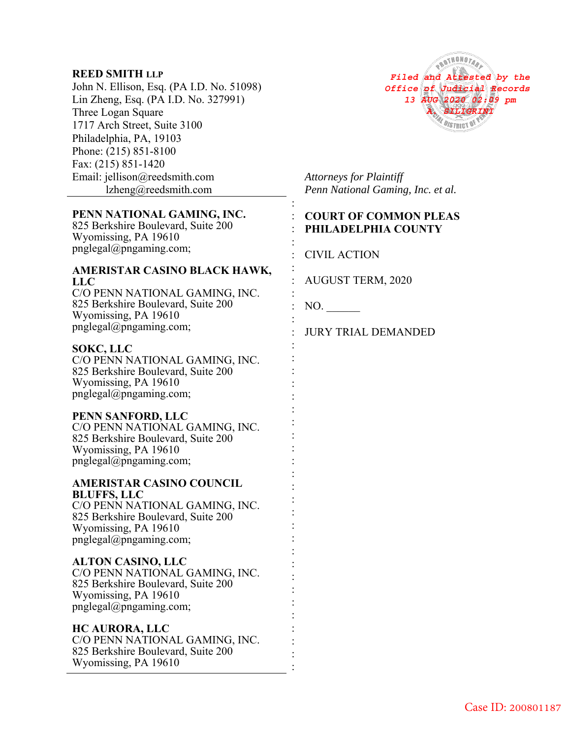**REED SMITH LLP**
John N. Ellison, Esq. (PA I.D. No. 51098)
Lin Zheng, Esq. (PA I.D. No. 327991)
Three Logan Square
1717 Arch Street, Suite 3100
Philadelphia, PA, 19103
Phone: (215) 851-8100
Fax: (215) 851-1420
Email: jellison@reedsmith.com
lzheng@reedsmith.com

Filed and Attested by the Office of Judicial Records 13 AUG 2020 02:09 pm A. SILIGRINI

*Attorneys for Plaintiff*
*Penn National Gaming, Inc. et al.*

---

**PENN NATIONAL GAMING, INC.**
825 Berkshire Boulevard, Suite 200
Wyomissing, PA 19610
pnglegal@pngaming.com;

**AMERISTAR CASINO BLACK HAWK, LLC**
C/O PENN NATIONAL GAMING, INC.
825 Berkshire Boulevard, Suite 200
Wyomissing, PA 19610
pnglegal@pngaming.com;

**SOKC, LLC**
C/O PENN NATIONAL GAMING, INC.
825 Berkshire Boulevard, Suite 200
Wyomissing, PA 19610
pnglegal@pngaming.com;

**PENN SANFORD, LLC**
C/O PENN NATIONAL GAMING, INC.
825 Berkshire Boulevard, Suite 200
Wyomissing, PA 19610
pnglegal@pngaming.com;

**AMERISTAR CASINO COUNCIL BLUFFS, LLC**
C/O PENN NATIONAL GAMING, INC.
825 Berkshire Boulevard, Suite 200
Wyomissing, PA 19610
pnglegal@pngaming.com;

**ALTON CASINO, LLC**
C/O PENN NATIONAL GAMING, INC.
825 Berkshire Boulevard, Suite 200
Wyomissing, PA 19610
pnglegal@pngaming.com;

**HC AURORA, LLC**
C/O PENN NATIONAL GAMING, INC.
825 Berkshire Boulevard, Suite 200
Wyomissing, PA 19610

---

**COURT OF COMMON PLEAS PHILADELPHIA COUNTY**

CIVIL ACTION

AUGUST TERM, 2020

NO. ______

JURY TRIAL DEMANDED

Case ID: 200801187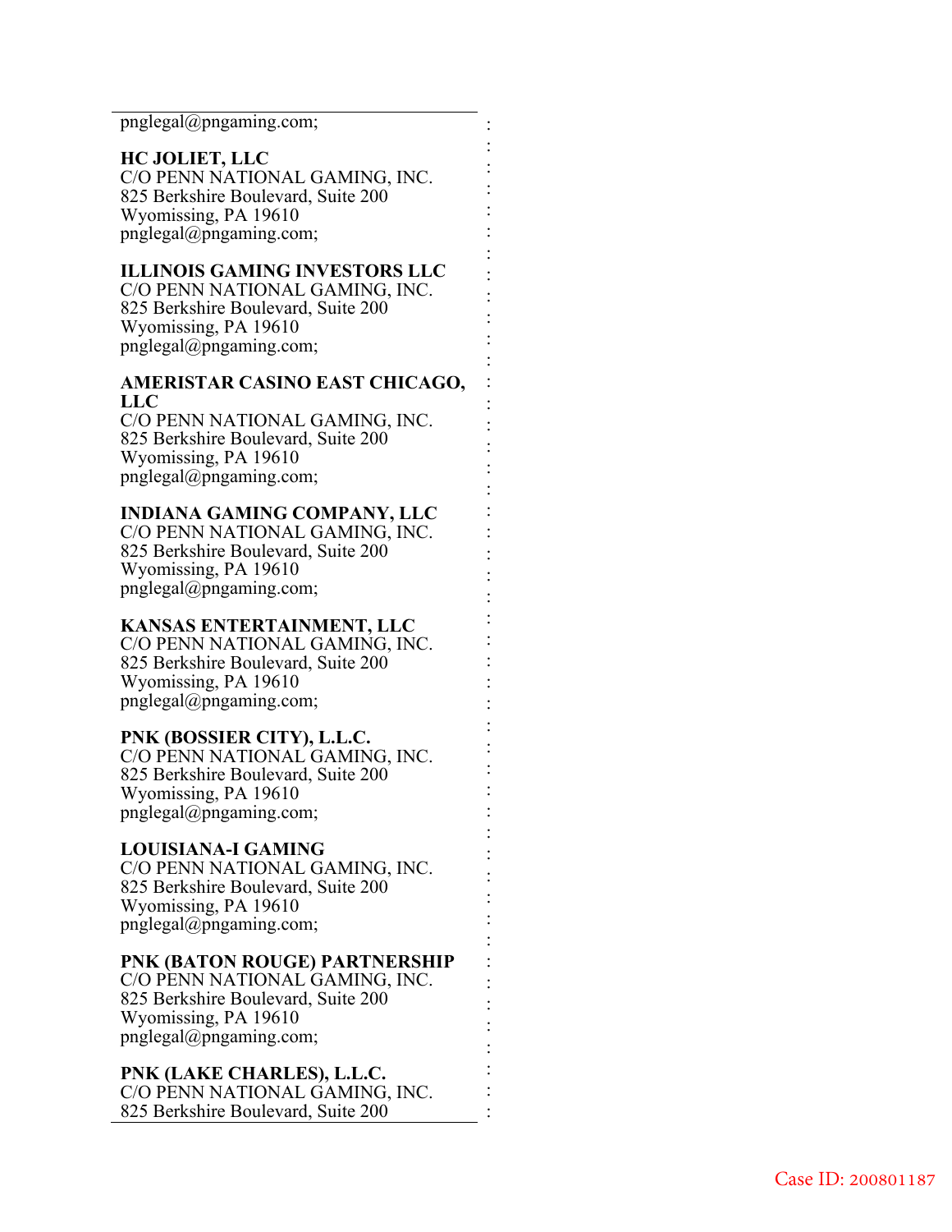pnglegal@pngaming.com;

**HC JOLIET, LLC**
C/O PENN NATIONAL GAMING, INC.
825 Berkshire Boulevard, Suite 200
Wyomissing, PA 19610
pnglegal@pngaming.com;

**ILLINOIS GAMING INVESTORS LLC**
C/O PENN NATIONAL GAMING, INC.
825 Berkshire Boulevard, Suite 200
Wyomissing, PA 19610
pnglegal@pngaming.com;

**AMERISTAR CASINO EAST CHICAGO, LLC**
C/O PENN NATIONAL GAMING, INC.
825 Berkshire Boulevard, Suite 200
Wyomissing, PA 19610
pnglegal@pngaming.com;

**INDIANA GAMING COMPANY, LLC**
C/O PENN NATIONAL GAMING, INC.
825 Berkshire Boulevard, Suite 200
Wyomissing, PA 19610
pnglegal@pngaming.com;

**KANSAS ENTERTAINMENT, LLC**
C/O PENN NATIONAL GAMING, INC.
825 Berkshire Boulevard, Suite 200
Wyomissing, PA 19610
pnglegal@pngaming.com;

**PNK (BOSSIER CITY), L.L.C.**
C/O PENN NATIONAL GAMING, INC.
825 Berkshire Boulevard, Suite 200
Wyomissing, PA 19610
pnglegal@pngaming.com;

**LOUISIANA-I GAMING**
C/O PENN NATIONAL GAMING, INC.
825 Berkshire Boulevard, Suite 200
Wyomissing, PA 19610
pnglegal@pngaming.com;

**PNK (BATON ROUGE) PARTNERSHIP**
C/O PENN NATIONAL GAMING, INC.
825 Berkshire Boulevard, Suite 200
Wyomissing, PA 19610
pnglegal@pngaming.com;

**PNK (LAKE CHARLES), L.L.C.**
C/O PENN NATIONAL GAMING, INC.
825 Berkshire Boulevard, Suite 200

Case ID: 200801187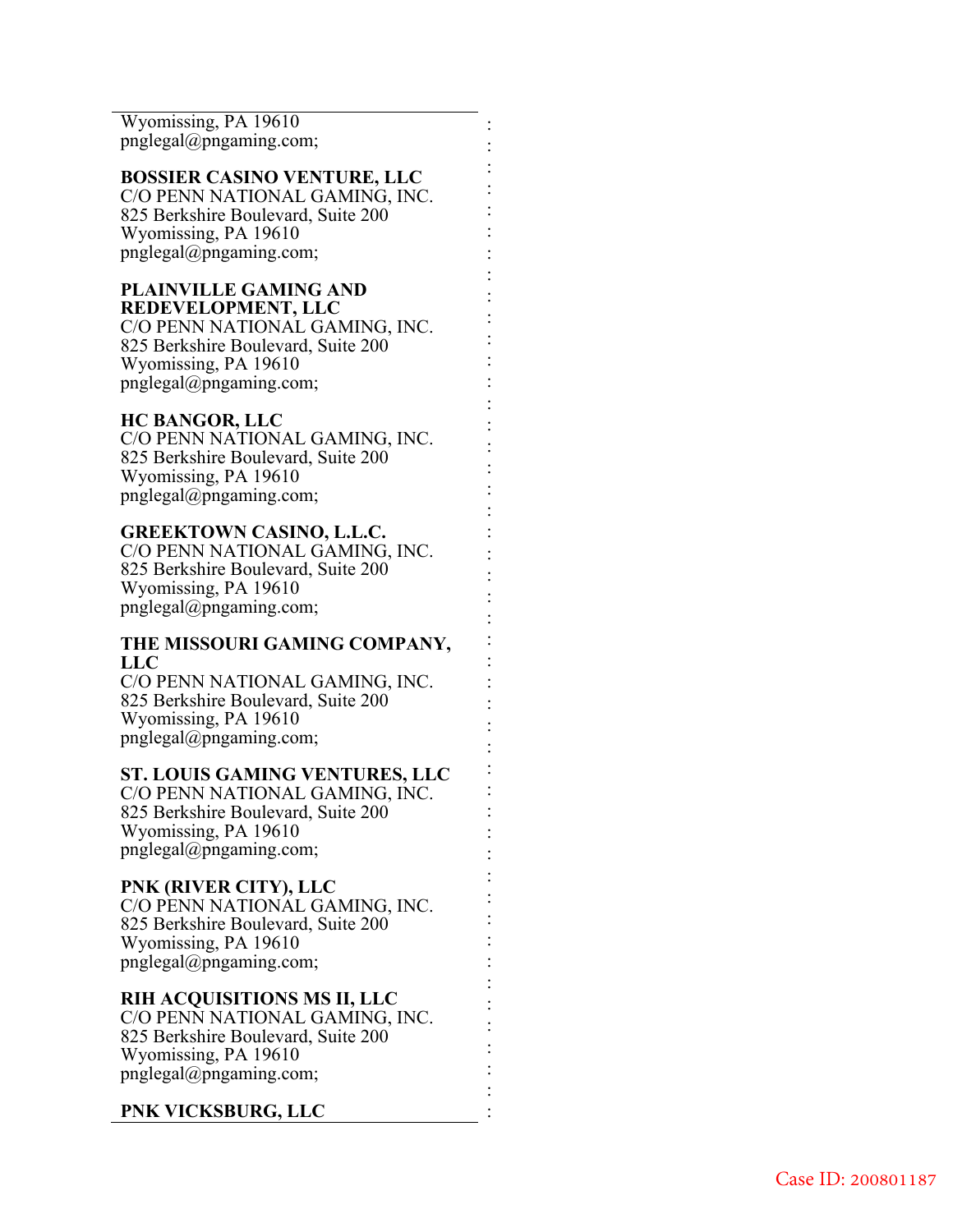Wyomissing, PA 19610
pnglegal@pngaming.com;

**BOSSIER CASINO VENTURE, LLC**
C/O PENN NATIONAL GAMING, INC.
825 Berkshire Boulevard, Suite 200
Wyomissing, PA 19610
pnglegal@pngaming.com;

**PLAINVILLE GAMING AND REDEVELOPMENT, LLC**
C/O PENN NATIONAL GAMING, INC.
825 Berkshire Boulevard, Suite 200
Wyomissing, PA 19610
pnglegal@pngaming.com;

**HC BANGOR, LLC**
C/O PENN NATIONAL GAMING, INC.
825 Berkshire Boulevard, Suite 200
Wyomissing, PA 19610
pnglegal@pngaming.com;

**GREEKTOWN CASINO, L.L.C.**
C/O PENN NATIONAL GAMING, INC.
825 Berkshire Boulevard, Suite 200
Wyomissing, PA 19610
pnglegal@pngaming.com;

**THE MISSOURI GAMING COMPANY, LLC**
C/O PENN NATIONAL GAMING, INC.
825 Berkshire Boulevard, Suite 200
Wyomissing, PA 19610
pnglegal@pngaming.com;

**ST. LOUIS GAMING VENTURES, LLC**
C/O PENN NATIONAL GAMING, INC.
825 Berkshire Boulevard, Suite 200
Wyomissing, PA 19610
pnglegal@pngaming.com;

**PNK (RIVER CITY), LLC**
C/O PENN NATIONAL GAMING, INC.
825 Berkshire Boulevard, Suite 200
Wyomissing, PA 19610
pnglegal@pngaming.com;

**RIH ACQUISITIONS MS II, LLC**
C/O PENN NATIONAL GAMING, INC.
825 Berkshire Boulevard, Suite 200
Wyomissing, PA 19610
pnglegal@pngaming.com;

**PNK VICKSBURG, LLC**

Case ID: 200801187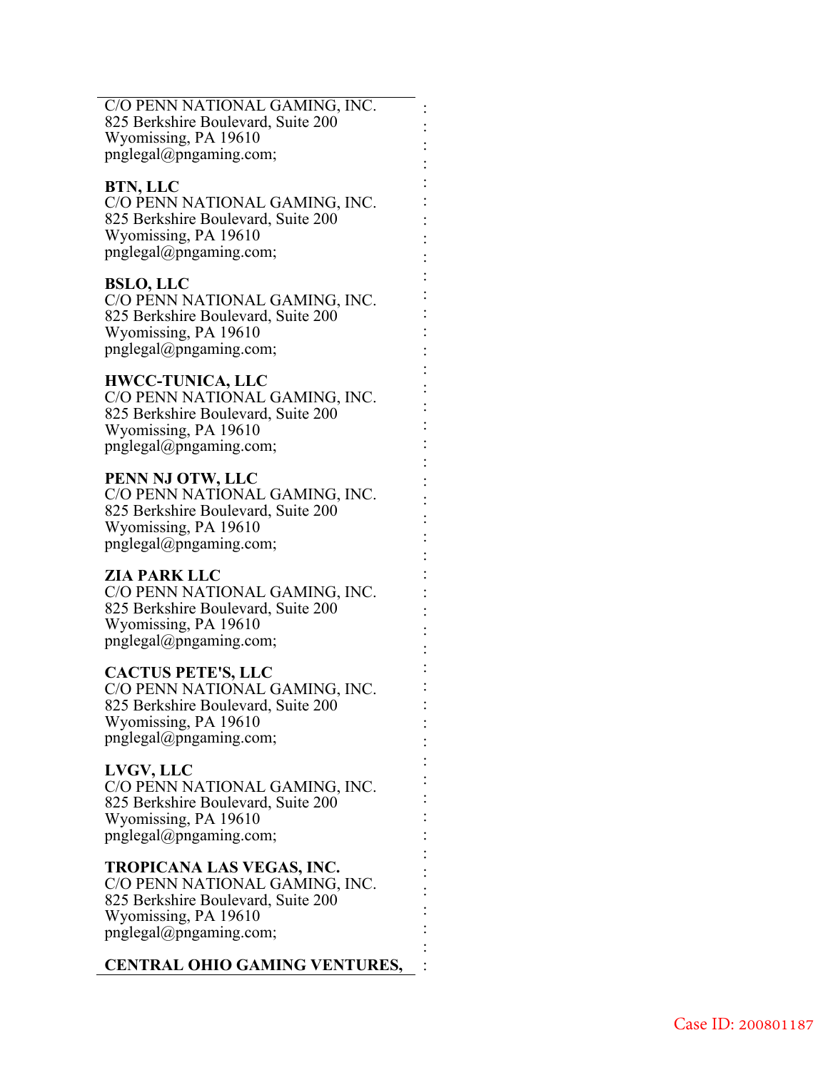C/O PENN NATIONAL GAMING, INC.
825 Berkshire Boulevard, Suite 200
Wyomissing, PA 19610
pnglegal@pngaming.com;

**BTN, LLC**
C/O PENN NATIONAL GAMING, INC.
825 Berkshire Boulevard, Suite 200
Wyomissing, PA 19610
pnglegal@pngaming.com;

**BSLO, LLC**
C/O PENN NATIONAL GAMING, INC.
825 Berkshire Boulevard, Suite 200
Wyomissing, PA 19610
pnglegal@pngaming.com;

**HWCC-TUNICA, LLC**
C/O PENN NATIONAL GAMING, INC.
825 Berkshire Boulevard, Suite 200
Wyomissing, PA 19610
pnglegal@pngaming.com;

**PENN NJ OTW, LLC**
C/O PENN NATIONAL GAMING, INC.
825 Berkshire Boulevard, Suite 200
Wyomissing, PA 19610
pnglegal@pngaming.com;

**ZIA PARK LLC**
C/O PENN NATIONAL GAMING, INC.
825 Berkshire Boulevard, Suite 200
Wyomissing, PA 19610
pnglegal@pngaming.com;

**CACTUS PETE'S, LLC**
C/O PENN NATIONAL GAMING, INC.
825 Berkshire Boulevard, Suite 200
Wyomissing, PA 19610
pnglegal@pngaming.com;

**LVGV, LLC**
C/O PENN NATIONAL GAMING, INC.
825 Berkshire Boulevard, Suite 200
Wyomissing, PA 19610
pnglegal@pngaming.com;

**TROPICANA LAS VEGAS, INC.**
C/O PENN NATIONAL GAMING, INC.
825 Berkshire Boulevard, Suite 200
Wyomissing, PA 19610
pnglegal@pngaming.com;

**CENTRAL OHIO GAMING VENTURES,**

Case ID: 200801187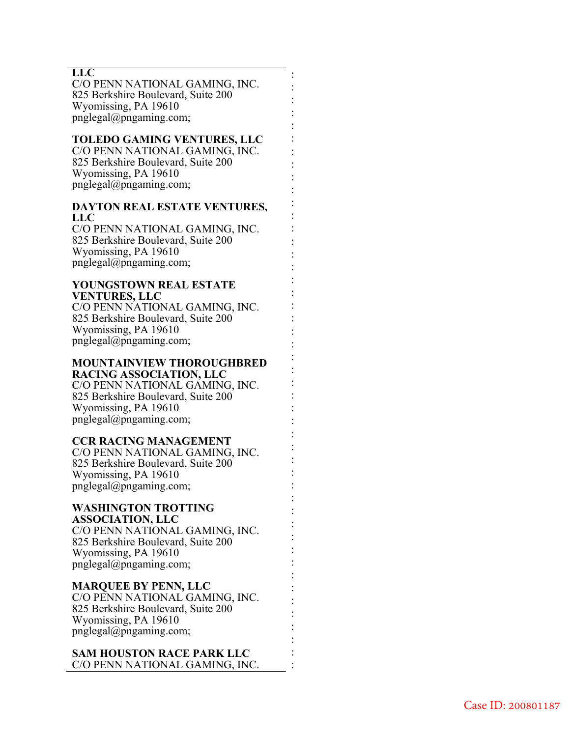**LLC**
C/O PENN NATIONAL GAMING, INC.
825 Berkshire Boulevard, Suite 200
Wyomissing, PA 19610
pnglegal@pngaming.com;

**TOLEDO GAMING VENTURES, LLC**
C/O PENN NATIONAL GAMING, INC.
825 Berkshire Boulevard, Suite 200
Wyomissing, PA 19610
pnglegal@pngaming.com;

**DAYTON REAL ESTATE VENTURES, LLC**
C/O PENN NATIONAL GAMING, INC.
825 Berkshire Boulevard, Suite 200
Wyomissing, PA 19610
pnglegal@pngaming.com;

**YOUNGSTOWN REAL ESTATE VENTURES, LLC**
C/O PENN NATIONAL GAMING, INC.
825 Berkshire Boulevard, Suite 200
Wyomissing, PA 19610
pnglegal@pngaming.com;

**MOUNTAINVIEW THOROUGHBRED RACING ASSOCIATION, LLC**
C/O PENN NATIONAL GAMING, INC.
825 Berkshire Boulevard, Suite 200
Wyomissing, PA 19610
pnglegal@pngaming.com;

**CCR RACING MANAGEMENT**
C/O PENN NATIONAL GAMING, INC.
825 Berkshire Boulevard, Suite 200
Wyomissing, PA 19610
pnglegal@pngaming.com;

**WASHINGTON TROTTING ASSOCIATION, LLC**
C/O PENN NATIONAL GAMING, INC.
825 Berkshire Boulevard, Suite 200
Wyomissing, PA 19610
pnglegal@pngaming.com;

**MARQUEE BY PENN, LLC**
C/O PENN NATIONAL GAMING, INC.
825 Berkshire Boulevard, Suite 200
Wyomissing, PA 19610
pnglegal@pngaming.com;

**SAM HOUSTON RACE PARK LLC**
C/O PENN NATIONAL GAMING, INC.

Case ID: 200801187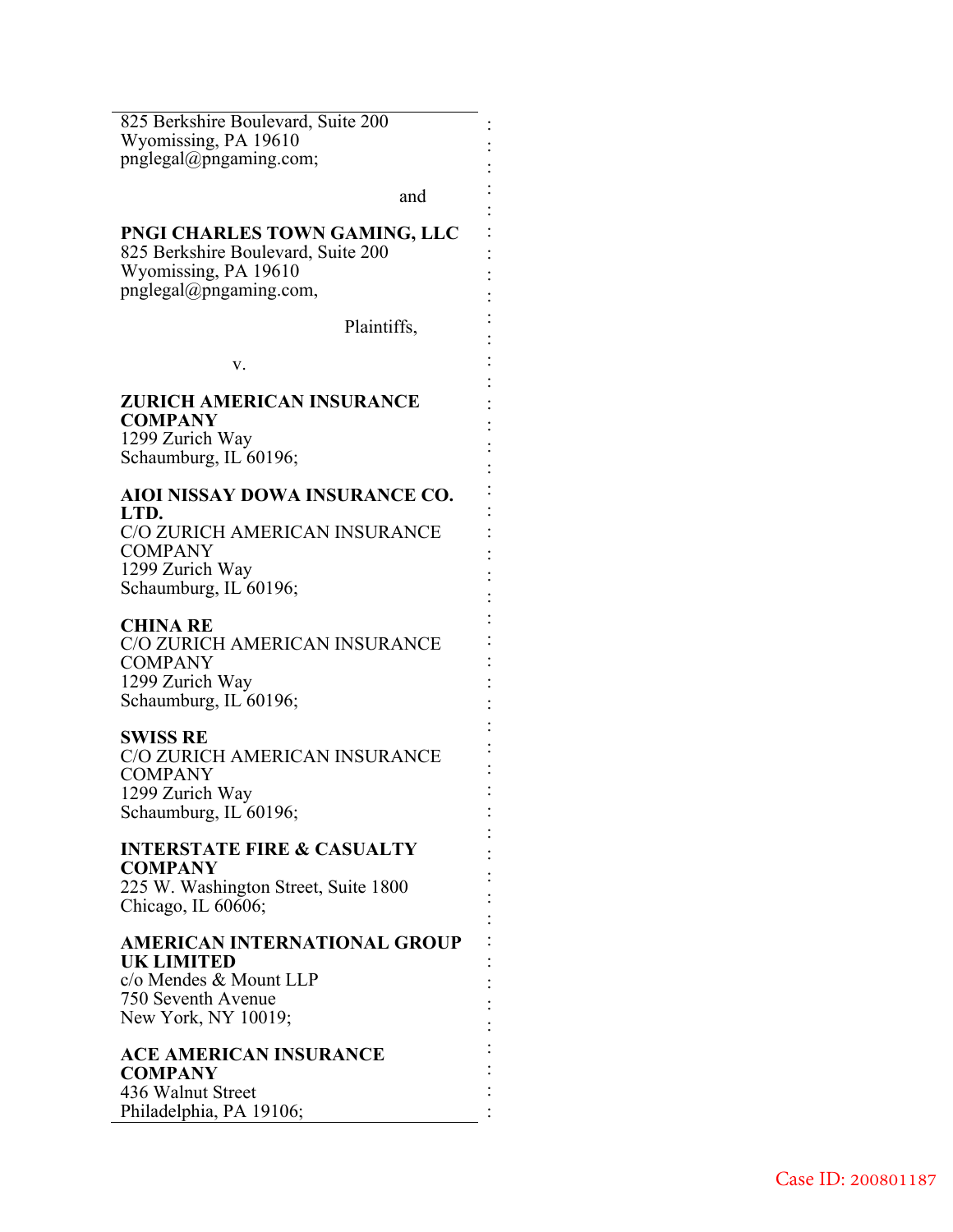825 Berkshire Boulevard, Suite 200
Wyomissing, PA 19610
pnglegal@pngaming.com;

and

**PNGI CHARLES TOWN GAMING, LLC**
825 Berkshire Boulevard, Suite 200
Wyomissing, PA 19610
pnglegal@pngaming.com,

Plaintiffs,

v.

**ZURICH AMERICAN INSURANCE COMPANY**
1299 Zurich Way
Schaumburg, IL 60196;

**AIOI NISSAY DOWA INSURANCE CO. LTD.**
C/O ZURICH AMERICAN INSURANCE COMPANY
1299 Zurich Way
Schaumburg, IL 60196;

**CHINA RE**
C/O ZURICH AMERICAN INSURANCE COMPANY
1299 Zurich Way
Schaumburg, IL 60196;

**SWISS RE**
C/O ZURICH AMERICAN INSURANCE COMPANY
1299 Zurich Way
Schaumburg, IL 60196;

**INTERSTATE FIRE & CASUALTY COMPANY**
225 W. Washington Street, Suite 1800
Chicago, IL 60606;

**AMERICAN INTERNATIONAL GROUP UK LIMITED**
c/o Mendes & Mount LLP
750 Seventh Avenue
New York, NY 10019;

**ACE AMERICAN INSURANCE COMPANY**
436 Walnut Street
Philadelphia, PA 19106;

Case ID: 200801187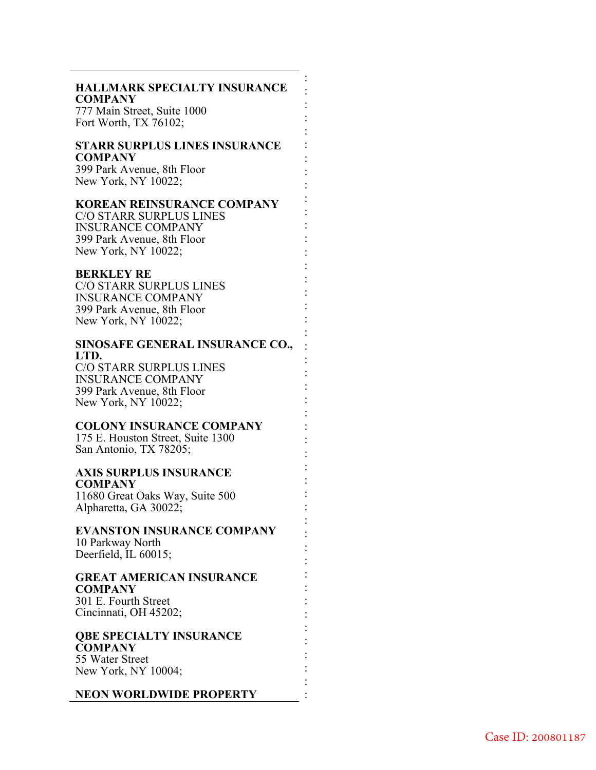**HALLMARK SPECIALTY INSURANCE COMPANY**
777 Main Street, Suite 1000
Fort Worth, TX 76102;

**STARR SURPLUS LINES INSURANCE COMPANY**
399 Park Avenue, 8th Floor
New York, NY 10022;

**KOREAN REINSURANCE COMPANY**
C/O STARR SURPLUS LINES INSURANCE COMPANY
399 Park Avenue, 8th Floor
New York, NY 10022;

**BERKLEY RE**
C/O STARR SURPLUS LINES INSURANCE COMPANY
399 Park Avenue, 8th Floor
New York, NY 10022;

**SINOSAFE GENERAL INSURANCE CO., LTD.**
C/O STARR SURPLUS LINES INSURANCE COMPANY
399 Park Avenue, 8th Floor
New York, NY 10022;

**COLONY INSURANCE COMPANY**
175 E. Houston Street, Suite 1300
San Antonio, TX 78205;

**AXIS SURPLUS INSURANCE COMPANY**
11680 Great Oaks Way, Suite 500
Alpharetta, GA 30022;

**EVANSTON INSURANCE COMPANY**
10 Parkway North
Deerfield, IL 60015;

**GREAT AMERICAN INSURANCE COMPANY**
301 E. Fourth Street
Cincinnati, OH 45202;

**QBE SPECIALTY INSURANCE COMPANY**
55 Water Street
New York, NY 10004;

**NEON WORLDWIDE PROPERTY**

Case ID: 200801187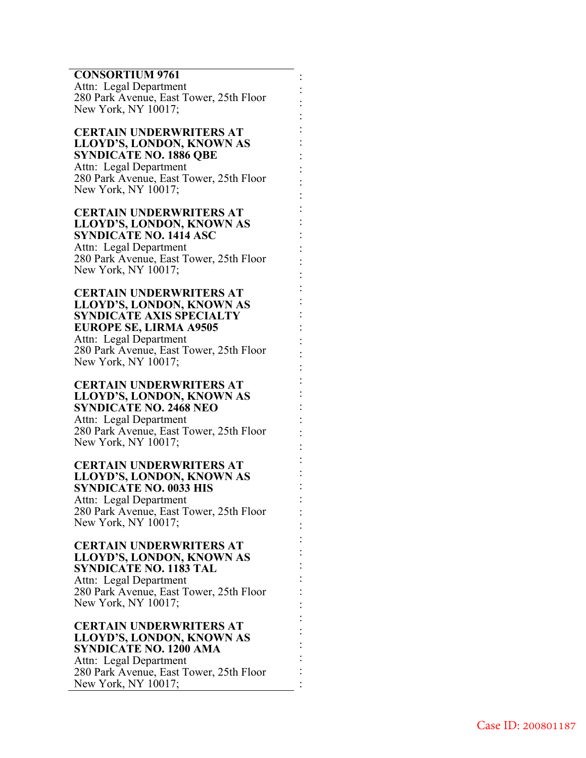**CONSORTIUM 9761**
Attn: Legal Department
280 Park Avenue, East Tower, 25th Floor
New York, NY 10017;

**CERTAIN UNDERWRITERS AT LLOYD'S, LONDON, KNOWN AS SYNDICATE NO. 1886 QBE**
Attn: Legal Department
280 Park Avenue, East Tower, 25th Floor
New York, NY 10017;

**CERTAIN UNDERWRITERS AT LLOYD'S, LONDON, KNOWN AS SYNDICATE NO. 1414 ASC**
Attn: Legal Department
280 Park Avenue, East Tower, 25th Floor
New York, NY 10017;

**CERTAIN UNDERWRITERS AT LLOYD'S, LONDON, KNOWN AS SYNDICATE AXIS SPECIALTY EUROPE SE, LIRMA A9505**
Attn: Legal Department
280 Park Avenue, East Tower, 25th Floor
New York, NY 10017;

**CERTAIN UNDERWRITERS AT LLOYD'S, LONDON, KNOWN AS SYNDICATE NO. 2468 NEO**
Attn: Legal Department
280 Park Avenue, East Tower, 25th Floor
New York, NY 10017;

**CERTAIN UNDERWRITERS AT LLOYD'S, LONDON, KNOWN AS SYNDICATE NO. 0033 HIS**
Attn: Legal Department
280 Park Avenue, East Tower, 25th Floor
New York, NY 10017;

**CERTAIN UNDERWRITERS AT LLOYD'S, LONDON, KNOWN AS SYNDICATE NO. 1183 TAL**
Attn: Legal Department
280 Park Avenue, East Tower, 25th Floor
New York, NY 10017;

**CERTAIN UNDERWRITERS AT LLOYD'S, LONDON, KNOWN AS SYNDICATE NO. 1200 AMA**
Attn: Legal Department
280 Park Avenue, East Tower, 25th Floor
New York, NY 10017;

Case ID: 200801187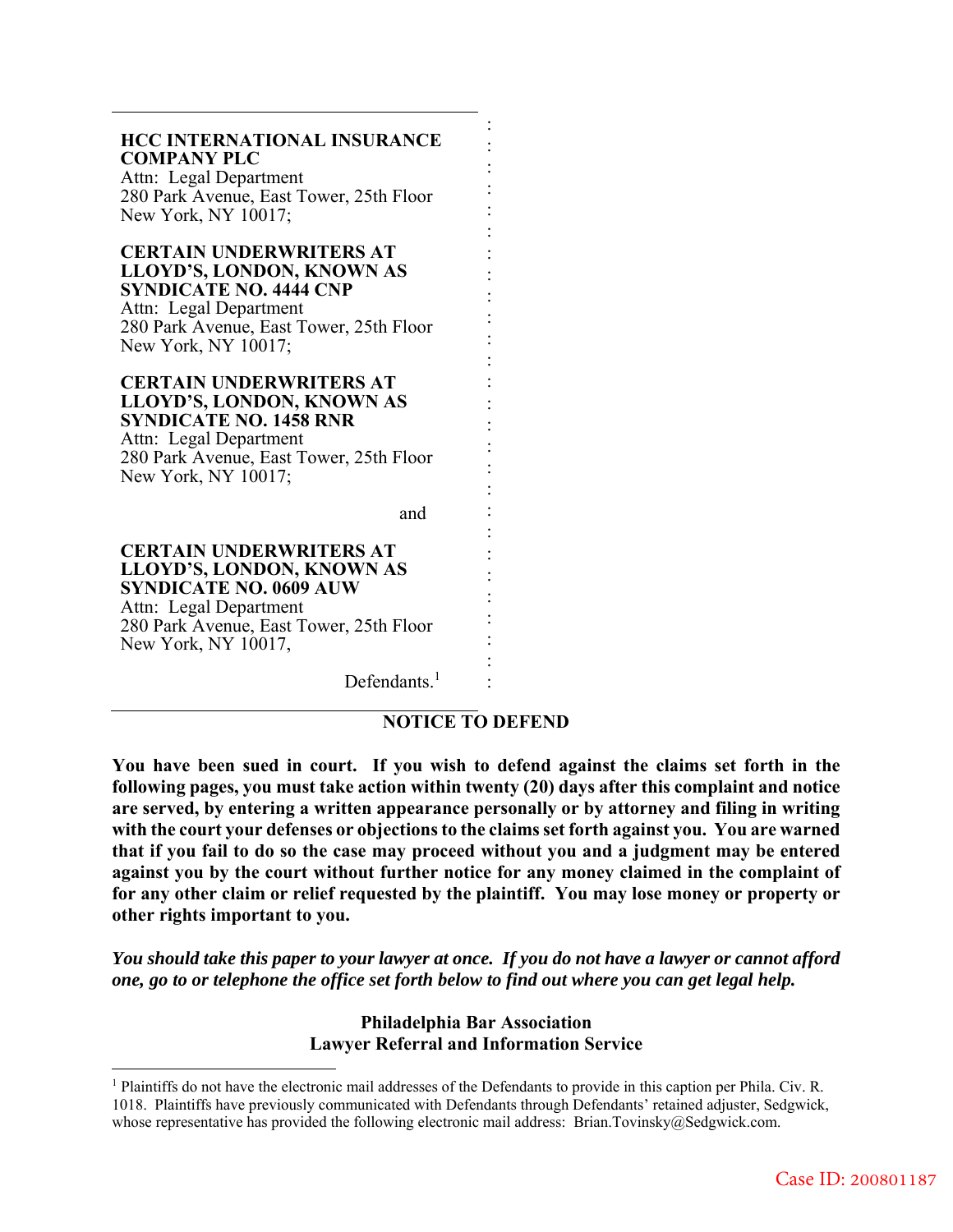**HCC INTERNATIONAL INSURANCE COMPANY PLC**
Attn: Legal Department
280 Park Avenue, East Tower, 25th Floor
New York, NY 10017;

**CERTAIN UNDERWRITERS AT LLOYD'S, LONDON, KNOWN AS SYNDICATE NO. 4444 CNP**
Attn: Legal Department
280 Park Avenue, East Tower, 25th Floor
New York, NY 10017;

**CERTAIN UNDERWRITERS AT LLOYD'S, LONDON, KNOWN AS SYNDICATE NO. 1458 RNR**
Attn: Legal Department
280 Park Avenue, East Tower, 25th Floor
New York, NY 10017;

and

**CERTAIN UNDERWRITERS AT LLOYD'S, LONDON, KNOWN AS SYNDICATE NO. 0609 AUW**
Attn: Legal Department
280 Park Avenue, East Tower, 25th Floor
New York, NY 10017,

Defendants.[1]

## NOTICE TO DEFEND

**You have been sued in court. If you wish to defend against the claims set forth in the following pages, you must take action within twenty (20) days after this complaint and notice are served, by entering a written appearance personally or by attorney and filing in writing with the court your defenses or objections to the claims set forth against you. You are warned that if you fail to do so the case may proceed without you and a judgment may be entered against you by the court without further notice for any money claimed in the complaint of for any other claim or relief requested by the plaintiff. You may lose money or property or other rights important to you.**

***You should take this paper to your lawyer at once. If you do not have a lawyer or cannot afford one, go to or telephone the office set forth below to find out where you can get legal help.***

**Philadelphia Bar Association**
**Lawyer Referral and Information Service**

[1] Plaintiffs do not have the electronic mail addresses of the Defendants to provide in this caption per Phila. Civ. R. 1018. Plaintiffs have previously communicated with Defendants through Defendants' retained adjuster, Sedgwick, whose representative has provided the following electronic mail address: Brian.Tovinsky@Sedgwick.com.

Case ID: 200801187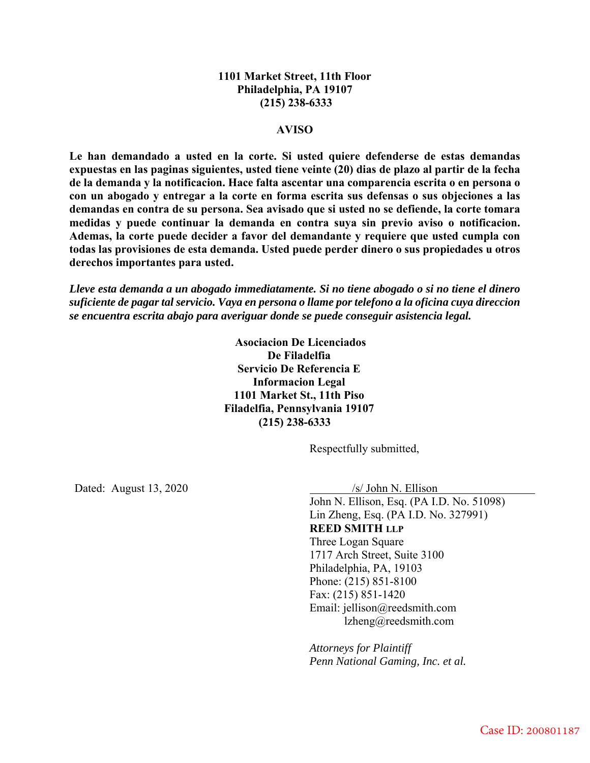**1101 Market Street, 11th Floor**
**Philadelphia, PA 19107**
**(215) 238-6333**

**AVISO**

**Le han demandado a usted en la corte. Si usted quiere defenderse de estas demandas expuestas en las paginas siguientes, usted tiene veinte (20) dias de plazo al partir de la fecha de la demanda y la notificacion. Hace falta ascentar una comparencia escrita o en persona o con un abogado y entregar a la corte en forma escrita sus defensas o sus objeciones a las demandas en contra de su persona. Sea avisado que si usted no se defiende, la corte tomara medidas y puede continuar la demanda en contra suya sin previo aviso o notificacion. Ademas, la corte puede decider a favor del demandante y requiere que usted cumpla con todas las provisiones de esta demanda. Usted puede perder dinero o sus propiedades u otros derechos importantes para usted.**

***Lleve esta demanda a un abogado immediatamente. Si no tiene abogado o si no tiene el dinero suficiente de pagar tal servicio. Vaya en persona o llame por telefono a la oficina cuya direccion se encuentra escrita abajo para averiguar donde se puede conseguir asistencia legal.***

**Asociacion De Licenciados**
**De Filadelfia**
**Servicio De Referencia E**
**Informacion Legal**
**1101 Market St., 11th Piso**
**Filadelfia, Pennsylvania 19107**
**(215) 238-6333**

Respectfully submitted,

Dated: August 13, 2020

/s/ John N. Ellison
John N. Ellison, Esq. (PA I.D. No. 51098)
Lin Zheng, Esq. (PA I.D. No. 327991)
**REED SMITH LLP**
Three Logan Square
1717 Arch Street, Suite 3100
Philadelphia, PA, 19103
Phone: (215) 851-8100
Fax: (215) 851-1420
Email: jellison@reedsmith.com
lzheng@reedsmith.com

*Attorneys for Plaintiff*
*Penn National Gaming, Inc. et al.*

Case ID: 200801187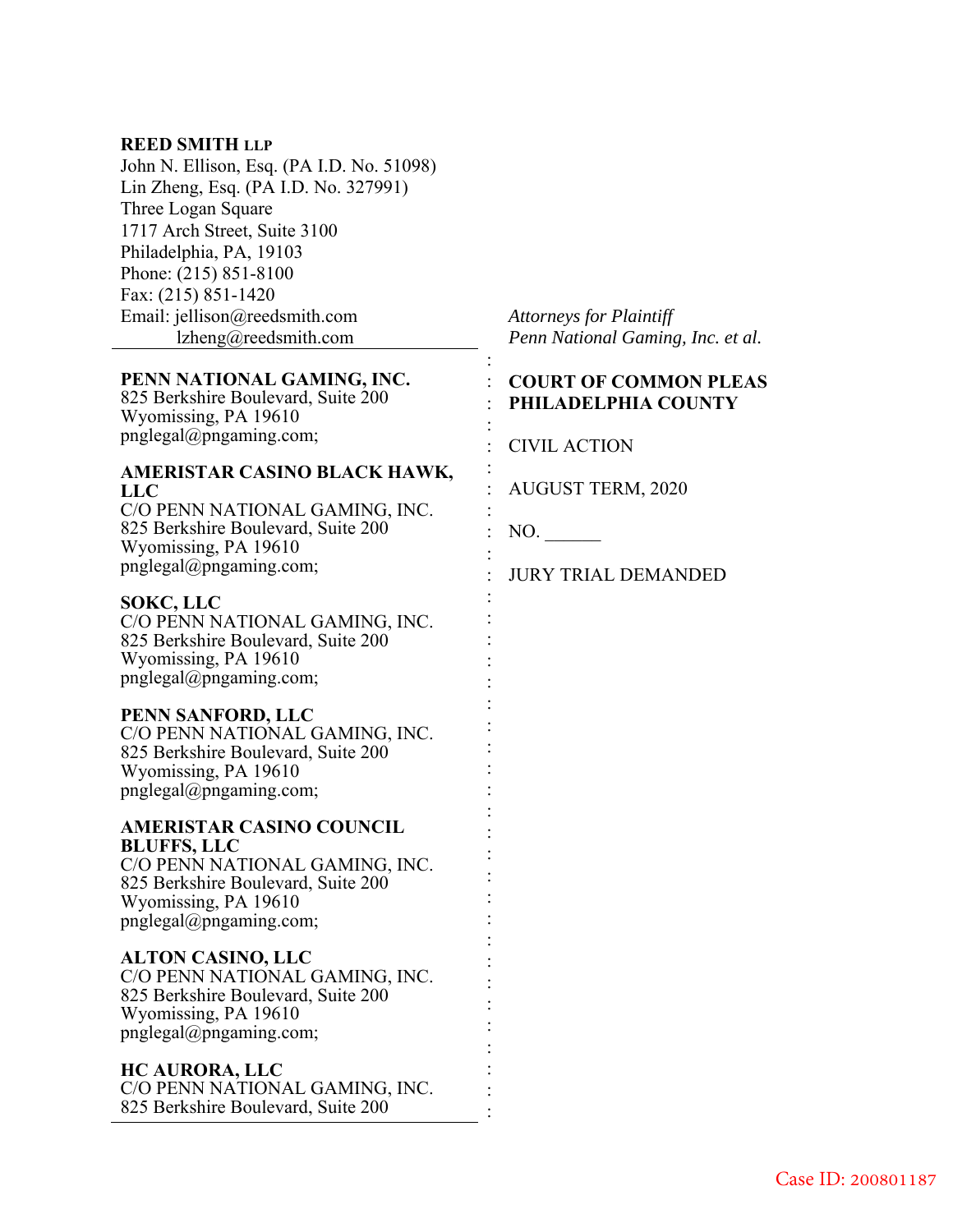**REED SMITH LLP**
John N. Ellison, Esq. (PA I.D. No. 51098)
Lin Zheng, Esq. (PA I.D. No. 327991)
Three Logan Square
1717 Arch Street, Suite 3100
Philadelphia, PA, 19103
Phone: (215) 851-8100
Fax: (215) 851-1420
Email: jellison@reedsmith.com
lzheng@reedsmith.com

*Attorneys for Plaintiff*
*Penn National Gaming, Inc. et al.*

**PENN NATIONAL GAMING, INC.**
825 Berkshire Boulevard, Suite 200
Wyomissing, PA 19610
pnglegal@pngaming.com;

**AMERISTAR CASINO BLACK HAWK, LLC**
C/O PENN NATIONAL GAMING, INC.
825 Berkshire Boulevard, Suite 200
Wyomissing, PA 19610
pnglegal@pngaming.com;

**SOKC, LLC**
C/O PENN NATIONAL GAMING, INC.
825 Berkshire Boulevard, Suite 200
Wyomissing, PA 19610
pnglegal@pngaming.com;

**PENN SANFORD, LLC**
C/O PENN NATIONAL GAMING, INC.
825 Berkshire Boulevard, Suite 200
Wyomissing, PA 19610
pnglegal@pngaming.com;

**AMERISTAR CASINO COUNCIL BLUFFS, LLC**
C/O PENN NATIONAL GAMING, INC.
825 Berkshire Boulevard, Suite 200
Wyomissing, PA 19610
pnglegal@pngaming.com;

**ALTON CASINO, LLC**
C/O PENN NATIONAL GAMING, INC.
825 Berkshire Boulevard, Suite 200
Wyomissing, PA 19610
pnglegal@pngaming.com;

**HC AURORA, LLC**
C/O PENN NATIONAL GAMING, INC.
825 Berkshire Boulevard, Suite 200

**COURT OF COMMON PLEAS**
**PHILADELPHIA COUNTY**

CIVIL ACTION

AUGUST TERM, 2020

NO. ______

JURY TRIAL DEMANDED

Case ID: 200801187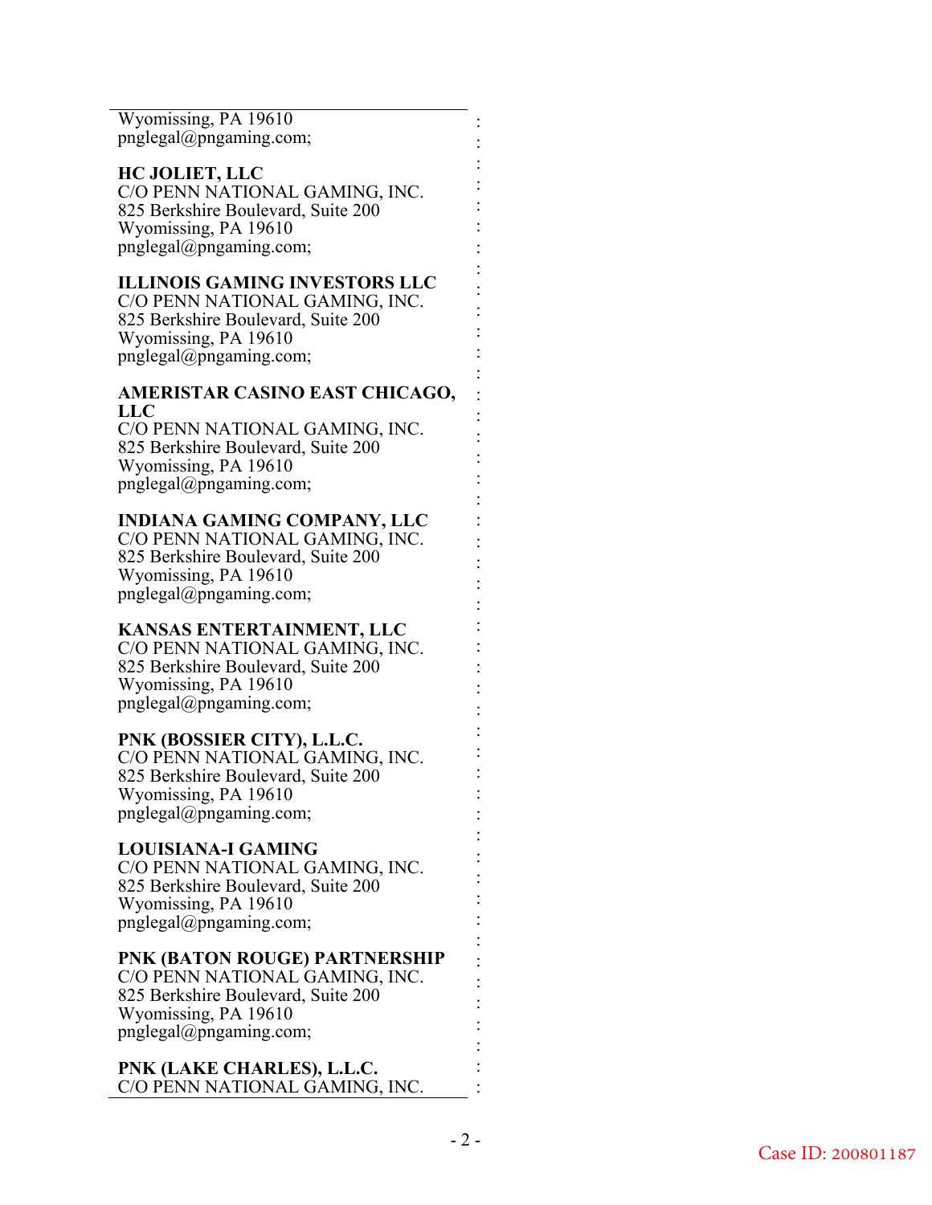Wyomissing, PA 19610
pnglegal@pngaming.com;

**HC JOLIET, LLC**
C/O PENN NATIONAL GAMING, INC.
825 Berkshire Boulevard, Suite 200
Wyomissing, PA 19610
pnglegal@pngaming.com;

**ILLINOIS GAMING INVESTORS LLC**
C/O PENN NATIONAL GAMING, INC.
825 Berkshire Boulevard, Suite 200
Wyomissing, PA 19610
pnglegal@pngaming.com;

**AMERISTAR CASINO EAST CHICAGO, LLC**
C/O PENN NATIONAL GAMING, INC.
825 Berkshire Boulevard, Suite 200
Wyomissing, PA 19610
pnglegal@pngaming.com;

**INDIANA GAMING COMPANY, LLC**
C/O PENN NATIONAL GAMING, INC.
825 Berkshire Boulevard, Suite 200
Wyomissing, PA 19610
pnglegal@pngaming.com;

**KANSAS ENTERTAINMENT, LLC**
C/O PENN NATIONAL GAMING, INC.
825 Berkshire Boulevard, Suite 200
Wyomissing, PA 19610
pnglegal@pngaming.com;

**PNK (BOSSIER CITY), L.L.C.**
C/O PENN NATIONAL GAMING, INC.
825 Berkshire Boulevard, Suite 200
Wyomissing, PA 19610
pnglegal@pngaming.com;

**LOUISIANA-I GAMING**
C/O PENN NATIONAL GAMING, INC.
825 Berkshire Boulevard, Suite 200
Wyomissing, PA 19610
pnglegal@pngaming.com;

**PNK (BATON ROUGE) PARTNERSHIP**
C/O PENN NATIONAL GAMING, INC.
825 Berkshire Boulevard, Suite 200
Wyomissing, PA 19610
pnglegal@pngaming.com;

**PNK (LAKE CHARLES), L.L.C.**
C/O PENN NATIONAL GAMING, INC.

Case ID: 200801187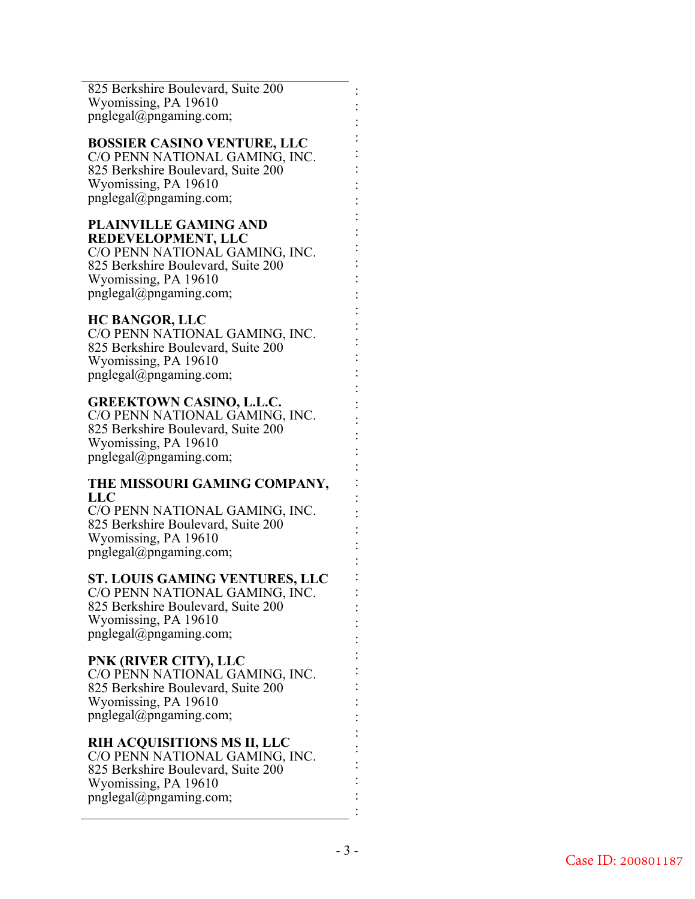825 Berkshire Boulevard, Suite 200
Wyomissing, PA 19610
pnglegal@pngaming.com;

**BOSSIER CASINO VENTURE, LLC**
C/O PENN NATIONAL GAMING, INC.
825 Berkshire Boulevard, Suite 200
Wyomissing, PA 19610
pnglegal@pngaming.com;

**PLAINVILLE GAMING AND REDEVELOPMENT, LLC**
C/O PENN NATIONAL GAMING, INC.
825 Berkshire Boulevard, Suite 200
Wyomissing, PA 19610
pnglegal@pngaming.com;

**HC BANGOR, LLC**
C/O PENN NATIONAL GAMING, INC.
825 Berkshire Boulevard, Suite 200
Wyomissing, PA 19610
pnglegal@pngaming.com;

**GREEKTOWN CASINO, L.L.C.**
C/O PENN NATIONAL GAMING, INC.
825 Berkshire Boulevard, Suite 200
Wyomissing, PA 19610
pnglegal@pngaming.com;

**THE MISSOURI GAMING COMPANY, LLC**
C/O PENN NATIONAL GAMING, INC.
825 Berkshire Boulevard, Suite 200
Wyomissing, PA 19610
pnglegal@pngaming.com;

**ST. LOUIS GAMING VENTURES, LLC**
C/O PENN NATIONAL GAMING, INC.
825 Berkshire Boulevard, Suite 200
Wyomissing, PA 19610
pnglegal@pngaming.com;

**PNK (RIVER CITY), LLC**
C/O PENN NATIONAL GAMING, INC.
825 Berkshire Boulevard, Suite 200
Wyomissing, PA 19610
pnglegal@pngaming.com;

**RIH ACQUISITIONS MS II, LLC**
C/O PENN NATIONAL GAMING, INC.
825 Berkshire Boulevard, Suite 200
Wyomissing, PA 19610
pnglegal@pngaming.com;

Case ID: 200801187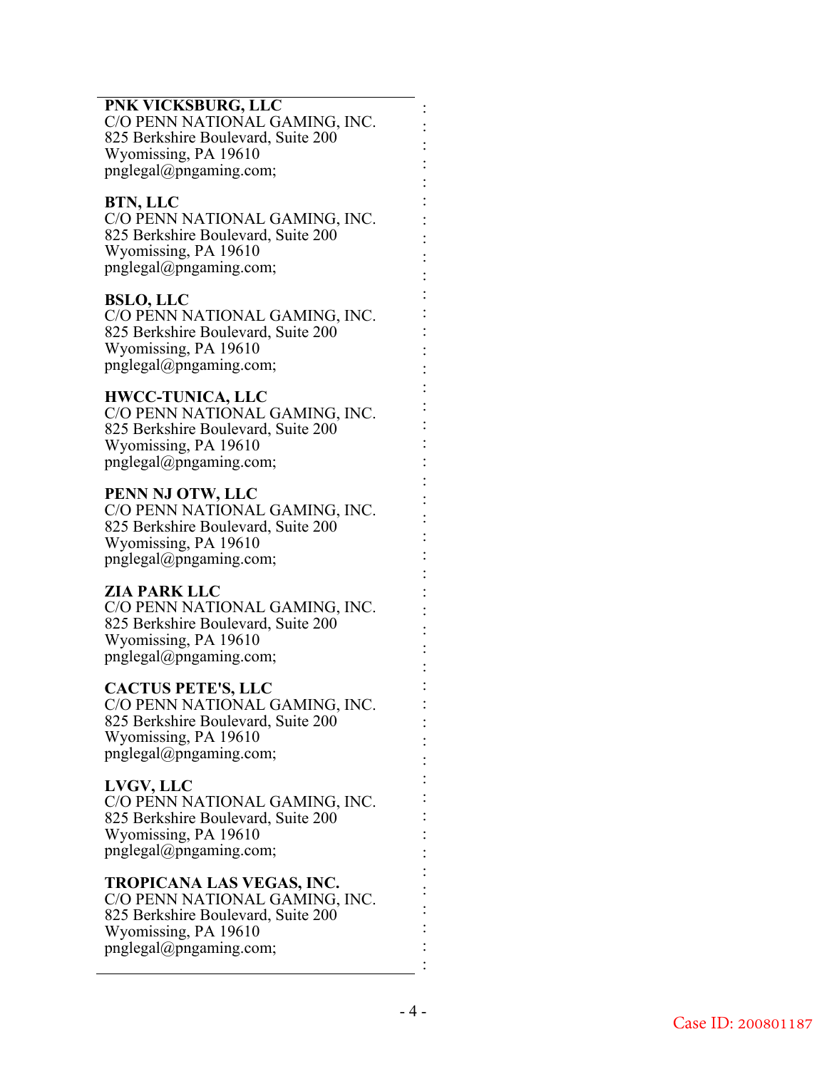**PNK VICKSBURG, LLC**
C/O PENN NATIONAL GAMING, INC.
825 Berkshire Boulevard, Suite 200
Wyomissing, PA 19610
pnglegal@pngaming.com;

**BTN, LLC**
C/O PENN NATIONAL GAMING, INC.
825 Berkshire Boulevard, Suite 200
Wyomissing, PA 19610
pnglegal@pngaming.com;

**BSLO, LLC**
C/O PENN NATIONAL GAMING, INC.
825 Berkshire Boulevard, Suite 200
Wyomissing, PA 19610
pnglegal@pngaming.com;

**HWCC-TUNICA, LLC**
C/O PENN NATIONAL GAMING, INC.
825 Berkshire Boulevard, Suite 200
Wyomissing, PA 19610
pnglegal@pngaming.com;

**PENN NJ OTW, LLC**
C/O PENN NATIONAL GAMING, INC.
825 Berkshire Boulevard, Suite 200
Wyomissing, PA 19610
pnglegal@pngaming.com;

**ZIA PARK LLC**
C/O PENN NATIONAL GAMING, INC.
825 Berkshire Boulevard, Suite 200
Wyomissing, PA 19610
pnglegal@pngaming.com;

**CACTUS PETE'S, LLC**
C/O PENN NATIONAL GAMING, INC.
825 Berkshire Boulevard, Suite 200
Wyomissing, PA 19610
pnglegal@pngaming.com;

**LVGV, LLC**
C/O PENN NATIONAL GAMING, INC.
825 Berkshire Boulevard, Suite 200
Wyomissing, PA 19610
pnglegal@pngaming.com;

**TROPICANA LAS VEGAS, INC.**
C/O PENN NATIONAL GAMING, INC.
825 Berkshire Boulevard, Suite 200
Wyomissing, PA 19610
pnglegal@pngaming.com;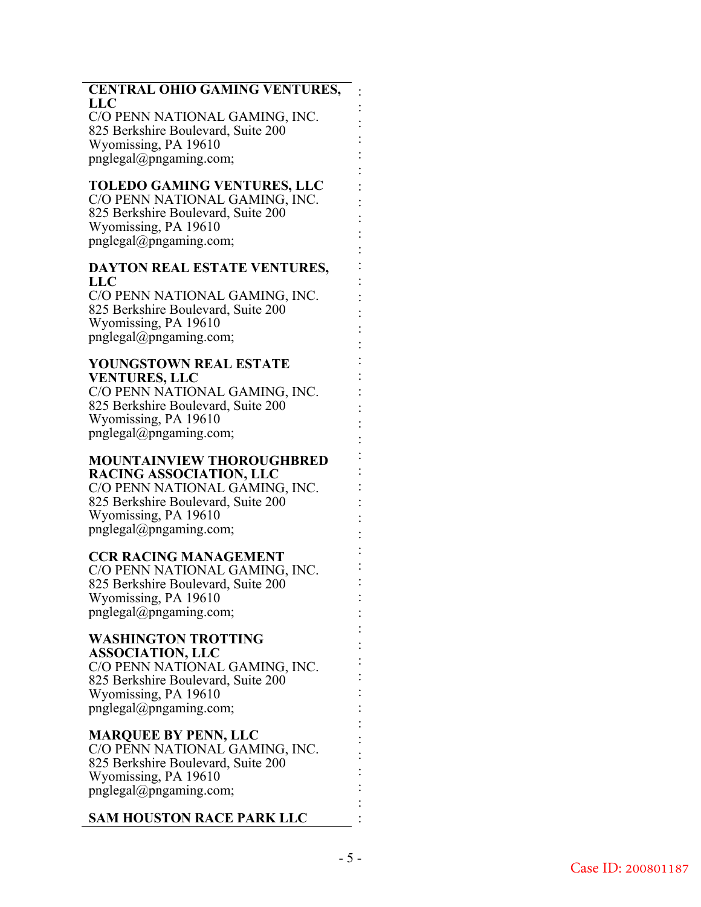**CENTRAL OHIO GAMING VENTURES, LLC**
C/O PENN NATIONAL GAMING, INC.
825 Berkshire Boulevard, Suite 200
Wyomissing, PA 19610
pnglegal@pngaming.com;

**TOLEDO GAMING VENTURES, LLC**
C/O PENN NATIONAL GAMING, INC.
825 Berkshire Boulevard, Suite 200
Wyomissing, PA 19610
pnglegal@pngaming.com;

**DAYTON REAL ESTATE VENTURES, LLC**
C/O PENN NATIONAL GAMING, INC.
825 Berkshire Boulevard, Suite 200
Wyomissing, PA 19610
pnglegal@pngaming.com;

**YOUNGSTOWN REAL ESTATE VENTURES, LLC**
C/O PENN NATIONAL GAMING, INC.
825 Berkshire Boulevard, Suite 200
Wyomissing, PA 19610
pnglegal@pngaming.com;

**MOUNTAINVIEW THOROUGHBRED RACING ASSOCIATION, LLC**
C/O PENN NATIONAL GAMING, INC.
825 Berkshire Boulevard, Suite 200
Wyomissing, PA 19610
pnglegal@pngaming.com;

**CCR RACING MANAGEMENT**
C/O PENN NATIONAL GAMING, INC.
825 Berkshire Boulevard, Suite 200
Wyomissing, PA 19610
pnglegal@pngaming.com;

**WASHINGTON TROTTING ASSOCIATION, LLC**
C/O PENN NATIONAL GAMING, INC.
825 Berkshire Boulevard, Suite 200
Wyomissing, PA 19610
pnglegal@pngaming.com;

**MARQUEE BY PENN, LLC**
C/O PENN NATIONAL GAMING, INC.
825 Berkshire Boulevard, Suite 200
Wyomissing, PA 19610
pnglegal@pngaming.com;

**SAM HOUSTON RACE PARK LLC**

Case ID: 200801187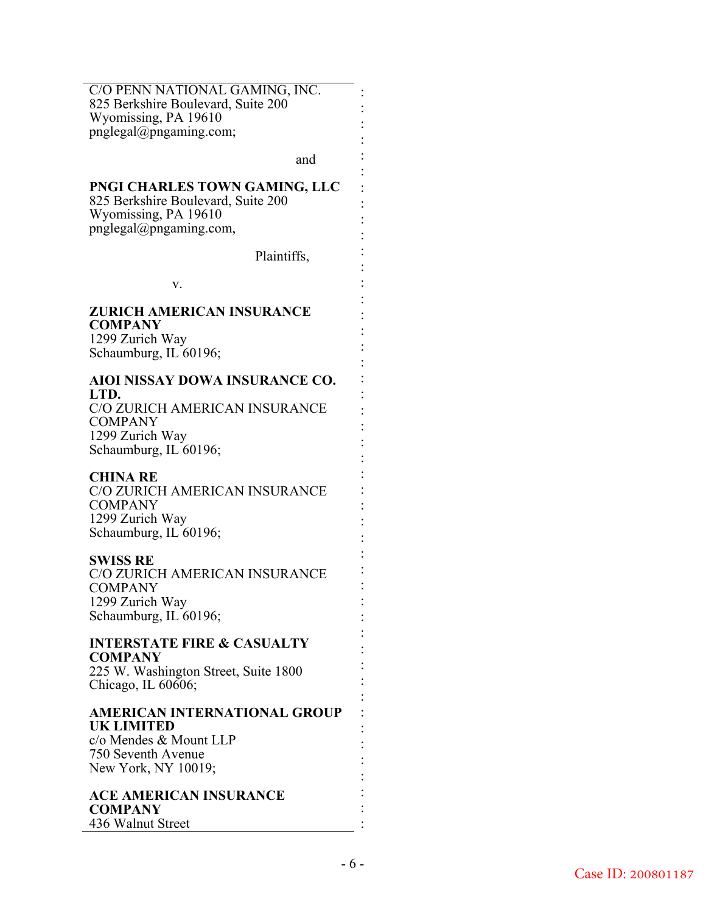C/O PENN NATIONAL GAMING, INC.
825 Berkshire Boulevard, Suite 200
Wyomissing, PA 19610
pnglegal@pngaming.com;

and

**PNGI CHARLES TOWN GAMING, LLC**
825 Berkshire Boulevard, Suite 200
Wyomissing, PA 19610
pnglegal@pngaming.com,

Plaintiffs,

v.

**ZURICH AMERICAN INSURANCE COMPANY**
1299 Zurich Way
Schaumburg, IL 60196;

**AIOI NISSAY DOWA INSURANCE CO. LTD.**
C/O ZURICH AMERICAN INSURANCE COMPANY
1299 Zurich Way
Schaumburg, IL 60196;

**CHINA RE**
C/O ZURICH AMERICAN INSURANCE COMPANY
1299 Zurich Way
Schaumburg, IL 60196;

**SWISS RE**
C/O ZURICH AMERICAN INSURANCE COMPANY
1299 Zurich Way
Schaumburg, IL 60196;

**INTERSTATE FIRE & CASUALTY COMPANY**
225 W. Washington Street, Suite 1800
Chicago, IL 60606;

**AMERICAN INTERNATIONAL GROUP UK LIMITED**
c/o Mendes & Mount LLP
750 Seventh Avenue
New York, NY 10019;

**ACE AMERICAN INSURANCE COMPANY**
436 Walnut Street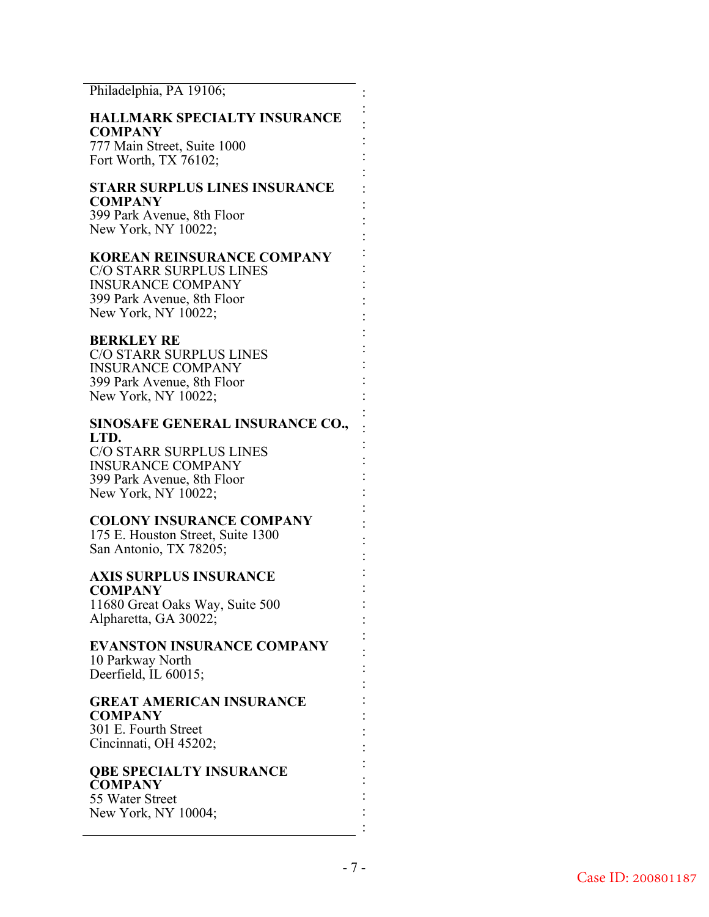Philadelphia, PA 19106;

**HALLMARK SPECIALTY INSURANCE COMPANY**
777 Main Street, Suite 1000
Fort Worth, TX 76102;

**STARR SURPLUS LINES INSURANCE COMPANY**
399 Park Avenue, 8th Floor
New York, NY 10022;

**KOREAN REINSURANCE COMPANY**
C/O STARR SURPLUS LINES INSURANCE COMPANY
399 Park Avenue, 8th Floor
New York, NY 10022;

**BERKLEY RE**
C/O STARR SURPLUS LINES INSURANCE COMPANY
399 Park Avenue, 8th Floor
New York, NY 10022;

**SINOSAFE GENERAL INSURANCE CO., LTD.**
C/O STARR SURPLUS LINES INSURANCE COMPANY
399 Park Avenue, 8th Floor
New York, NY 10022;

**COLONY INSURANCE COMPANY**
175 E. Houston Street, Suite 1300
San Antonio, TX 78205;

**AXIS SURPLUS INSURANCE COMPANY**
11680 Great Oaks Way, Suite 500
Alpharetta, GA 30022;

**EVANSTON INSURANCE COMPANY**
10 Parkway North
Deerfield, IL 60015;

**GREAT AMERICAN INSURANCE COMPANY**
301 E. Fourth Street
Cincinnati, OH 45202;

**QBE SPECIALTY INSURANCE COMPANY**
55 Water Street
New York, NY 10004;

Case ID: 200801187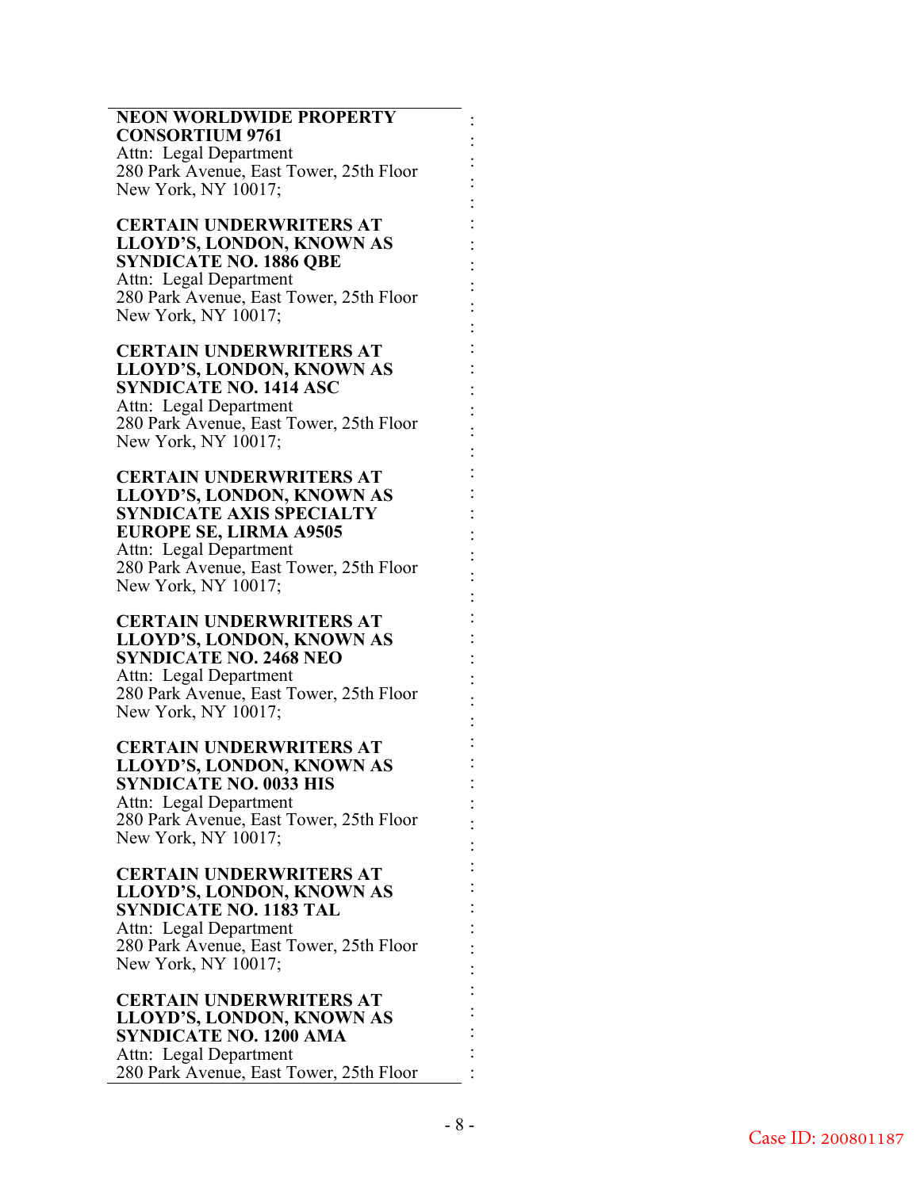**NEON WORLDWIDE PROPERTY CONSORTIUM 9761**
Attn: Legal Department
280 Park Avenue, East Tower, 25th Floor
New York, NY 10017;

**CERTAIN UNDERWRITERS AT LLOYD'S, LONDON, KNOWN AS SYNDICATE NO. 1886 QBE**
Attn: Legal Department
280 Park Avenue, East Tower, 25th Floor
New York, NY 10017;

**CERTAIN UNDERWRITERS AT LLOYD'S, LONDON, KNOWN AS SYNDICATE NO. 1414 ASC**
Attn: Legal Department
280 Park Avenue, East Tower, 25th Floor
New York, NY 10017;

**CERTAIN UNDERWRITERS AT LLOYD'S, LONDON, KNOWN AS SYNDICATE AXIS SPECIALTY EUROPE SE, LIRMA A9505**
Attn: Legal Department
280 Park Avenue, East Tower, 25th Floor
New York, NY 10017;

**CERTAIN UNDERWRITERS AT LLOYD'S, LONDON, KNOWN AS SYNDICATE NO. 2468 NEO**
Attn: Legal Department
280 Park Avenue, East Tower, 25th Floor
New York, NY 10017;

**CERTAIN UNDERWRITERS AT LLOYD'S, LONDON, KNOWN AS SYNDICATE NO. 0033 HIS**
Attn: Legal Department
280 Park Avenue, East Tower, 25th Floor
New York, NY 10017;

**CERTAIN UNDERWRITERS AT LLOYD'S, LONDON, KNOWN AS SYNDICATE NO. 1183 TAL**
Attn: Legal Department
280 Park Avenue, East Tower, 25th Floor
New York, NY 10017;

**CERTAIN UNDERWRITERS AT LLOYD'S, LONDON, KNOWN AS SYNDICATE NO. 1200 AMA**
Attn: Legal Department
280 Park Avenue, East Tower, 25th Floor

Case ID: 200801187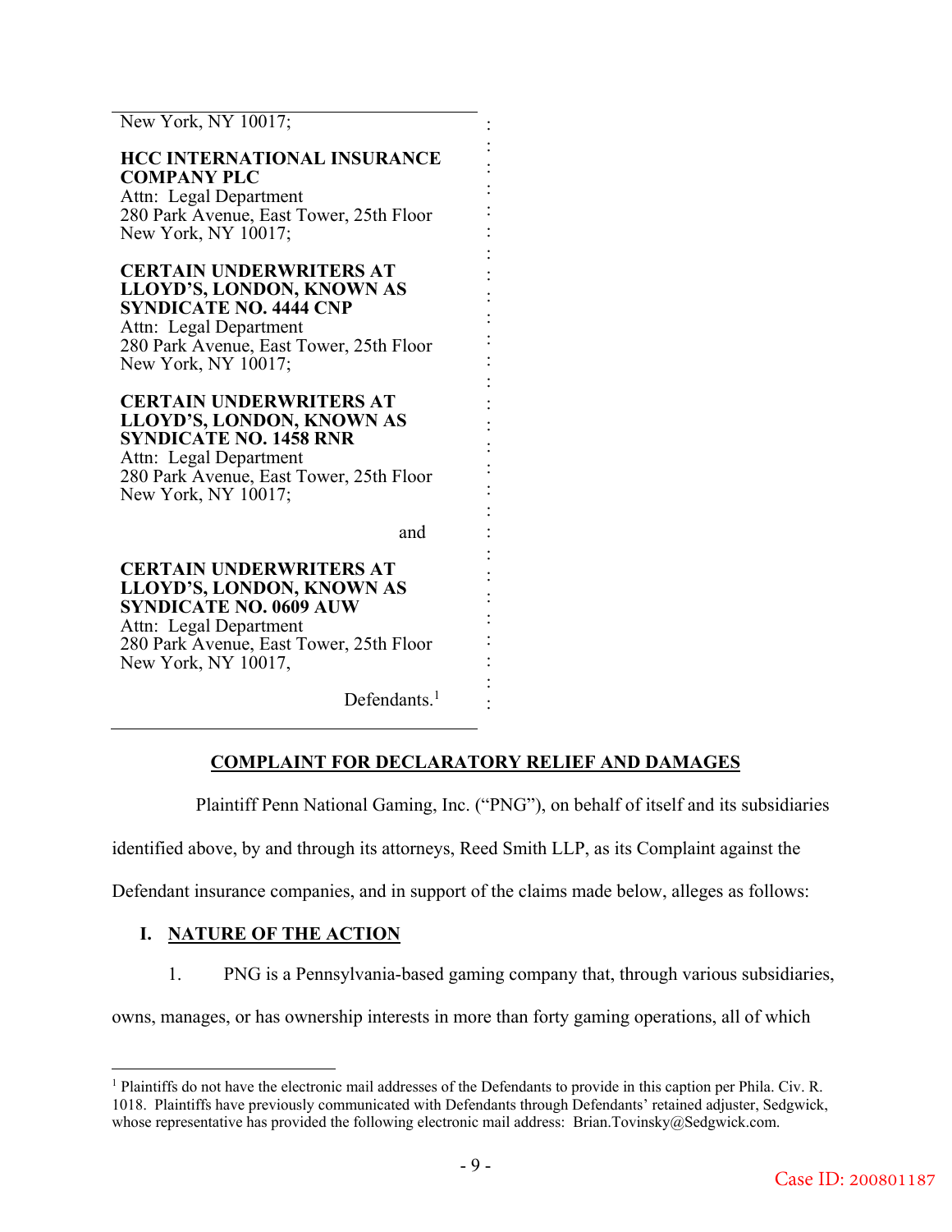New York, NY 10017;

**HCC INTERNATIONAL INSURANCE COMPANY PLC**
Attn: Legal Department
280 Park Avenue, East Tower, 25th Floor
New York, NY 10017;

**CERTAIN UNDERWRITERS AT LLOYD'S, LONDON, KNOWN AS SYNDICATE NO. 4444 CNP**
Attn: Legal Department
280 Park Avenue, East Tower, 25th Floor
New York, NY 10017;

**CERTAIN UNDERWRITERS AT LLOYD'S, LONDON, KNOWN AS SYNDICATE NO. 1458 RNR**
Attn: Legal Department
280 Park Avenue, East Tower, 25th Floor
New York, NY 10017;

and

**CERTAIN UNDERWRITERS AT LLOYD'S, LONDON, KNOWN AS SYNDICATE NO. 0609 AUW**
Attn: Legal Department
280 Park Avenue, East Tower, 25th Floor
New York, NY 10017,

Defendants.[1]

## COMPLAINT FOR DECLARATORY RELIEF AND DAMAGES

Plaintiff Penn National Gaming, Inc. ("PNG"), on behalf of itself and its subsidiaries identified above, by and through its attorneys, Reed Smith LLP, as its Complaint against the Defendant insurance companies, and in support of the claims made below, alleges as follows:

### I. NATURE OF THE ACTION

1. PNG is a Pennsylvania-based gaming company that, through various subsidiaries, owns, manages, or has ownership interests in more than forty gaming operations, all of which

[1] Plaintiffs do not have the electronic mail addresses of the Defendants to provide in this caption per Phila. Civ. R. 1018. Plaintiffs have previously communicated with Defendants through Defendants' retained adjuster, Sedgwick, whose representative has provided the following electronic mail address: Brian.Tovinsky@Sedgwick.com.

Case ID: 200801187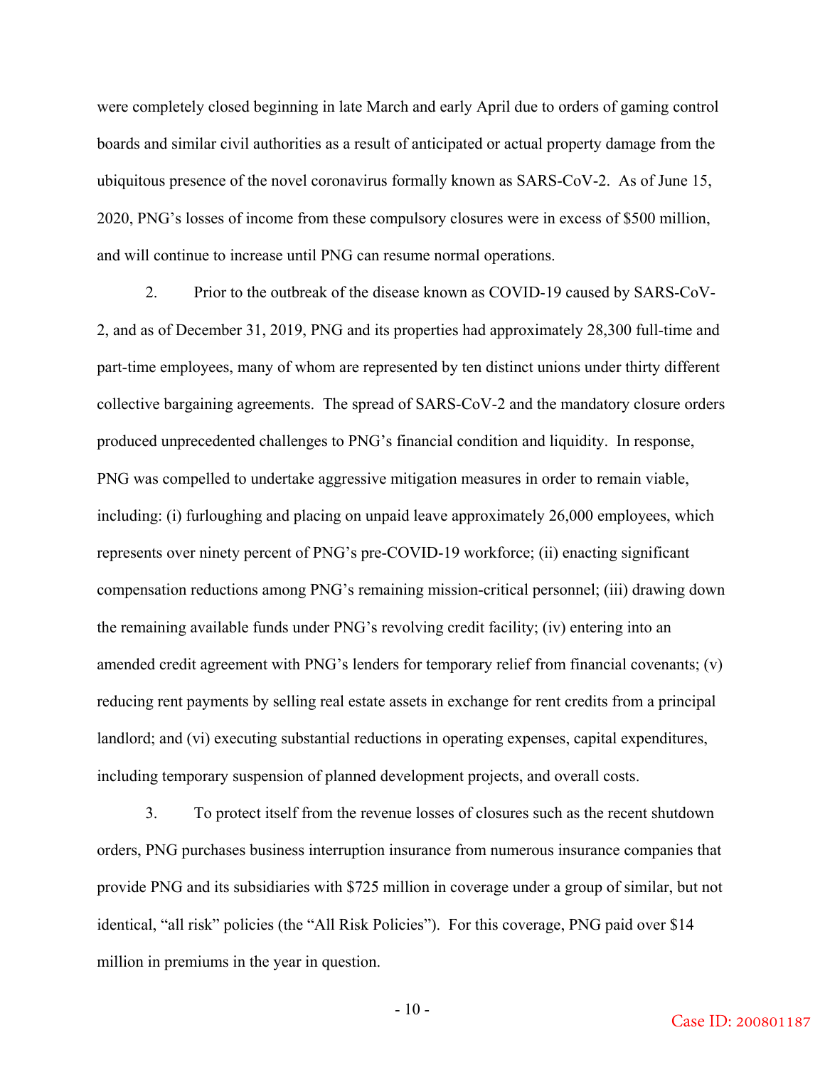were completely closed beginning in late March and early April due to orders of gaming control boards and similar civil authorities as a result of anticipated or actual property damage from the ubiquitous presence of the novel coronavirus formally known as SARS-CoV-2. As of June 15, 2020, PNG's losses of income from these compulsory closures were in excess of $500 million, and will continue to increase until PNG can resume normal operations.

2. Prior to the outbreak of the disease known as COVID-19 caused by SARS-CoV-2, and as of December 31, 2019, PNG and its properties had approximately 28,300 full-time and part-time employees, many of whom are represented by ten distinct unions under thirty different collective bargaining agreements. The spread of SARS-CoV-2 and the mandatory closure orders produced unprecedented challenges to PNG's financial condition and liquidity. In response, PNG was compelled to undertake aggressive mitigation measures in order to remain viable, including: (i) furloughing and placing on unpaid leave approximately 26,000 employees, which represents over ninety percent of PNG's pre-COVID-19 workforce; (ii) enacting significant compensation reductions among PNG's remaining mission-critical personnel; (iii) drawing down the remaining available funds under PNG's revolving credit facility; (iv) entering into an amended credit agreement with PNG's lenders for temporary relief from financial covenants; (v) reducing rent payments by selling real estate assets in exchange for rent credits from a principal landlord; and (vi) executing substantial reductions in operating expenses, capital expenditures, including temporary suspension of planned development projects, and overall costs.

3. To protect itself from the revenue losses of closures such as the recent shutdown orders, PNG purchases business interruption insurance from numerous insurance companies that provide PNG and its subsidiaries with $725 million in coverage under a group of similar, but not identical, "all risk" policies (the "All Risk Policies"). For this coverage, PNG paid over $14 million in premiums in the year in question.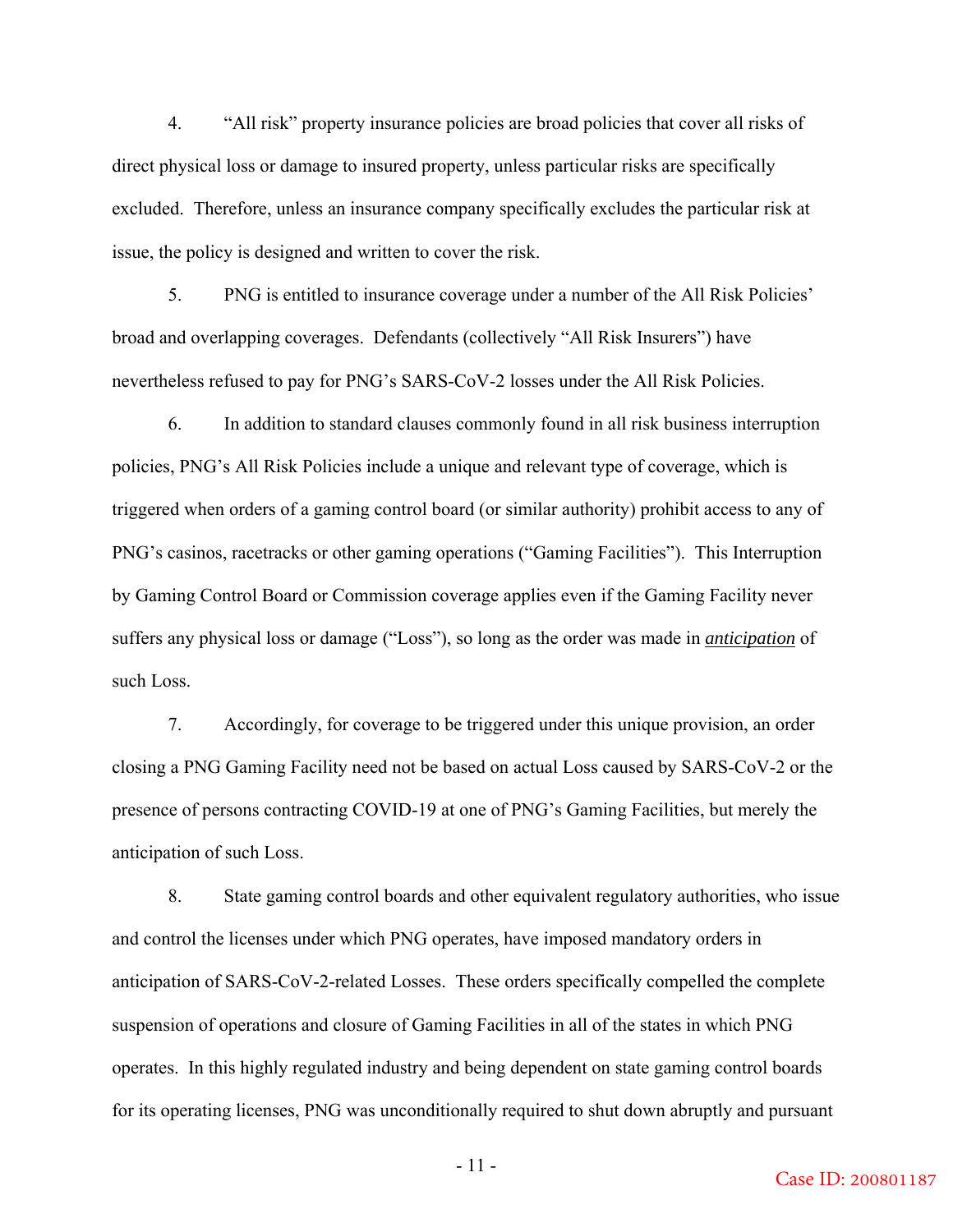4. "All risk" property insurance policies are broad policies that cover all risks of direct physical loss or damage to insured property, unless particular risks are specifically excluded. Therefore, unless an insurance company specifically excludes the particular risk at issue, the policy is designed and written to cover the risk.

5. PNG is entitled to insurance coverage under a number of the All Risk Policies' broad and overlapping coverages. Defendants (collectively "All Risk Insurers") have nevertheless refused to pay for PNG's SARS-CoV-2 losses under the All Risk Policies.

6. In addition to standard clauses commonly found in all risk business interruption policies, PNG's All Risk Policies include a unique and relevant type of coverage, which is triggered when orders of a gaming control board (or similar authority) prohibit access to any of PNG's casinos, racetracks or other gaming operations ("Gaming Facilities"). This Interruption by Gaming Control Board or Commission coverage applies even if the Gaming Facility never suffers any physical loss or damage ("Loss"), so long as the order was made in ***anticipation*** of such Loss.

7. Accordingly, for coverage to be triggered under this unique provision, an order closing a PNG Gaming Facility need not be based on actual Loss caused by SARS-CoV-2 or the presence of persons contracting COVID-19 at one of PNG's Gaming Facilities, but merely the anticipation of such Loss.

8. State gaming control boards and other equivalent regulatory authorities, who issue and control the licenses under which PNG operates, have imposed mandatory orders in anticipation of SARS-CoV-2-related Losses. These orders specifically compelled the complete suspension of operations and closure of Gaming Facilities in all of the states in which PNG operates. In this highly regulated industry and being dependent on state gaming control boards for its operating licenses, PNG was unconditionally required to shut down abruptly and pursuant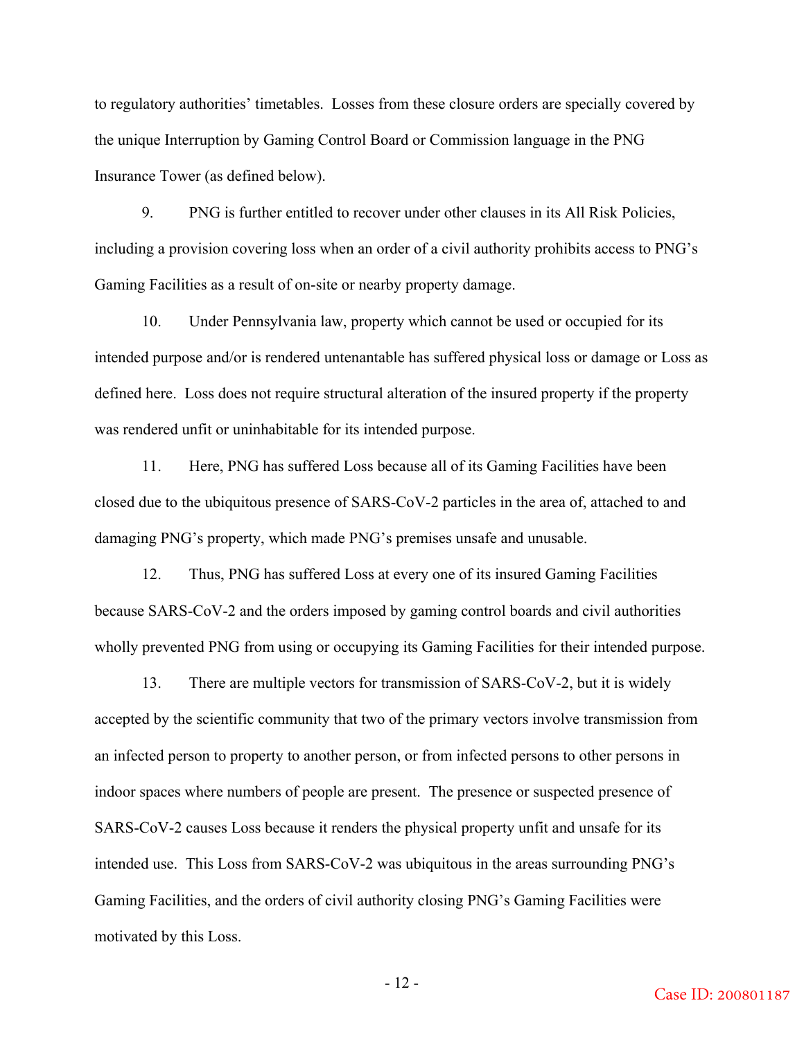to regulatory authorities' timetables. Losses from these closure orders are specially covered by the unique Interruption by Gaming Control Board or Commission language in the PNG Insurance Tower (as defined below).

9. PNG is further entitled to recover under other clauses in its All Risk Policies, including a provision covering loss when an order of a civil authority prohibits access to PNG's Gaming Facilities as a result of on-site or nearby property damage.

10. Under Pennsylvania law, property which cannot be used or occupied for its intended purpose and/or is rendered untenantable has suffered physical loss or damage or Loss as defined here. Loss does not require structural alteration of the insured property if the property was rendered unfit or uninhabitable for its intended purpose.

11. Here, PNG has suffered Loss because all of its Gaming Facilities have been closed due to the ubiquitous presence of SARS-CoV-2 particles in the area of, attached to and damaging PNG's property, which made PNG's premises unsafe and unusable.

12. Thus, PNG has suffered Loss at every one of its insured Gaming Facilities because SARS-CoV-2 and the orders imposed by gaming control boards and civil authorities wholly prevented PNG from using or occupying its Gaming Facilities for their intended purpose.

13. There are multiple vectors for transmission of SARS-CoV-2, but it is widely accepted by the scientific community that two of the primary vectors involve transmission from an infected person to property to another person, or from infected persons to other persons in indoor spaces where numbers of people are present. The presence or suspected presence of SARS-CoV-2 causes Loss because it renders the physical property unfit and unsafe for its intended use. This Loss from SARS-CoV-2 was ubiquitous in the areas surrounding PNG's Gaming Facilities, and the orders of civil authority closing PNG's Gaming Facilities were motivated by this Loss.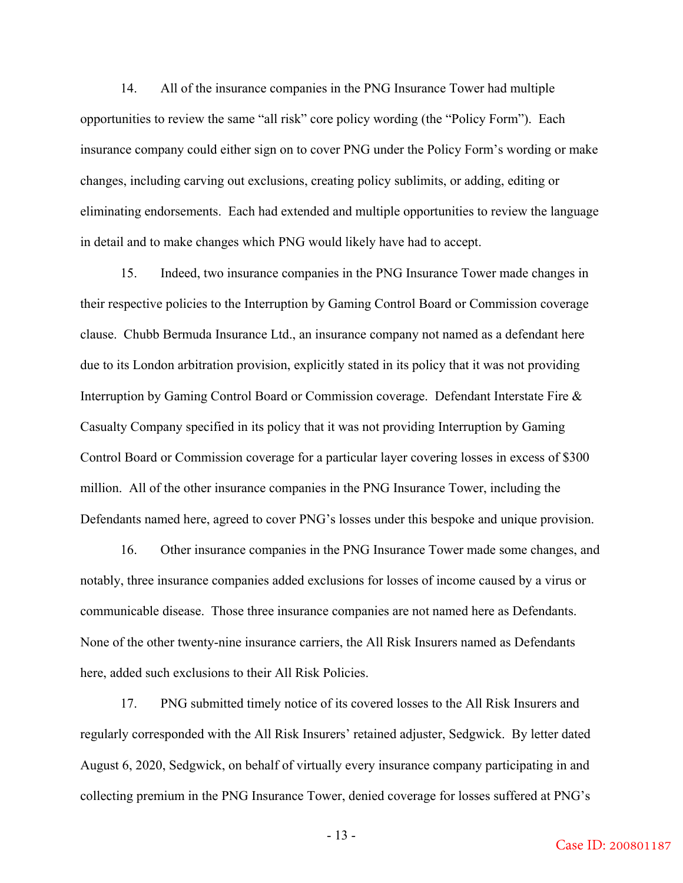14. All of the insurance companies in the PNG Insurance Tower had multiple opportunities to review the same "all risk" core policy wording (the "Policy Form"). Each insurance company could either sign on to cover PNG under the Policy Form's wording or make changes, including carving out exclusions, creating policy sublimits, or adding, editing or eliminating endorsements. Each had extended and multiple opportunities to review the language in detail and to make changes which PNG would likely have had to accept.

15. Indeed, two insurance companies in the PNG Insurance Tower made changes in their respective policies to the Interruption by Gaming Control Board or Commission coverage clause. Chubb Bermuda Insurance Ltd., an insurance company not named as a defendant here due to its London arbitration provision, explicitly stated in its policy that it was not providing Interruption by Gaming Control Board or Commission coverage. Defendant Interstate Fire & Casualty Company specified in its policy that it was not providing Interruption by Gaming Control Board or Commission coverage for a particular layer covering losses in excess of $300 million. All of the other insurance companies in the PNG Insurance Tower, including the Defendants named here, agreed to cover PNG's losses under this bespoke and unique provision.

16. Other insurance companies in the PNG Insurance Tower made some changes, and notably, three insurance companies added exclusions for losses of income caused by a virus or communicable disease. Those three insurance companies are not named here as Defendants. None of the other twenty-nine insurance carriers, the All Risk Insurers named as Defendants here, added such exclusions to their All Risk Policies.

17. PNG submitted timely notice of its covered losses to the All Risk Insurers and regularly corresponded with the All Risk Insurers' retained adjuster, Sedgwick. By letter dated August 6, 2020, Sedgwick, on behalf of virtually every insurance company participating in and collecting premium in the PNG Insurance Tower, denied coverage for losses suffered at PNG's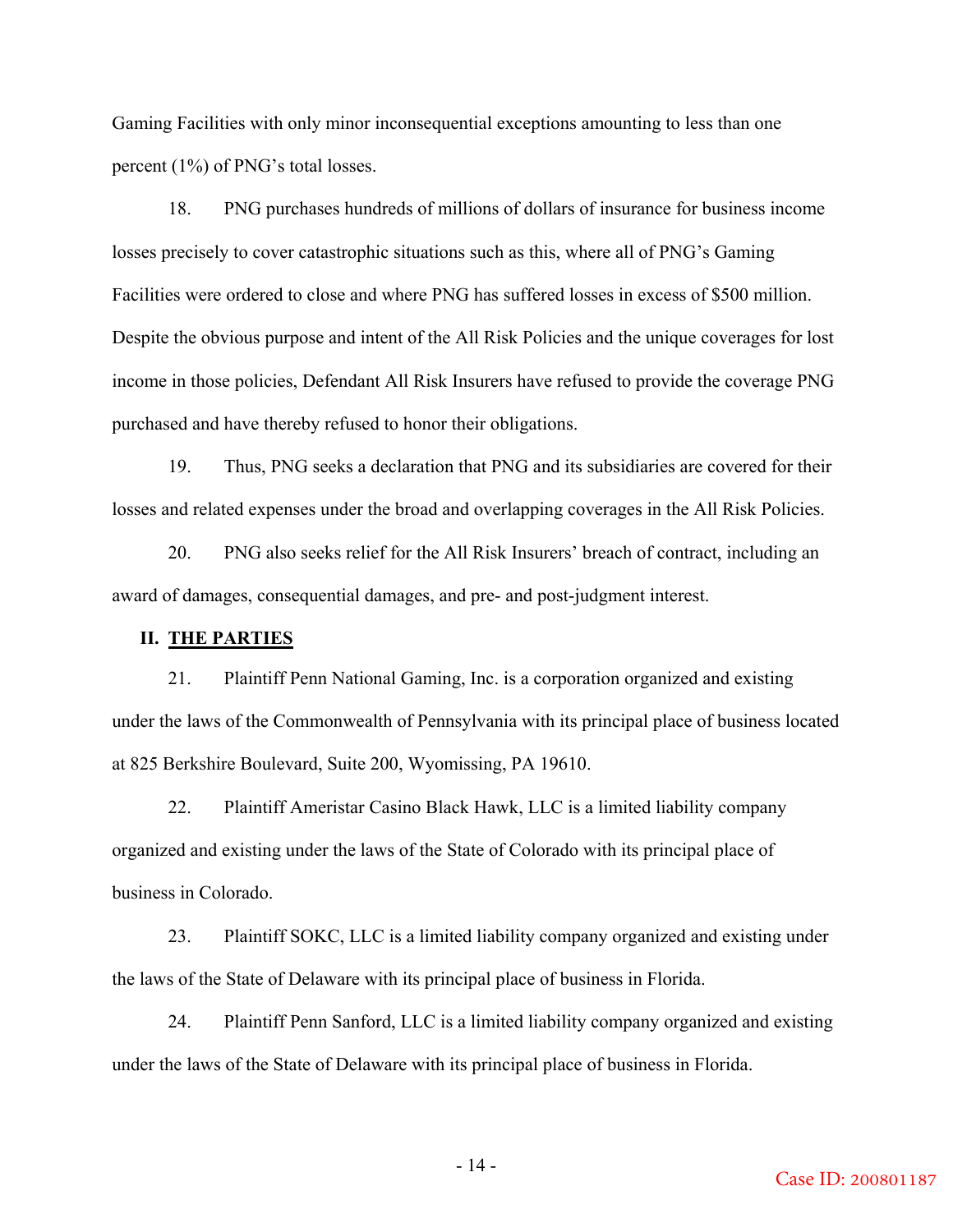Gaming Facilities with only minor inconsequential exceptions amounting to less than one percent (1%) of PNG's total losses.

18. PNG purchases hundreds of millions of dollars of insurance for business income losses precisely to cover catastrophic situations such as this, where all of PNG's Gaming Facilities were ordered to close and where PNG has suffered losses in excess of $500 million. Despite the obvious purpose and intent of the All Risk Policies and the unique coverages for lost income in those policies, Defendant All Risk Insurers have refused to provide the coverage PNG purchased and have thereby refused to honor their obligations.

19. Thus, PNG seeks a declaration that PNG and its subsidiaries are covered for their losses and related expenses under the broad and overlapping coverages in the All Risk Policies.

20. PNG also seeks relief for the All Risk Insurers' breach of contract, including an award of damages, consequential damages, and pre- and post-judgment interest.

## II. <u>THE PARTIES</u>

21. Plaintiff Penn National Gaming, Inc. is a corporation organized and existing under the laws of the Commonwealth of Pennsylvania with its principal place of business located at 825 Berkshire Boulevard, Suite 200, Wyomissing, PA 19610.

22. Plaintiff Ameristar Casino Black Hawk, LLC is a limited liability company organized and existing under the laws of the State of Colorado with its principal place of business in Colorado.

23. Plaintiff SOKC, LLC is a limited liability company organized and existing under the laws of the State of Delaware with its principal place of business in Florida.

24. Plaintiff Penn Sanford, LLC is a limited liability company organized and existing under the laws of the State of Delaware with its principal place of business in Florida.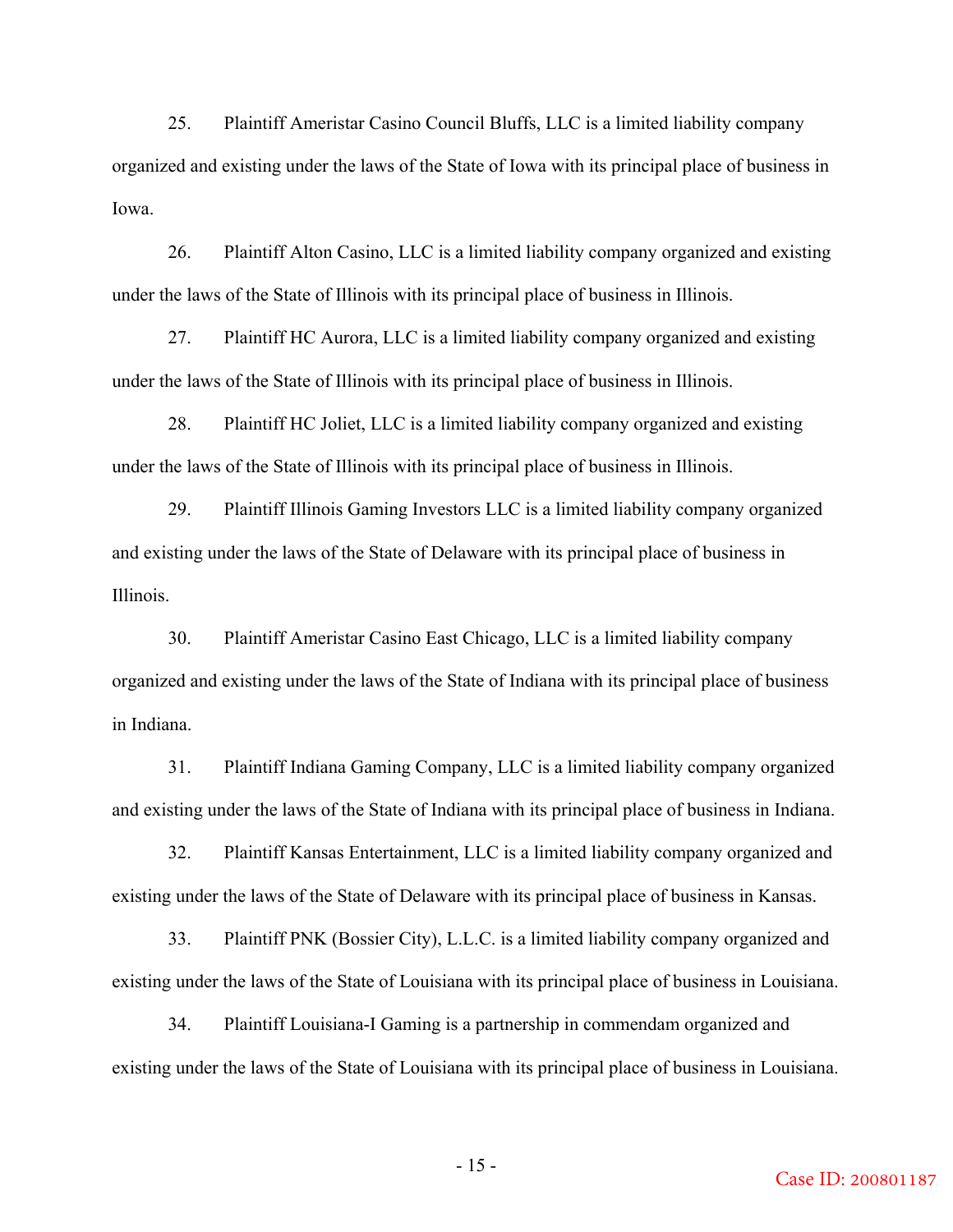25. Plaintiff Ameristar Casino Council Bluffs, LLC is a limited liability company organized and existing under the laws of the State of Iowa with its principal place of business in Iowa.

26. Plaintiff Alton Casino, LLC is a limited liability company organized and existing under the laws of the State of Illinois with its principal place of business in Illinois.

27. Plaintiff HC Aurora, LLC is a limited liability company organized and existing under the laws of the State of Illinois with its principal place of business in Illinois.

28. Plaintiff HC Joliet, LLC is a limited liability company organized and existing under the laws of the State of Illinois with its principal place of business in Illinois.

29. Plaintiff Illinois Gaming Investors LLC is a limited liability company organized and existing under the laws of the State of Delaware with its principal place of business in Illinois.

30. Plaintiff Ameristar Casino East Chicago, LLC is a limited liability company organized and existing under the laws of the State of Indiana with its principal place of business in Indiana.

31. Plaintiff Indiana Gaming Company, LLC is a limited liability company organized and existing under the laws of the State of Indiana with its principal place of business in Indiana.

32. Plaintiff Kansas Entertainment, LLC is a limited liability company organized and existing under the laws of the State of Delaware with its principal place of business in Kansas.

33. Plaintiff PNK (Bossier City), L.L.C. is a limited liability company organized and existing under the laws of the State of Louisiana with its principal place of business in Louisiana.

34. Plaintiff Louisiana-I Gaming is a partnership in commendam organized and existing under the laws of the State of Louisiana with its principal place of business in Louisiana.

Case ID: 200801187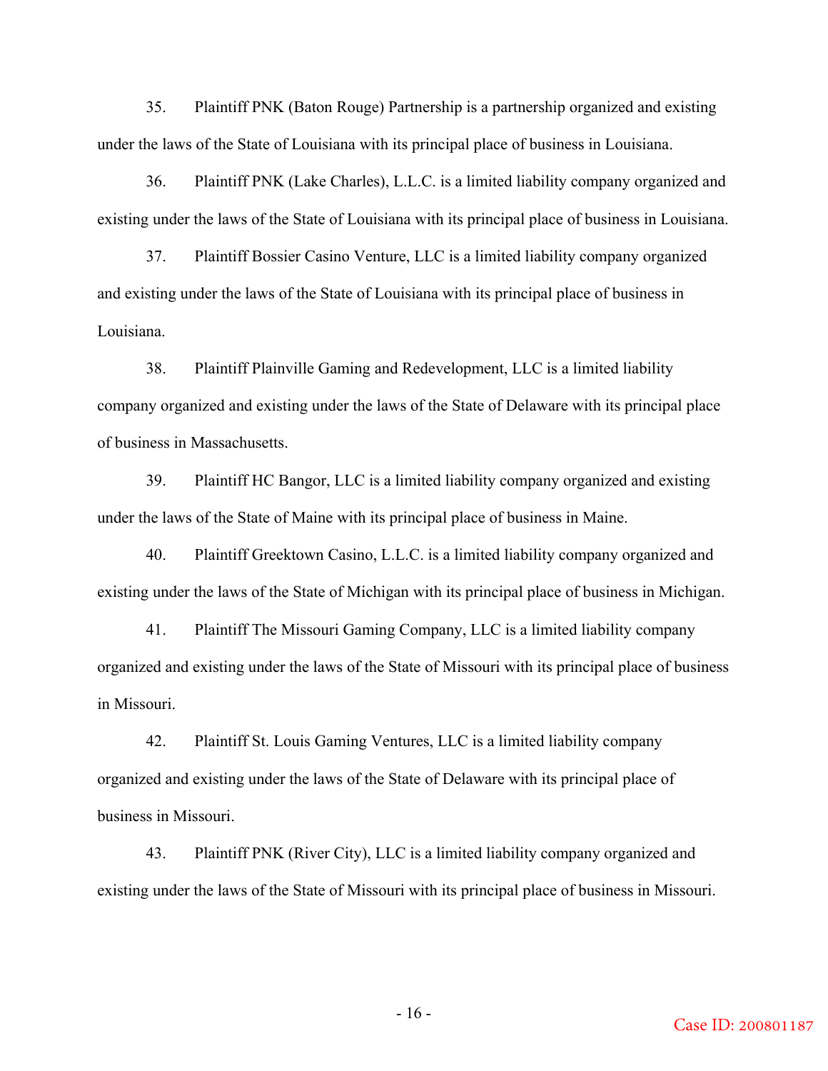35. Plaintiff PNK (Baton Rouge) Partnership is a partnership organized and existing under the laws of the State of Louisiana with its principal place of business in Louisiana.

36. Plaintiff PNK (Lake Charles), L.L.C. is a limited liability company organized and existing under the laws of the State of Louisiana with its principal place of business in Louisiana.

37. Plaintiff Bossier Casino Venture, LLC is a limited liability company organized and existing under the laws of the State of Louisiana with its principal place of business in Louisiana.

38. Plaintiff Plainville Gaming and Redevelopment, LLC is a limited liability company organized and existing under the laws of the State of Delaware with its principal place of business in Massachusetts.

39. Plaintiff HC Bangor, LLC is a limited liability company organized and existing under the laws of the State of Maine with its principal place of business in Maine.

40. Plaintiff Greektown Casino, L.L.C. is a limited liability company organized and existing under the laws of the State of Michigan with its principal place of business in Michigan.

41. Plaintiff The Missouri Gaming Company, LLC is a limited liability company organized and existing under the laws of the State of Missouri with its principal place of business in Missouri.

42. Plaintiff St. Louis Gaming Ventures, LLC is a limited liability company organized and existing under the laws of the State of Delaware with its principal place of business in Missouri.

43. Plaintiff PNK (River City), LLC is a limited liability company organized and existing under the laws of the State of Missouri with its principal place of business in Missouri.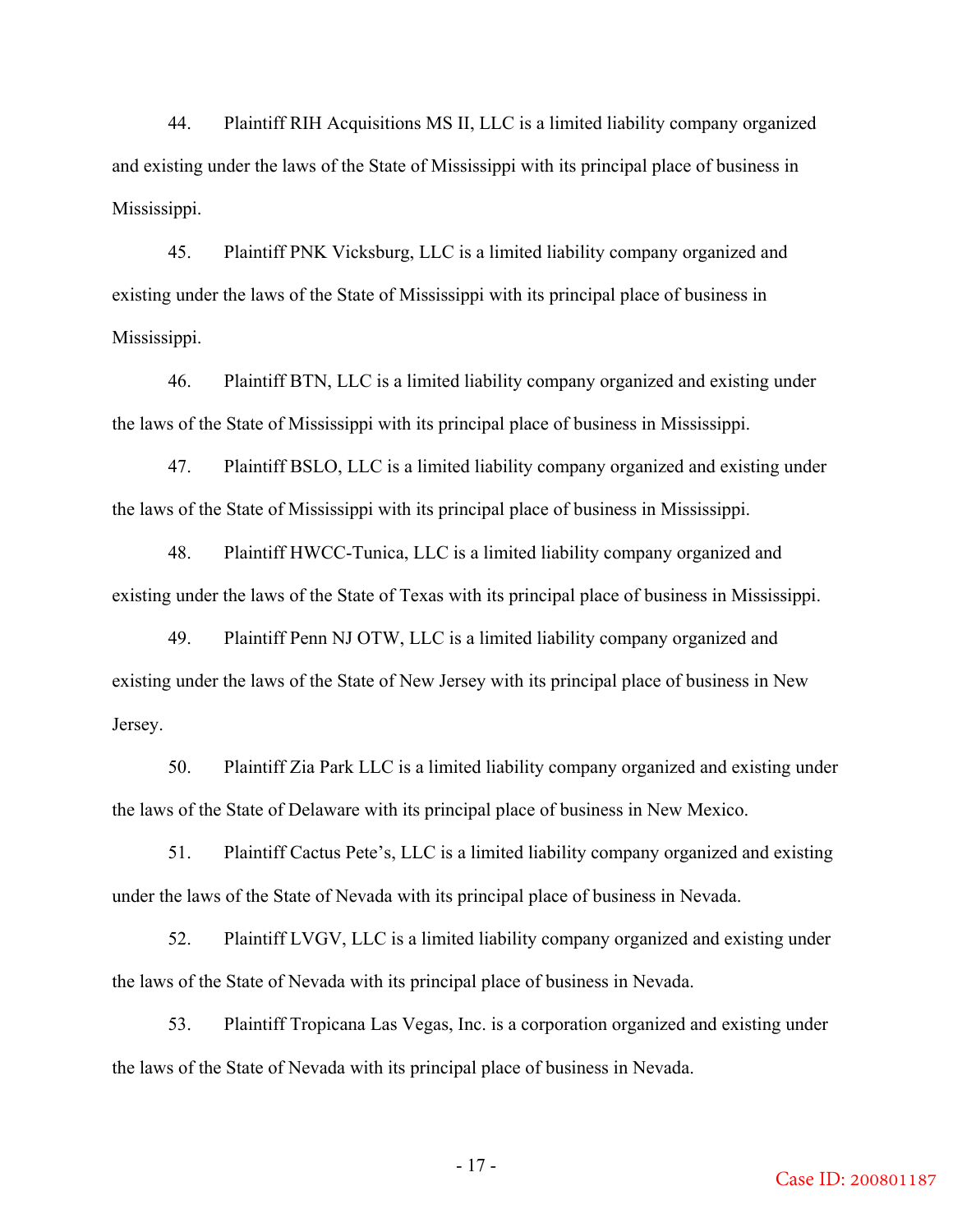44. Plaintiff RIH Acquisitions MS II, LLC is a limited liability company organized and existing under the laws of the State of Mississippi with its principal place of business in Mississippi.

45. Plaintiff PNK Vicksburg, LLC is a limited liability company organized and existing under the laws of the State of Mississippi with its principal place of business in Mississippi.

46. Plaintiff BTN, LLC is a limited liability company organized and existing under the laws of the State of Mississippi with its principal place of business in Mississippi.

47. Plaintiff BSLO, LLC is a limited liability company organized and existing under the laws of the State of Mississippi with its principal place of business in Mississippi.

48. Plaintiff HWCC-Tunica, LLC is a limited liability company organized and existing under the laws of the State of Texas with its principal place of business in Mississippi.

49. Plaintiff Penn NJ OTW, LLC is a limited liability company organized and existing under the laws of the State of New Jersey with its principal place of business in New Jersey.

50. Plaintiff Zia Park LLC is a limited liability company organized and existing under the laws of the State of Delaware with its principal place of business in New Mexico.

51. Plaintiff Cactus Pete's, LLC is a limited liability company organized and existing under the laws of the State of Nevada with its principal place of business in Nevada.

52. Plaintiff LVGV, LLC is a limited liability company organized and existing under the laws of the State of Nevada with its principal place of business in Nevada.

53. Plaintiff Tropicana Las Vegas, Inc. is a corporation organized and existing under the laws of the State of Nevada with its principal place of business in Nevada.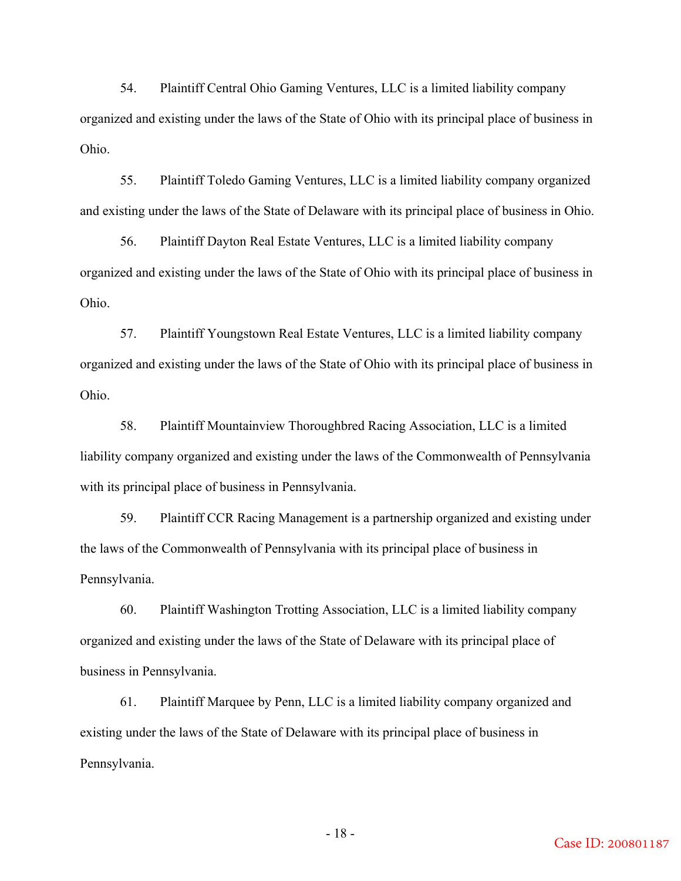54. Plaintiff Central Ohio Gaming Ventures, LLC is a limited liability company organized and existing under the laws of the State of Ohio with its principal place of business in Ohio.

55. Plaintiff Toledo Gaming Ventures, LLC is a limited liability company organized and existing under the laws of the State of Delaware with its principal place of business in Ohio.

56. Plaintiff Dayton Real Estate Ventures, LLC is a limited liability company organized and existing under the laws of the State of Ohio with its principal place of business in Ohio.

57. Plaintiff Youngstown Real Estate Ventures, LLC is a limited liability company organized and existing under the laws of the State of Ohio with its principal place of business in Ohio.

58. Plaintiff Mountainview Thoroughbred Racing Association, LLC is a limited liability company organized and existing under the laws of the Commonwealth of Pennsylvania with its principal place of business in Pennsylvania.

59. Plaintiff CCR Racing Management is a partnership organized and existing under the laws of the Commonwealth of Pennsylvania with its principal place of business in Pennsylvania.

60. Plaintiff Washington Trotting Association, LLC is a limited liability company organized and existing under the laws of the State of Delaware with its principal place of business in Pennsylvania.

61. Plaintiff Marquee by Penn, LLC is a limited liability company organized and existing under the laws of the State of Delaware with its principal place of business in Pennsylvania.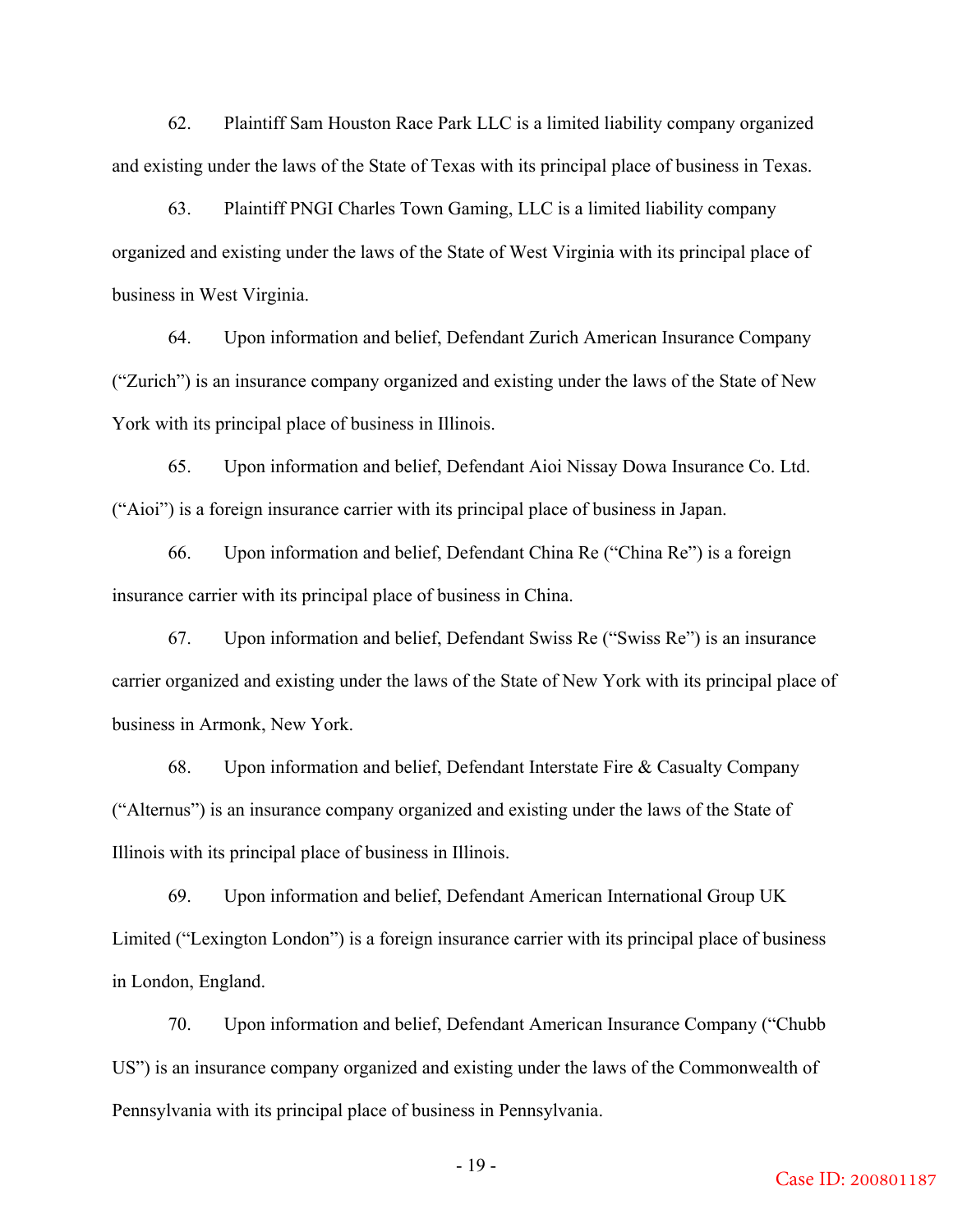62. Plaintiff Sam Houston Race Park LLC is a limited liability company organized and existing under the laws of the State of Texas with its principal place of business in Texas.

63. Plaintiff PNGI Charles Town Gaming, LLC is a limited liability company organized and existing under the laws of the State of West Virginia with its principal place of business in West Virginia.

64. Upon information and belief, Defendant Zurich American Insurance Company ("Zurich") is an insurance company organized and existing under the laws of the State of New York with its principal place of business in Illinois.

65. Upon information and belief, Defendant Aioi Nissay Dowa Insurance Co. Ltd. ("Aioi") is a foreign insurance carrier with its principal place of business in Japan.

66. Upon information and belief, Defendant China Re ("China Re") is a foreign insurance carrier with its principal place of business in China.

67. Upon information and belief, Defendant Swiss Re ("Swiss Re") is an insurance carrier organized and existing under the laws of the State of New York with its principal place of business in Armonk, New York.

68. Upon information and belief, Defendant Interstate Fire & Casualty Company ("Alternus") is an insurance company organized and existing under the laws of the State of Illinois with its principal place of business in Illinois.

69. Upon information and belief, Defendant American International Group UK Limited ("Lexington London") is a foreign insurance carrier with its principal place of business in London, England.

70. Upon information and belief, Defendant American Insurance Company ("Chubb US") is an insurance company organized and existing under the laws of the Commonwealth of Pennsylvania with its principal place of business in Pennsylvania.

Case ID: 200801187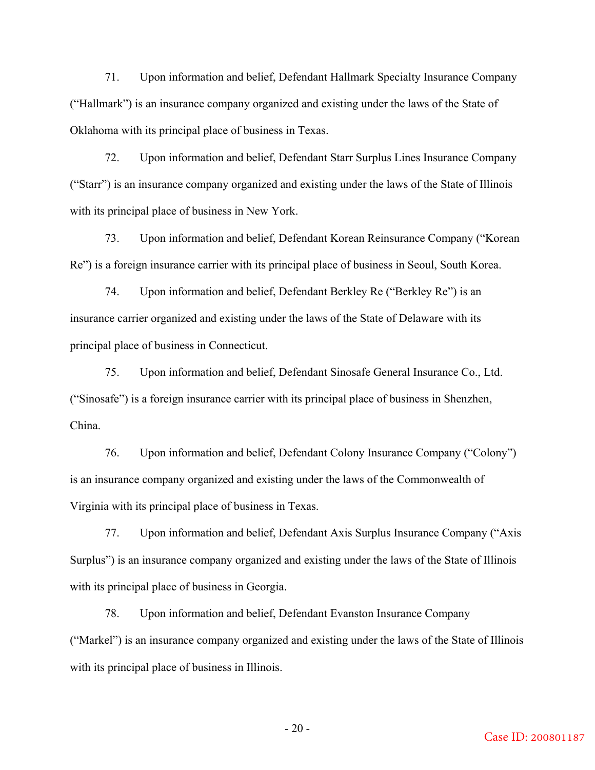71. Upon information and belief, Defendant Hallmark Specialty Insurance Company ("Hallmark") is an insurance company organized and existing under the laws of the State of Oklahoma with its principal place of business in Texas.

72. Upon information and belief, Defendant Starr Surplus Lines Insurance Company ("Starr") is an insurance company organized and existing under the laws of the State of Illinois with its principal place of business in New York.

73. Upon information and belief, Defendant Korean Reinsurance Company ("Korean Re") is a foreign insurance carrier with its principal place of business in Seoul, South Korea.

74. Upon information and belief, Defendant Berkley Re ("Berkley Re") is an insurance carrier organized and existing under the laws of the State of Delaware with its principal place of business in Connecticut.

75. Upon information and belief, Defendant Sinosafe General Insurance Co., Ltd. ("Sinosafe") is a foreign insurance carrier with its principal place of business in Shenzhen, China.

76. Upon information and belief, Defendant Colony Insurance Company ("Colony") is an insurance company organized and existing under the laws of the Commonwealth of Virginia with its principal place of business in Texas.

77. Upon information and belief, Defendant Axis Surplus Insurance Company ("Axis Surplus") is an insurance company organized and existing under the laws of the State of Illinois with its principal place of business in Georgia.

78. Upon information and belief, Defendant Evanston Insurance Company ("Markel") is an insurance company organized and existing under the laws of the State of Illinois with its principal place of business in Illinois.

Case ID: 200801187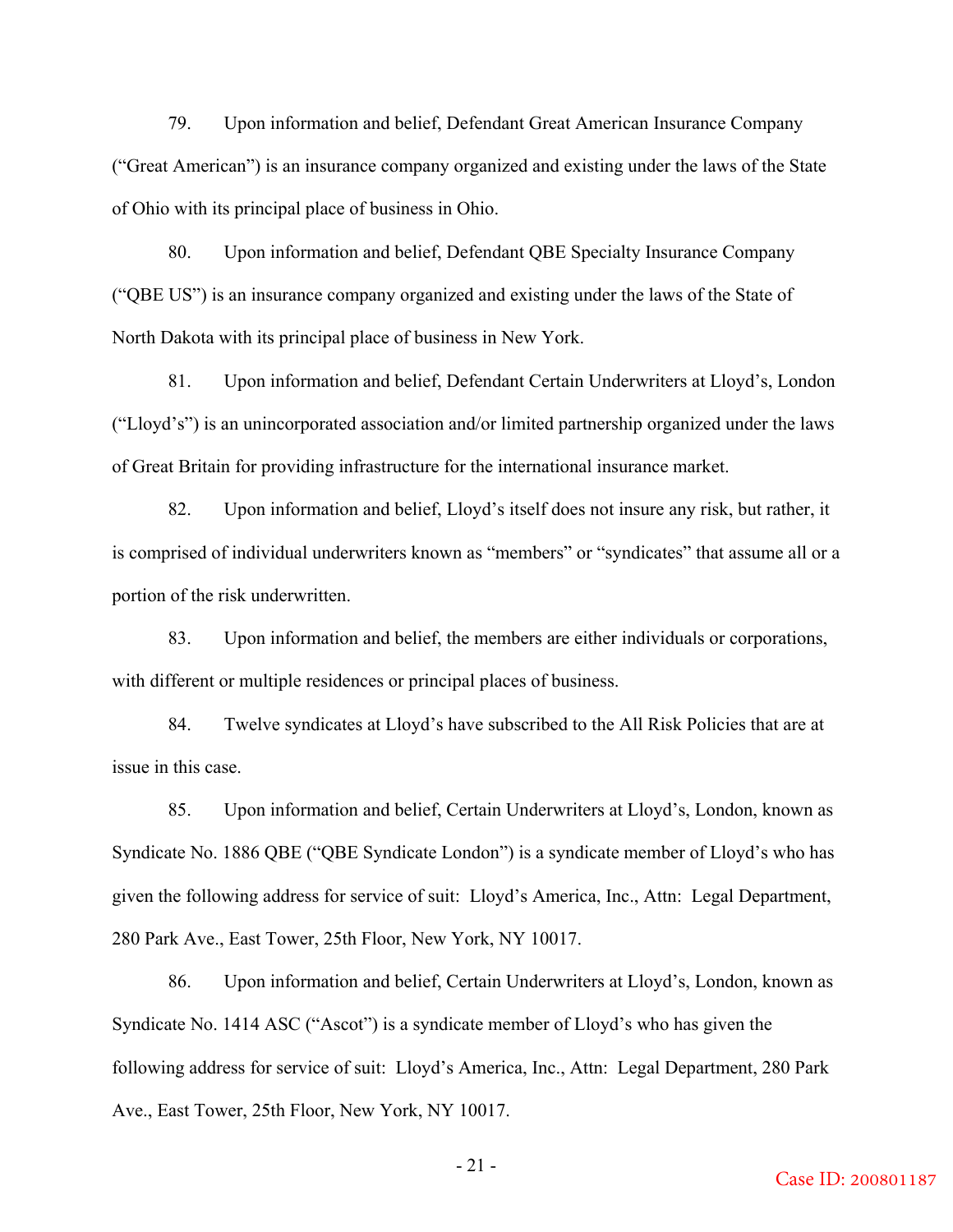79. Upon information and belief, Defendant Great American Insurance Company ("Great American") is an insurance company organized and existing under the laws of the State of Ohio with its principal place of business in Ohio.

80. Upon information and belief, Defendant QBE Specialty Insurance Company ("QBE US") is an insurance company organized and existing under the laws of the State of North Dakota with its principal place of business in New York.

81. Upon information and belief, Defendant Certain Underwriters at Lloyd's, London ("Lloyd's") is an unincorporated association and/or limited partnership organized under the laws of Great Britain for providing infrastructure for the international insurance market.

82. Upon information and belief, Lloyd's itself does not insure any risk, but rather, it is comprised of individual underwriters known as "members" or "syndicates" that assume all or a portion of the risk underwritten.

83. Upon information and belief, the members are either individuals or corporations, with different or multiple residences or principal places of business.

84. Twelve syndicates at Lloyd's have subscribed to the All Risk Policies that are at issue in this case.

85. Upon information and belief, Certain Underwriters at Lloyd's, London, known as Syndicate No. 1886 QBE ("QBE Syndicate London") is a syndicate member of Lloyd's who has given the following address for service of suit: Lloyd's America, Inc., Attn: Legal Department, 280 Park Ave., East Tower, 25th Floor, New York, NY 10017.

86. Upon information and belief, Certain Underwriters at Lloyd's, London, known as Syndicate No. 1414 ASC ("Ascot") is a syndicate member of Lloyd's who has given the following address for service of suit: Lloyd's America, Inc., Attn: Legal Department, 280 Park Ave., East Tower, 25th Floor, New York, NY 10017.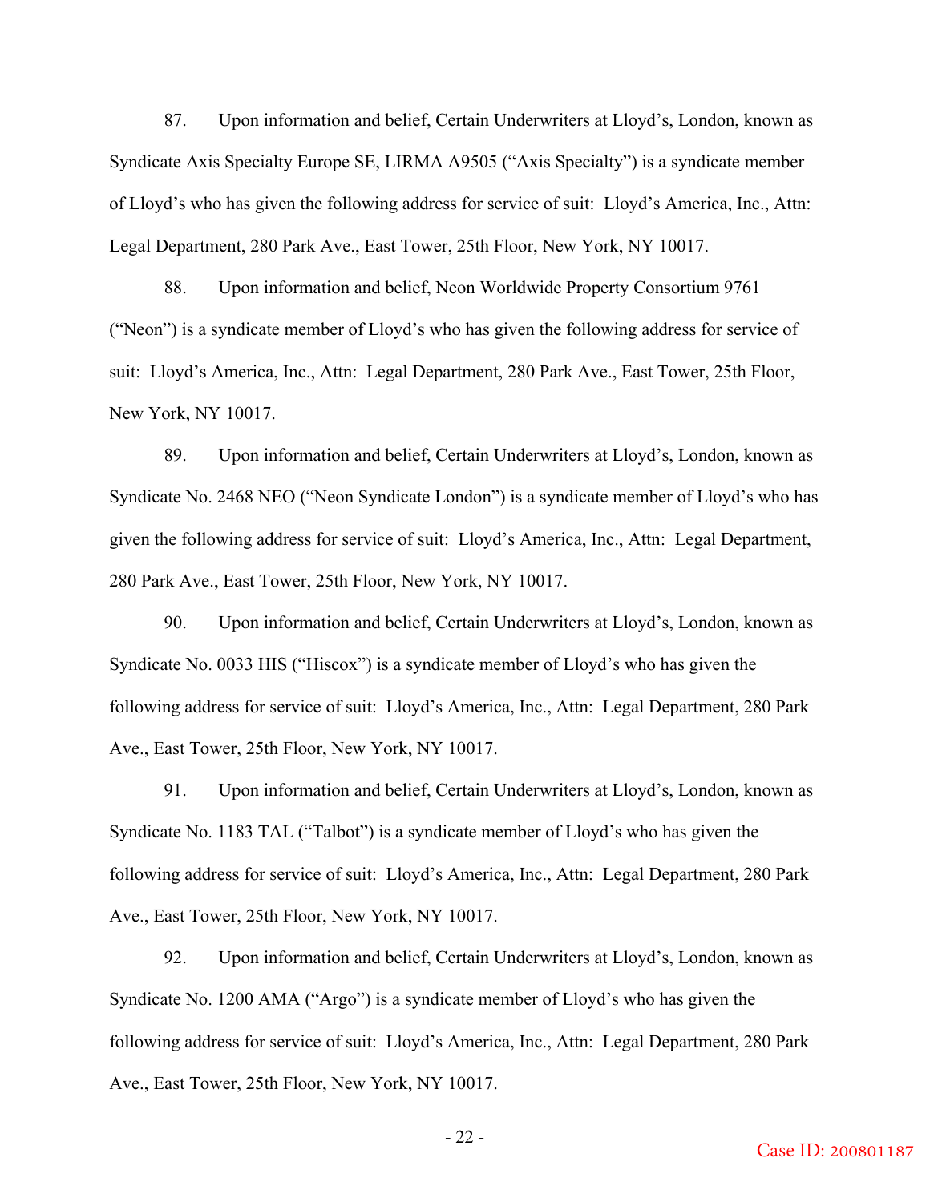87. Upon information and belief, Certain Underwriters at Lloyd's, London, known as Syndicate Axis Specialty Europe SE, LIRMA A9505 ("Axis Specialty") is a syndicate member of Lloyd's who has given the following address for service of suit: Lloyd's America, Inc., Attn: Legal Department, 280 Park Ave., East Tower, 25th Floor, New York, NY 10017.

88. Upon information and belief, Neon Worldwide Property Consortium 9761 ("Neon") is a syndicate member of Lloyd's who has given the following address for service of suit: Lloyd's America, Inc., Attn: Legal Department, 280 Park Ave., East Tower, 25th Floor, New York, NY 10017.

89. Upon information and belief, Certain Underwriters at Lloyd's, London, known as Syndicate No. 2468 NEO ("Neon Syndicate London") is a syndicate member of Lloyd's who has given the following address for service of suit: Lloyd's America, Inc., Attn: Legal Department, 280 Park Ave., East Tower, 25th Floor, New York, NY 10017.

90. Upon information and belief, Certain Underwriters at Lloyd's, London, known as Syndicate No. 0033 HIS ("Hiscox") is a syndicate member of Lloyd's who has given the following address for service of suit: Lloyd's America, Inc., Attn: Legal Department, 280 Park Ave., East Tower, 25th Floor, New York, NY 10017.

91. Upon information and belief, Certain Underwriters at Lloyd's, London, known as Syndicate No. 1183 TAL ("Talbot") is a syndicate member of Lloyd's who has given the following address for service of suit: Lloyd's America, Inc., Attn: Legal Department, 280 Park Ave., East Tower, 25th Floor, New York, NY 10017.

92. Upon information and belief, Certain Underwriters at Lloyd's, London, known as Syndicate No. 1200 AMA ("Argo") is a syndicate member of Lloyd's who has given the following address for service of suit: Lloyd's America, Inc., Attn: Legal Department, 280 Park Ave., East Tower, 25th Floor, New York, NY 10017.

Case ID: 200801187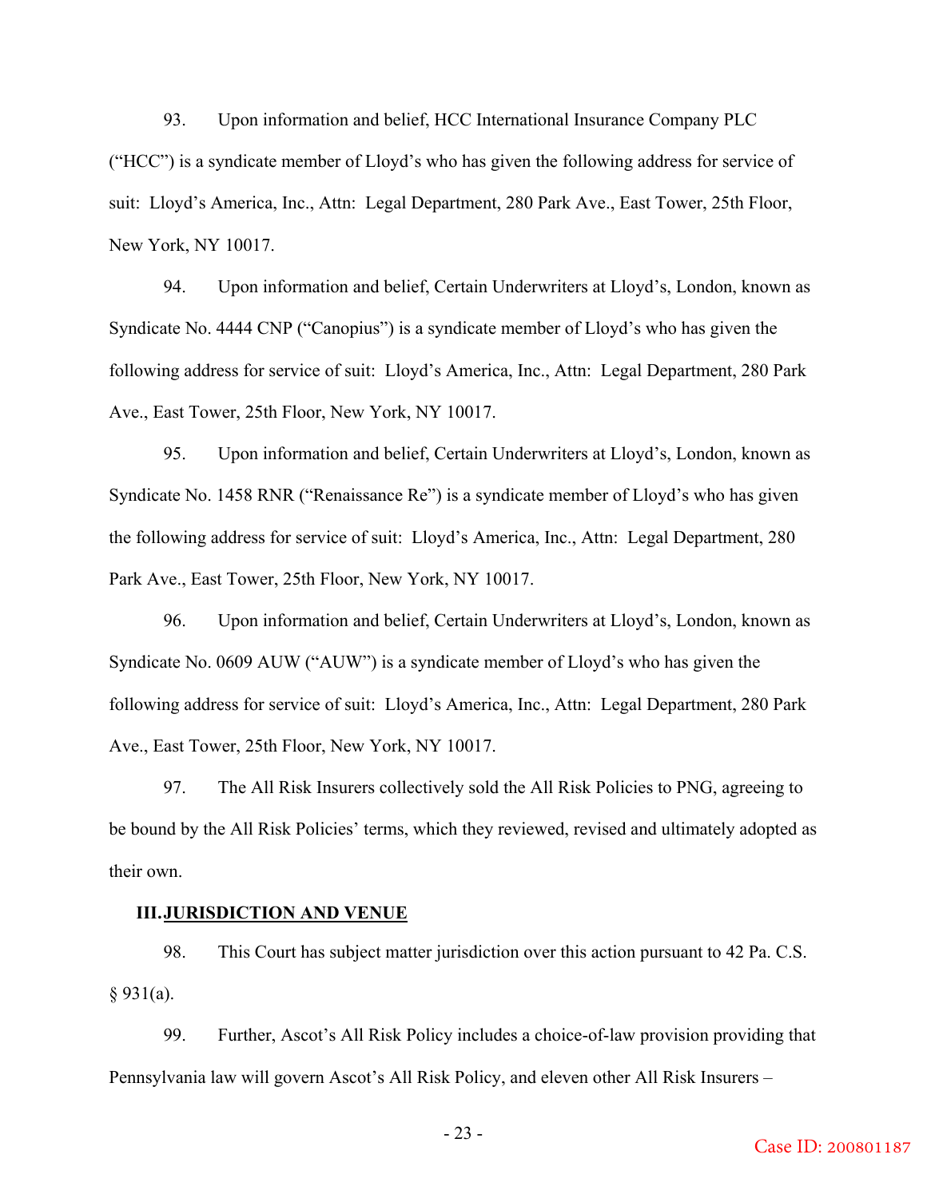93. Upon information and belief, HCC International Insurance Company PLC ("HCC") is a syndicate member of Lloyd's who has given the following address for service of suit: Lloyd's America, Inc., Attn: Legal Department, 280 Park Ave., East Tower, 25th Floor, New York, NY 10017.

94. Upon information and belief, Certain Underwriters at Lloyd's, London, known as Syndicate No. 4444 CNP ("Canopius") is a syndicate member of Lloyd's who has given the following address for service of suit: Lloyd's America, Inc., Attn: Legal Department, 280 Park Ave., East Tower, 25th Floor, New York, NY 10017.

95. Upon information and belief, Certain Underwriters at Lloyd's, London, known as Syndicate No. 1458 RNR ("Renaissance Re") is a syndicate member of Lloyd's who has given the following address for service of suit: Lloyd's America, Inc., Attn: Legal Department, 280 Park Ave., East Tower, 25th Floor, New York, NY 10017.

96. Upon information and belief, Certain Underwriters at Lloyd's, London, known as Syndicate No. 0609 AUW ("AUW") is a syndicate member of Lloyd's who has given the following address for service of suit: Lloyd's America, Inc., Attn: Legal Department, 280 Park Ave., East Tower, 25th Floor, New York, NY 10017.

97. The All Risk Insurers collectively sold the All Risk Policies to PNG, agreeing to be bound by the All Risk Policies' terms, which they reviewed, revised and ultimately adopted as their own.

## III. JURISDICTION AND VENUE

98. This Court has subject matter jurisdiction over this action pursuant to 42 Pa. C.S. § 931(a).

99. Further, Ascot's All Risk Policy includes a choice-of-law provision providing that Pennsylvania law will govern Ascot's All Risk Policy, and eleven other All Risk Insurers –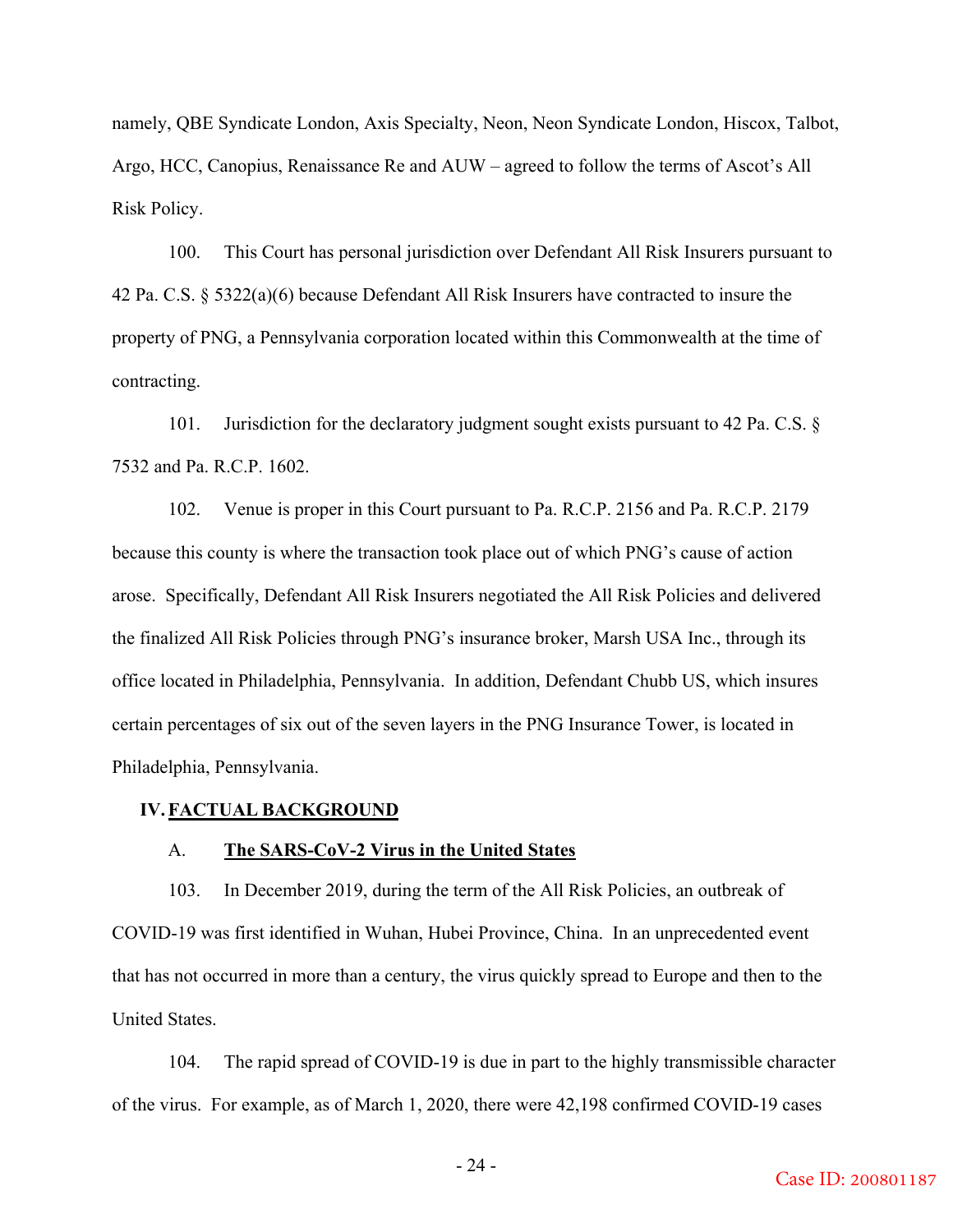namely, QBE Syndicate London, Axis Specialty, Neon, Neon Syndicate London, Hiscox, Talbot, Argo, HCC, Canopius, Renaissance Re and AUW – agreed to follow the terms of Ascot's All Risk Policy.

100. This Court has personal jurisdiction over Defendant All Risk Insurers pursuant to 42 Pa. C.S. § 5322(a)(6) because Defendant All Risk Insurers have contracted to insure the property of PNG, a Pennsylvania corporation located within this Commonwealth at the time of contracting.

101. Jurisdiction for the declaratory judgment sought exists pursuant to 42 Pa. C.S. § 7532 and Pa. R.C.P. 1602.

102. Venue is proper in this Court pursuant to Pa. R.C.P. 2156 and Pa. R.C.P. 2179 because this county is where the transaction took place out of which PNG's cause of action arose. Specifically, Defendant All Risk Insurers negotiated the All Risk Policies and delivered the finalized All Risk Policies through PNG's insurance broker, Marsh USA Inc., through its office located in Philadelphia, Pennsylvania. In addition, Defendant Chubb US, which insures certain percentages of six out of the seven layers in the PNG Insurance Tower, is located in Philadelphia, Pennsylvania.

## IV. FACTUAL BACKGROUND

### A. The SARS-CoV-2 Virus in the United States

103. In December 2019, during the term of the All Risk Policies, an outbreak of COVID-19 was first identified in Wuhan, Hubei Province, China. In an unprecedented event that has not occurred in more than a century, the virus quickly spread to Europe and then to the United States.

104. The rapid spread of COVID-19 is due in part to the highly transmissible character of the virus. For example, as of March 1, 2020, there were 42,198 confirmed COVID-19 cases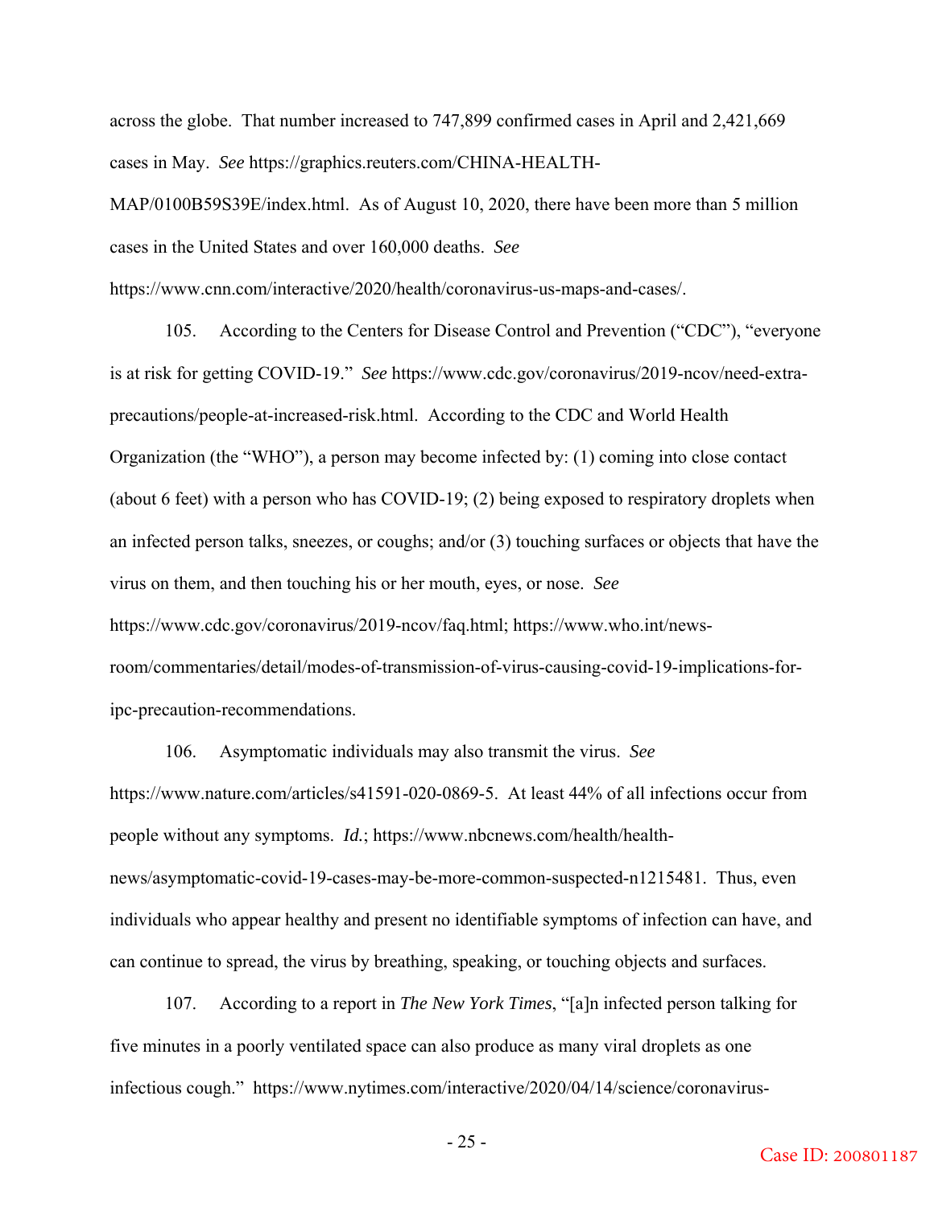across the globe. That number increased to 747,899 confirmed cases in April and 2,421,669 cases in May. *See* https://graphics.reuters.com/CHINA-HEALTH-MAP/0100B59S39E/index.html. As of August 10, 2020, there have been more than 5 million cases in the United States and over 160,000 deaths. *See* https://www.cnn.com/interactive/2020/health/coronavirus-us-maps-and-cases/.

105. According to the Centers for Disease Control and Prevention ("CDC"), "everyone is at risk for getting COVID-19." *See* https://www.cdc.gov/coronavirus/2019-ncov/need-extra-precautions/people-at-increased-risk.html. According to the CDC and World Health Organization (the "WHO"), a person may become infected by: (1) coming into close contact (about 6 feet) with a person who has COVID-19; (2) being exposed to respiratory droplets when an infected person talks, sneezes, or coughs; and/or (3) touching surfaces or objects that have the virus on them, and then touching his or her mouth, eyes, or nose. *See* https://www.cdc.gov/coronavirus/2019-ncov/faq.html; https://www.who.int/news-room/commentaries/detail/modes-of-transmission-of-virus-causing-covid-19-implications-for-ipc-precaution-recommendations.

106. Asymptomatic individuals may also transmit the virus. *See* https://www.nature.com/articles/s41591-020-0869-5. At least 44% of all infections occur from people without any symptoms. *Id.*; https://www.nbcnews.com/health/health-news/asymptomatic-covid-19-cases-may-be-more-common-suspected-n1215481. Thus, even individuals who appear healthy and present no identifiable symptoms of infection can have, and can continue to spread, the virus by breathing, speaking, or touching objects and surfaces.

107. According to a report in *The New York Times*, "[a]n infected person talking for five minutes in a poorly ventilated space can also produce as many viral droplets as one infectious cough." https://www.nytimes.com/interactive/2020/04/14/science/coronavirus-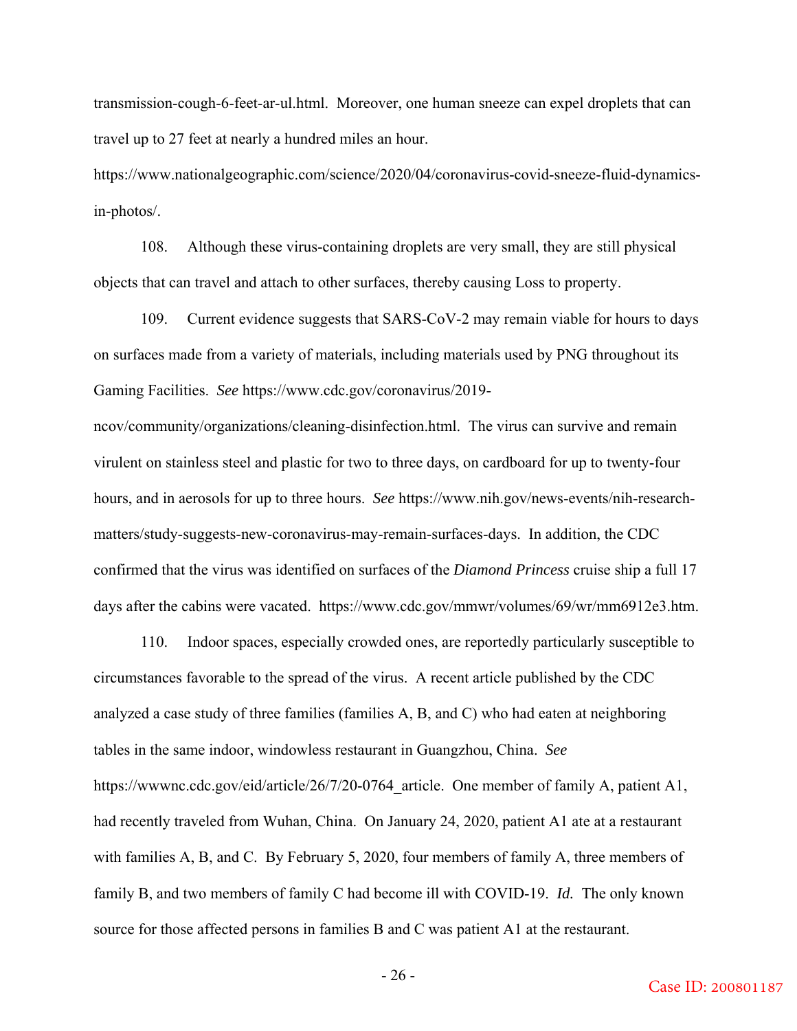transmission-cough-6-feet-ar-ul.html. Moreover, one human sneeze can expel droplets that can travel up to 27 feet at nearly a hundred miles an hour. https://www.nationalgeographic.com/science/2020/04/coronavirus-covid-sneeze-fluid-dynamics-in-photos/.

108. Although these virus-containing droplets are very small, they are still physical objects that can travel and attach to other surfaces, thereby causing Loss to property.

109. Current evidence suggests that SARS-CoV-2 may remain viable for hours to days on surfaces made from a variety of materials, including materials used by PNG throughout its Gaming Facilities. *See* https://www.cdc.gov/coronavirus/2019-ncov/community/organizations/cleaning-disinfection.html. The virus can survive and remain virulent on stainless steel and plastic for two to three days, on cardboard for up to twenty-four hours, and in aerosols for up to three hours. *See* https://www.nih.gov/news-events/nih-research-matters/study-suggests-new-coronavirus-may-remain-surfaces-days. In addition, the CDC confirmed that the virus was identified on surfaces of the *Diamond Princess* cruise ship a full 17 days after the cabins were vacated. https://www.cdc.gov/mmwr/volumes/69/wr/mm6912e3.htm.

110. Indoor spaces, especially crowded ones, are reportedly particularly susceptible to circumstances favorable to the spread of the virus. A recent article published by the CDC analyzed a case study of three families (families A, B, and C) who had eaten at neighboring tables in the same indoor, windowless restaurant in Guangzhou, China. *See* https://wwwnc.cdc.gov/eid/article/26/7/20-0764_article. One member of family A, patient A1, had recently traveled from Wuhan, China. On January 24, 2020, patient A1 ate at a restaurant with families A, B, and C. By February 5, 2020, four members of family A, three members of family B, and two members of family C had become ill with COVID-19. *Id.* The only known source for those affected persons in families B and C was patient A1 at the restaurant.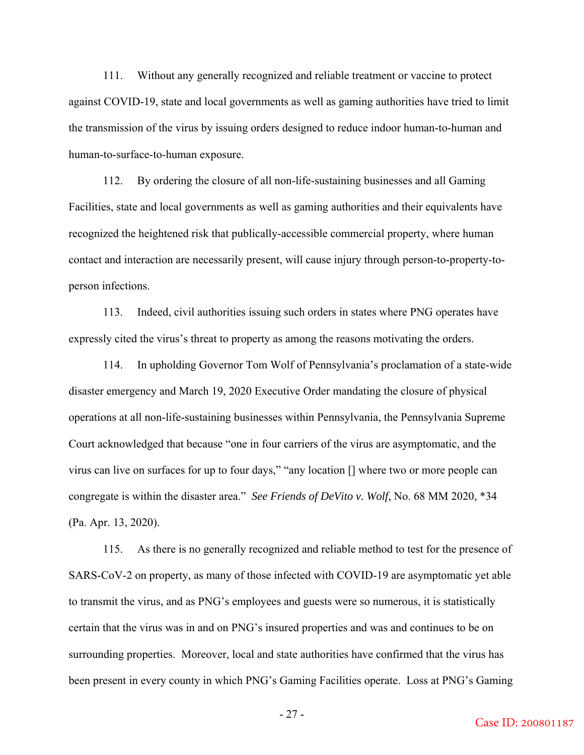111. Without any generally recognized and reliable treatment or vaccine to protect against COVID-19, state and local governments as well as gaming authorities have tried to limit the transmission of the virus by issuing orders designed to reduce indoor human-to-human and human-to-surface-to-human exposure.

112. By ordering the closure of all non-life-sustaining businesses and all Gaming Facilities, state and local governments as well as gaming authorities and their equivalents have recognized the heightened risk that publically-accessible commercial property, where human contact and interaction are necessarily present, will cause injury through person-to-property-to-person infections.

113. Indeed, civil authorities issuing such orders in states where PNG operates have expressly cited the virus's threat to property as among the reasons motivating the orders.

114. In upholding Governor Tom Wolf of Pennsylvania's proclamation of a state-wide disaster emergency and March 19, 2020 Executive Order mandating the closure of physical operations at all non-life-sustaining businesses within Pennsylvania, the Pennsylvania Supreme Court acknowledged that because "one in four carriers of the virus are asymptomatic, and the virus can live on surfaces for up to four days," "any location [] where two or more people can congregate is within the disaster area." *See Friends of DeVito v. Wolf*, No. 68 MM 2020, *34 (Pa. Apr. 13, 2020).

115. As there is no generally recognized and reliable method to test for the presence of SARS-CoV-2 on property, as many of those infected with COVID-19 are asymptomatic yet able to transmit the virus, and as PNG's employees and guests were so numerous, it is statistically certain that the virus was in and on PNG's insured properties and was and continues to be on surrounding properties. Moreover, local and state authorities have confirmed that the virus has been present in every county in which PNG's Gaming Facilities operate. Loss at PNG's Gaming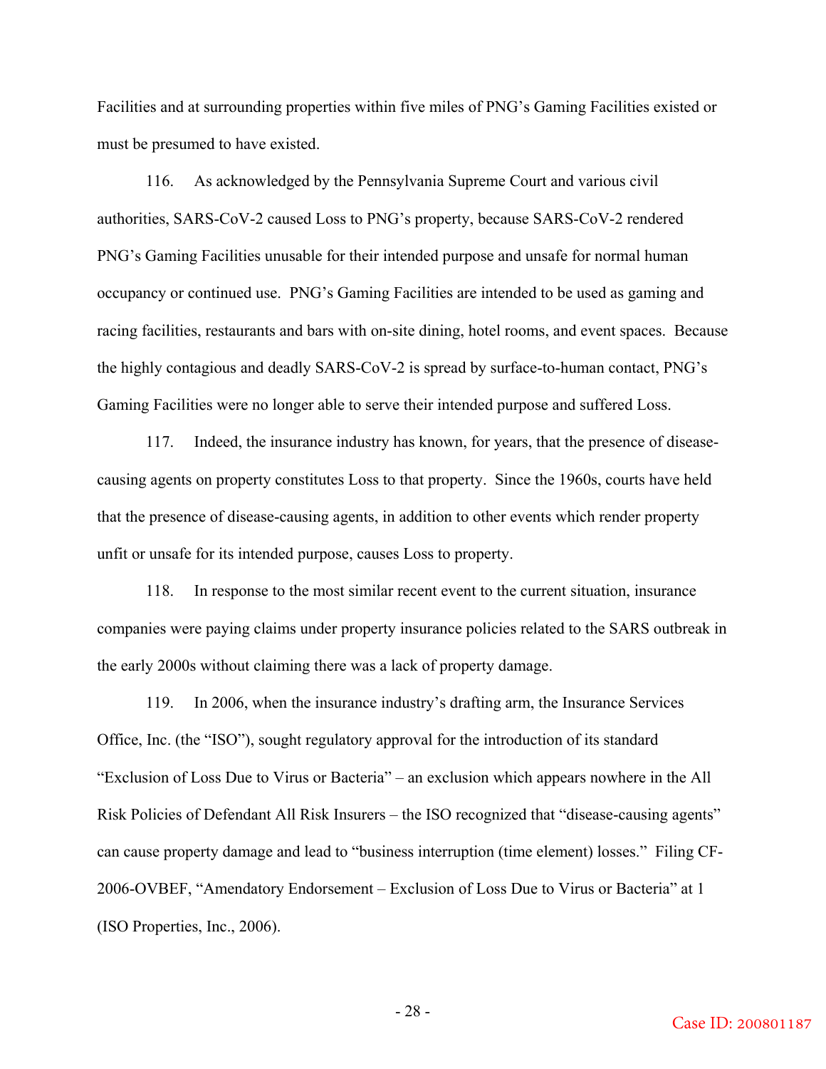Facilities and at surrounding properties within five miles of PNG's Gaming Facilities existed or must be presumed to have existed.

116. As acknowledged by the Pennsylvania Supreme Court and various civil authorities, SARS-CoV-2 caused Loss to PNG's property, because SARS-CoV-2 rendered PNG's Gaming Facilities unusable for their intended purpose and unsafe for normal human occupancy or continued use. PNG's Gaming Facilities are intended to be used as gaming and racing facilities, restaurants and bars with on-site dining, hotel rooms, and event spaces. Because the highly contagious and deadly SARS-CoV-2 is spread by surface-to-human contact, PNG's Gaming Facilities were no longer able to serve their intended purpose and suffered Loss.

117. Indeed, the insurance industry has known, for years, that the presence of disease-causing agents on property constitutes Loss to that property. Since the 1960s, courts have held that the presence of disease-causing agents, in addition to other events which render property unfit or unsafe for its intended purpose, causes Loss to property.

118. In response to the most similar recent event to the current situation, insurance companies were paying claims under property insurance policies related to the SARS outbreak in the early 2000s without claiming there was a lack of property damage.

119. In 2006, when the insurance industry's drafting arm, the Insurance Services Office, Inc. (the "ISO"), sought regulatory approval for the introduction of its standard "Exclusion of Loss Due to Virus or Bacteria" – an exclusion which appears nowhere in the All Risk Policies of Defendant All Risk Insurers – the ISO recognized that "disease-causing agents" can cause property damage and lead to "business interruption (time element) losses." Filing CF-2006-OVBEF, "Amendatory Endorsement – Exclusion of Loss Due to Virus or Bacteria" at 1 (ISO Properties, Inc., 2006).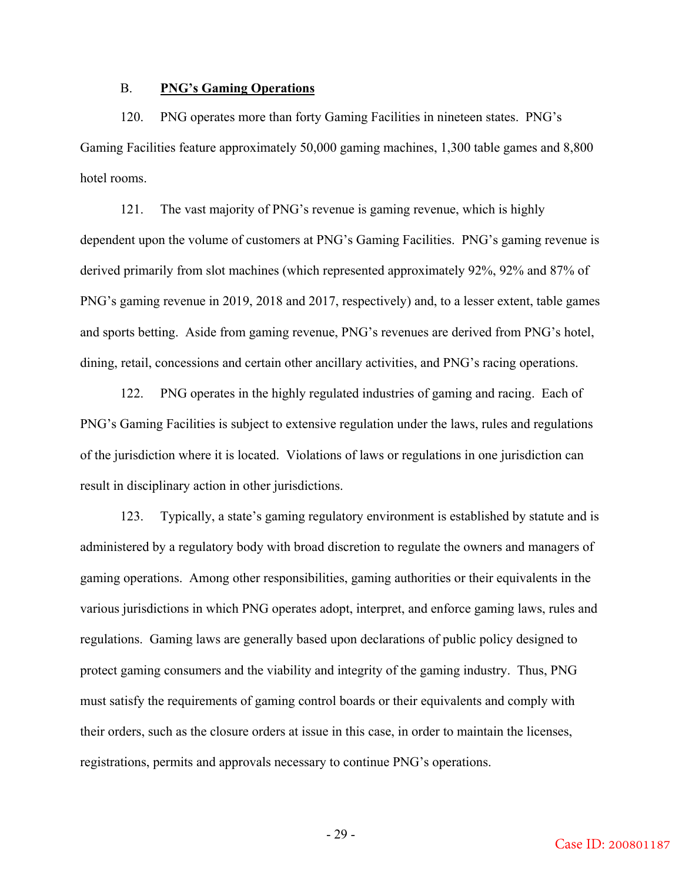### B. **PNG's Gaming Operations**

120. PNG operates more than forty Gaming Facilities in nineteen states. PNG's Gaming Facilities feature approximately 50,000 gaming machines, 1,300 table games and 8,800 hotel rooms.

121. The vast majority of PNG's revenue is gaming revenue, which is highly dependent upon the volume of customers at PNG's Gaming Facilities. PNG's gaming revenue is derived primarily from slot machines (which represented approximately 92%, 92% and 87% of PNG's gaming revenue in 2019, 2018 and 2017, respectively) and, to a lesser extent, table games and sports betting. Aside from gaming revenue, PNG's revenues are derived from PNG's hotel, dining, retail, concessions and certain other ancillary activities, and PNG's racing operations.

122. PNG operates in the highly regulated industries of gaming and racing. Each of PNG's Gaming Facilities is subject to extensive regulation under the laws, rules and regulations of the jurisdiction where it is located. Violations of laws or regulations in one jurisdiction can result in disciplinary action in other jurisdictions.

123. Typically, a state's gaming regulatory environment is established by statute and is administered by a regulatory body with broad discretion to regulate the owners and managers of gaming operations. Among other responsibilities, gaming authorities or their equivalents in the various jurisdictions in which PNG operates adopt, interpret, and enforce gaming laws, rules and regulations. Gaming laws are generally based upon declarations of public policy designed to protect gaming consumers and the viability and integrity of the gaming industry. Thus, PNG must satisfy the requirements of gaming control boards or their equivalents and comply with their orders, such as the closure orders at issue in this case, in order to maintain the licenses, registrations, permits and approvals necessary to continue PNG's operations.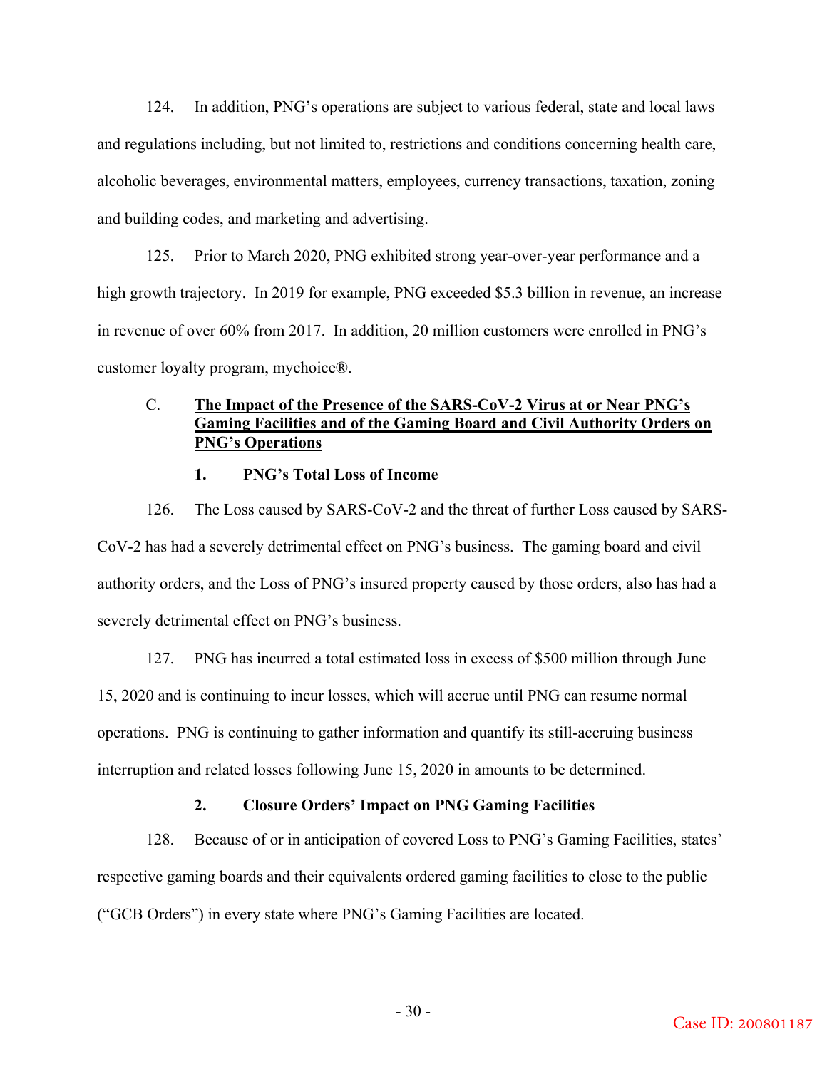124. In addition, PNG's operations are subject to various federal, state and local laws and regulations including, but not limited to, restrictions and conditions concerning health care, alcoholic beverages, environmental matters, employees, currency transactions, taxation, zoning and building codes, and marketing and advertising.

125. Prior to March 2020, PNG exhibited strong year-over-year performance and a high growth trajectory. In 2019 for example, PNG exceeded $5.3 billion in revenue, an increase in revenue of over 60% from 2017. In addition, 20 million customers were enrolled in PNG's customer loyalty program, mychoice®.

### C. <u>The Impact of the Presence of the SARS-CoV-2 Virus at or Near PNG's Gaming Facilities and of the Gaming Board and Civil Authority Orders on PNG's Operations</u>

#### 1. PNG's Total Loss of Income

126. The Loss caused by SARS-CoV-2 and the threat of further Loss caused by SARS-CoV-2 has had a severely detrimental effect on PNG's business. The gaming board and civil authority orders, and the Loss of PNG's insured property caused by those orders, also has had a severely detrimental effect on PNG's business.

127. PNG has incurred a total estimated loss in excess of $500 million through June 15, 2020 and is continuing to incur losses, which will accrue until PNG can resume normal operations. PNG is continuing to gather information and quantify its still-accruing business interruption and related losses following June 15, 2020 in amounts to be determined.

#### 2. Closure Orders' Impact on PNG Gaming Facilities

128. Because of or in anticipation of covered Loss to PNG's Gaming Facilities, states' respective gaming boards and their equivalents ordered gaming facilities to close to the public ("GCB Orders") in every state where PNG's Gaming Facilities are located.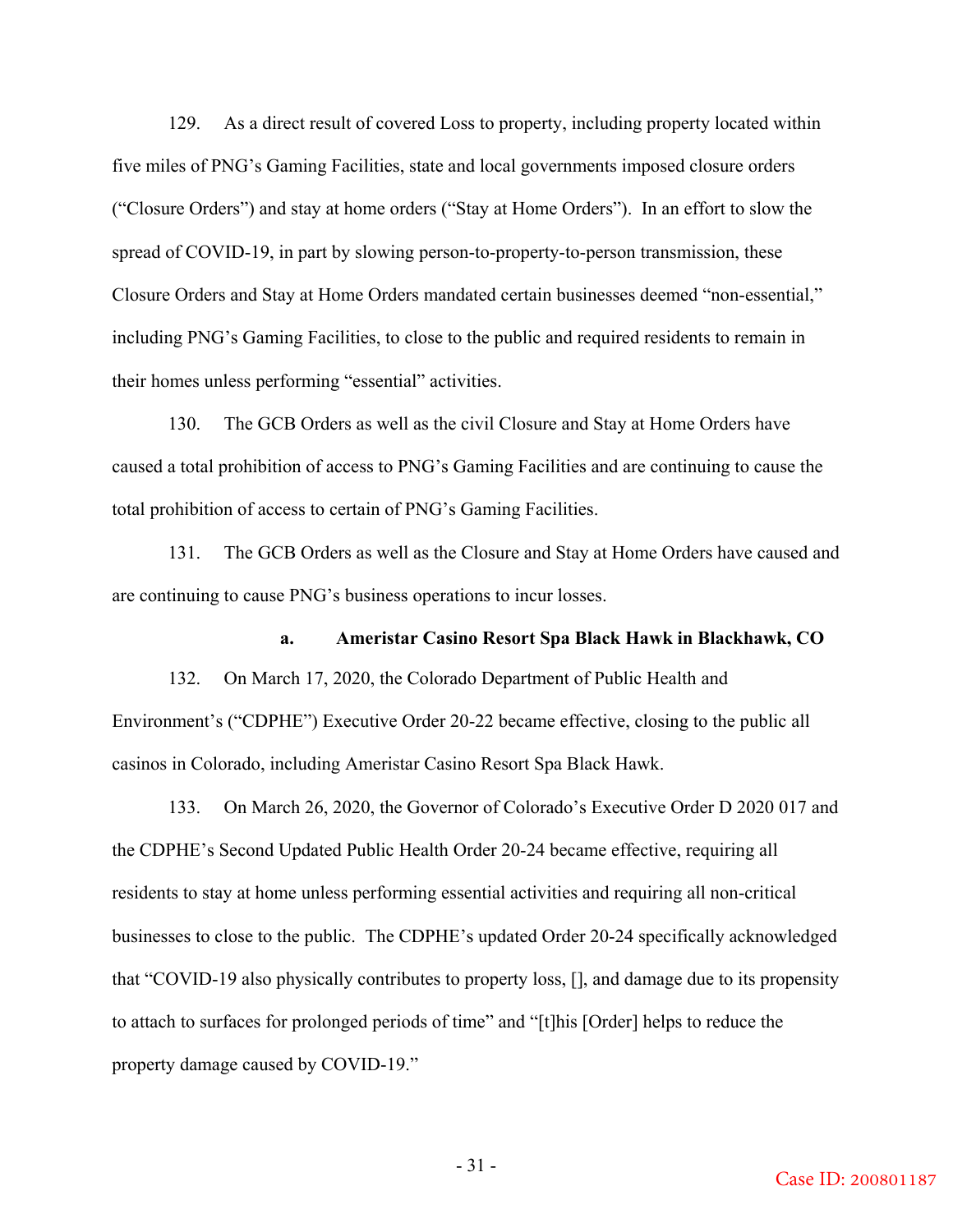129. As a direct result of covered Loss to property, including property located within five miles of PNG's Gaming Facilities, state and local governments imposed closure orders ("Closure Orders") and stay at home orders ("Stay at Home Orders"). In an effort to slow the spread of COVID-19, in part by slowing person-to-property-to-person transmission, these Closure Orders and Stay at Home Orders mandated certain businesses deemed "non-essential," including PNG's Gaming Facilities, to close to the public and required residents to remain in their homes unless performing "essential" activities.

130. The GCB Orders as well as the civil Closure and Stay at Home Orders have caused a total prohibition of access to PNG's Gaming Facilities and are continuing to cause the total prohibition of access to certain of PNG's Gaming Facilities.

131. The GCB Orders as well as the Closure and Stay at Home Orders have caused and are continuing to cause PNG's business operations to incur losses.

**a. Ameristar Casino Resort Spa Black Hawk in Blackhawk, CO**

132. On March 17, 2020, the Colorado Department of Public Health and Environment's ("CDPHE") Executive Order 20-22 became effective, closing to the public all casinos in Colorado, including Ameristar Casino Resort Spa Black Hawk.

133. On March 26, 2020, the Governor of Colorado's Executive Order D 2020 017 and the CDPHE's Second Updated Public Health Order 20-24 became effective, requiring all residents to stay at home unless performing essential activities and requiring all non-critical businesses to close to the public. The CDPHE's updated Order 20-24 specifically acknowledged that "COVID-19 also physically contributes to property loss, [], and damage due to its propensity to attach to surfaces for prolonged periods of time" and "[t]his [Order] helps to reduce the property damage caused by COVID-19."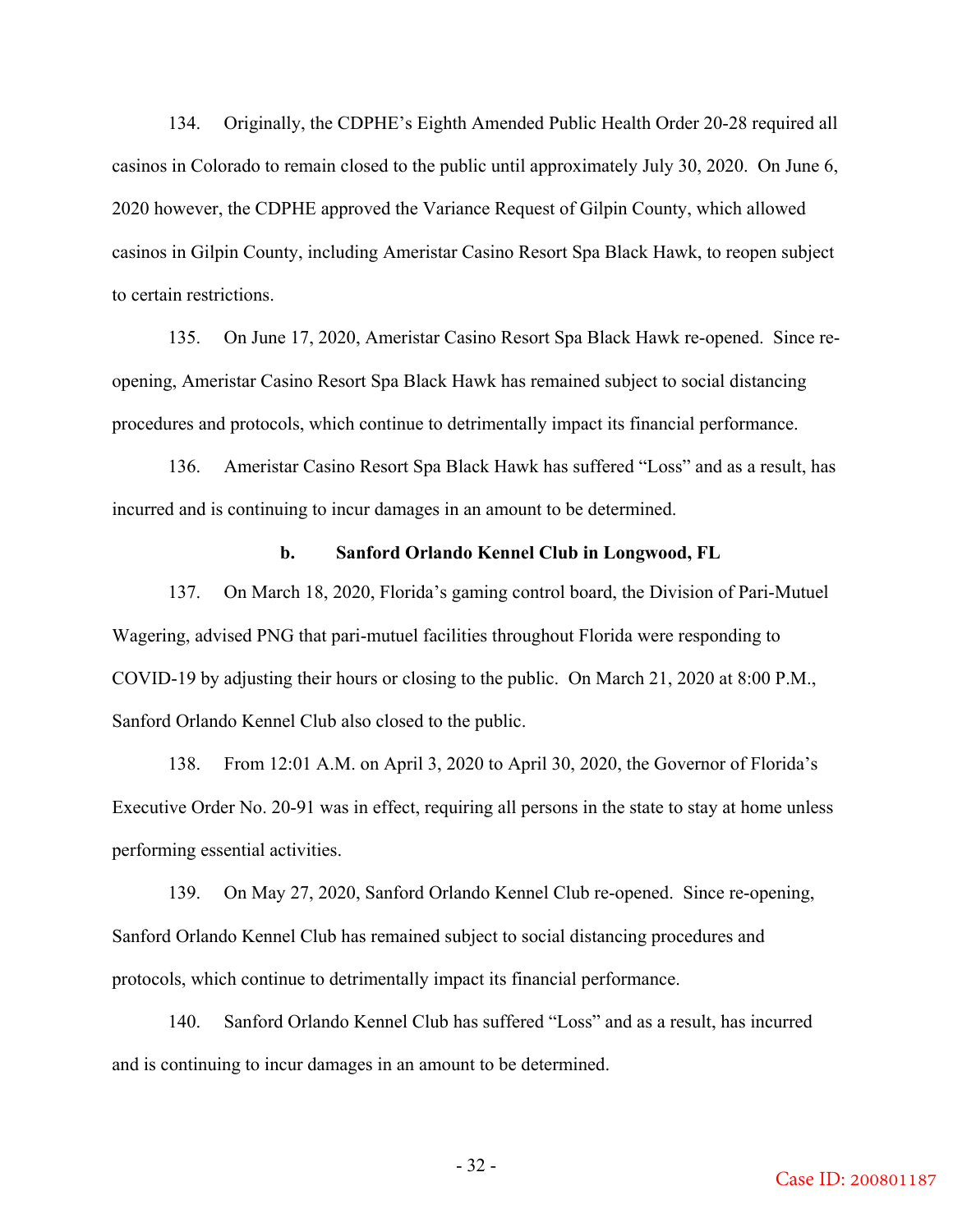134. Originally, the CDPHE's Eighth Amended Public Health Order 20-28 required all casinos in Colorado to remain closed to the public until approximately July 30, 2020. On June 6, 2020 however, the CDPHE approved the Variance Request of Gilpin County, which allowed casinos in Gilpin County, including Ameristar Casino Resort Spa Black Hawk, to reopen subject to certain restrictions.

135. On June 17, 2020, Ameristar Casino Resort Spa Black Hawk re-opened. Since re-opening, Ameristar Casino Resort Spa Black Hawk has remained subject to social distancing procedures and protocols, which continue to detrimentally impact its financial performance.

136. Ameristar Casino Resort Spa Black Hawk has suffered "Loss" and as a result, has incurred and is continuing to incur damages in an amount to be determined.

#### b. Sanford Orlando Kennel Club in Longwood, FL

137. On March 18, 2020, Florida's gaming control board, the Division of Pari-Mutuel Wagering, advised PNG that pari-mutuel facilities throughout Florida were responding to COVID-19 by adjusting their hours or closing to the public. On March 21, 2020 at 8:00 P.M., Sanford Orlando Kennel Club also closed to the public.

138. From 12:01 A.M. on April 3, 2020 to April 30, 2020, the Governor of Florida's Executive Order No. 20-91 was in effect, requiring all persons in the state to stay at home unless performing essential activities.

139. On May 27, 2020, Sanford Orlando Kennel Club re-opened. Since re-opening, Sanford Orlando Kennel Club has remained subject to social distancing procedures and protocols, which continue to detrimentally impact its financial performance.

140. Sanford Orlando Kennel Club has suffered "Loss" and as a result, has incurred and is continuing to incur damages in an amount to be determined.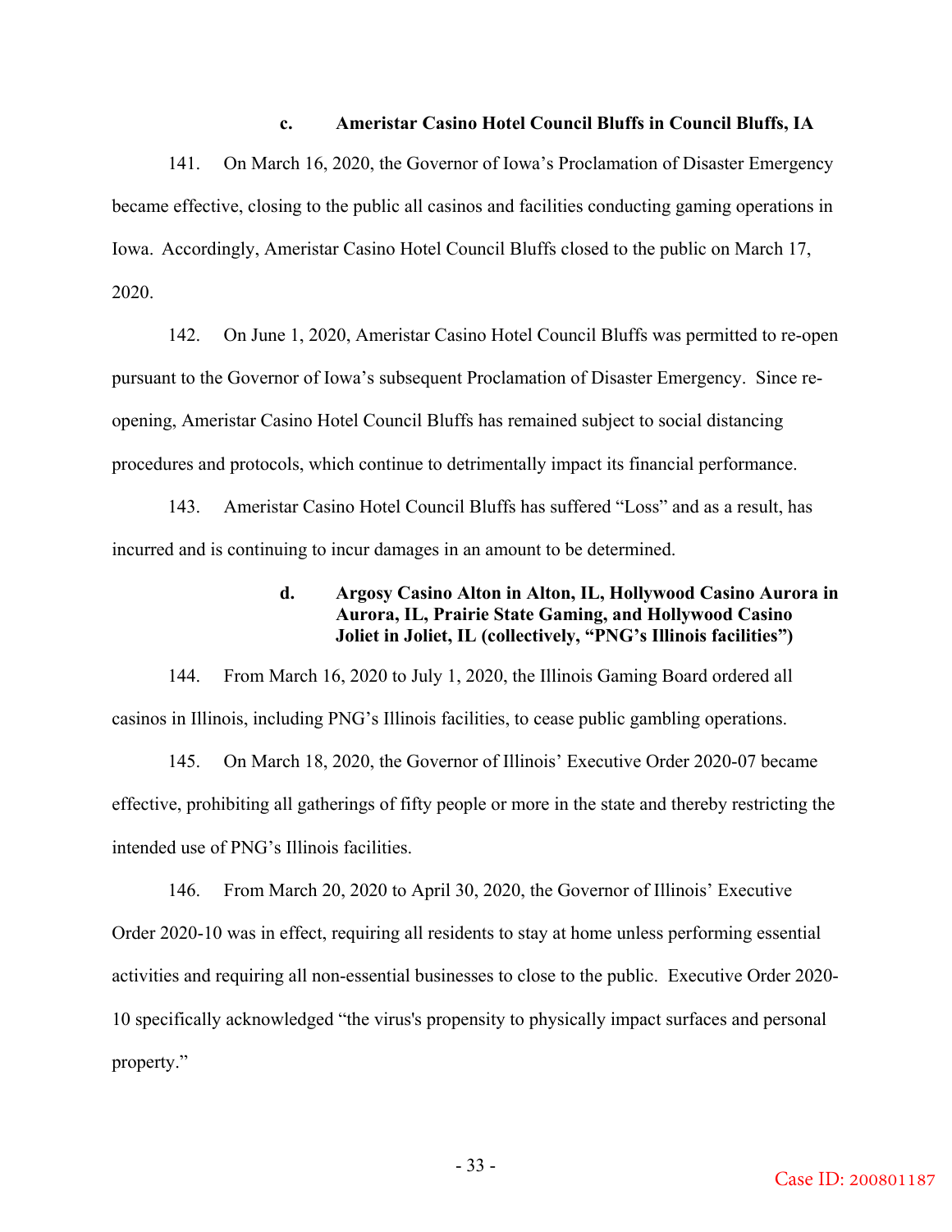#### c. Ameristar Casino Hotel Council Bluffs in Council Bluffs, IA

141. On March 16, 2020, the Governor of Iowa's Proclamation of Disaster Emergency became effective, closing to the public all casinos and facilities conducting gaming operations in Iowa. Accordingly, Ameristar Casino Hotel Council Bluffs closed to the public on March 17, 2020.

142. On June 1, 2020, Ameristar Casino Hotel Council Bluffs was permitted to re-open pursuant to the Governor of Iowa's subsequent Proclamation of Disaster Emergency. Since re-opening, Ameristar Casino Hotel Council Bluffs has remained subject to social distancing procedures and protocols, which continue to detrimentally impact its financial performance.

143. Ameristar Casino Hotel Council Bluffs has suffered "Loss" and as a result, has incurred and is continuing to incur damages in an amount to be determined.

#### d. Argosy Casino Alton in Alton, IL, Hollywood Casino Aurora in Aurora, IL, Prairie State Gaming, and Hollywood Casino Joliet in Joliet, IL (collectively, "PNG's Illinois facilities")

144. From March 16, 2020 to July 1, 2020, the Illinois Gaming Board ordered all casinos in Illinois, including PNG's Illinois facilities, to cease public gambling operations.

145. On March 18, 2020, the Governor of Illinois' Executive Order 2020-07 became effective, prohibiting all gatherings of fifty people or more in the state and thereby restricting the intended use of PNG's Illinois facilities.

146. From March 20, 2020 to April 30, 2020, the Governor of Illinois' Executive Order 2020-10 was in effect, requiring all residents to stay at home unless performing essential activities and requiring all non-essential businesses to close to the public. Executive Order 2020-10 specifically acknowledged "the virus's propensity to physically impact surfaces and personal property."

Case ID: 200801187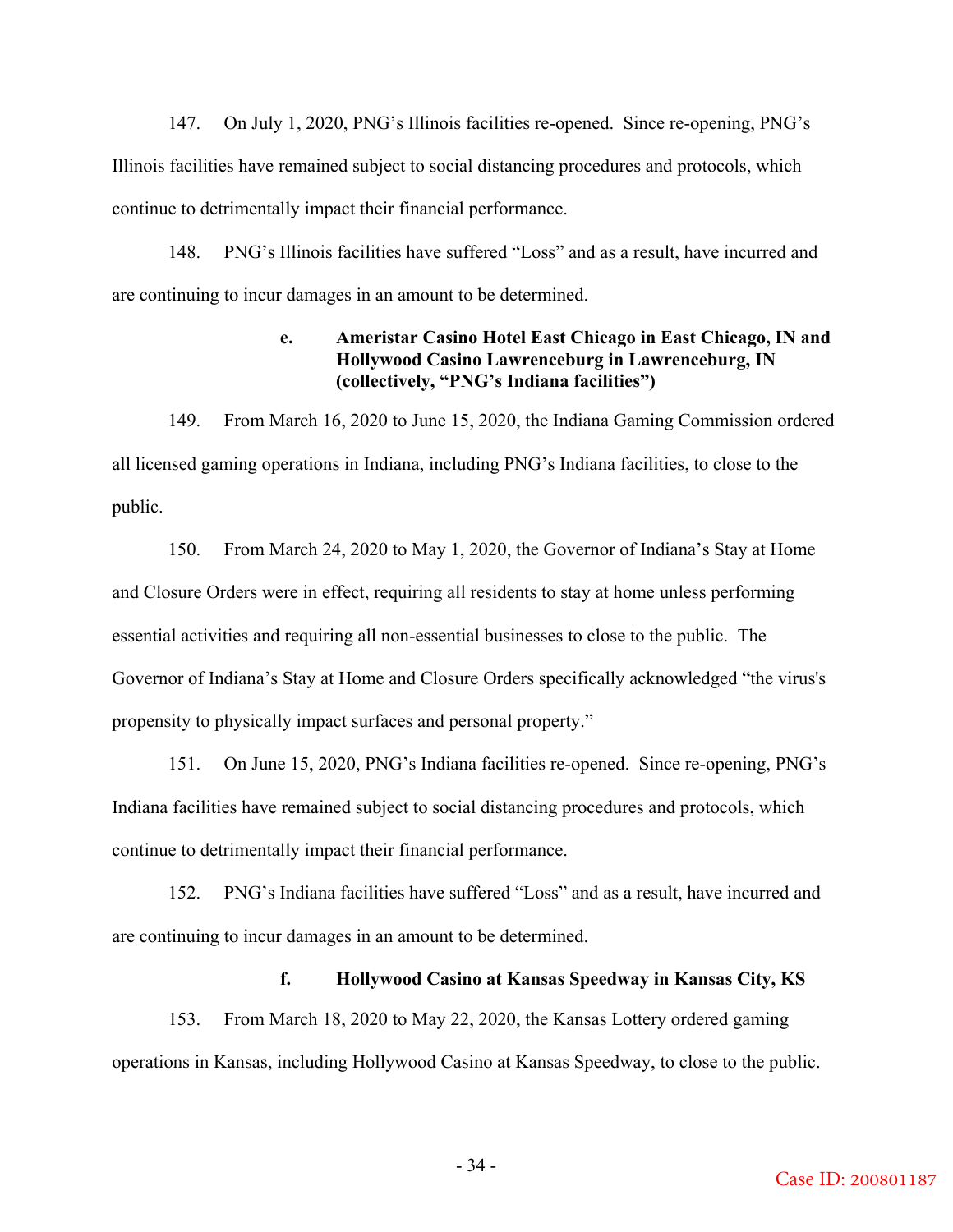147. On July 1, 2020, PNG's Illinois facilities re-opened. Since re-opening, PNG's Illinois facilities have remained subject to social distancing procedures and protocols, which continue to detrimentally impact their financial performance.

148. PNG's Illinois facilities have suffered "Loss" and as a result, have incurred and are continuing to incur damages in an amount to be determined.

**e. Ameristar Casino Hotel East Chicago in East Chicago, IN and Hollywood Casino Lawrenceburg in Lawrenceburg, IN (collectively, "PNG's Indiana facilities")**

149. From March 16, 2020 to June 15, 2020, the Indiana Gaming Commission ordered all licensed gaming operations in Indiana, including PNG's Indiana facilities, to close to the public.

150. From March 24, 2020 to May 1, 2020, the Governor of Indiana's Stay at Home and Closure Orders were in effect, requiring all residents to stay at home unless performing essential activities and requiring all non-essential businesses to close to the public. The Governor of Indiana's Stay at Home and Closure Orders specifically acknowledged "the virus's propensity to physically impact surfaces and personal property."

151. On June 15, 2020, PNG's Indiana facilities re-opened. Since re-opening, PNG's Indiana facilities have remained subject to social distancing procedures and protocols, which continue to detrimentally impact their financial performance.

152. PNG's Indiana facilities have suffered "Loss" and as a result, have incurred and are continuing to incur damages in an amount to be determined.

**f. Hollywood Casino at Kansas Speedway in Kansas City, KS**

153. From March 18, 2020 to May 22, 2020, the Kansas Lottery ordered gaming operations in Kansas, including Hollywood Casino at Kansas Speedway, to close to the public.

Case ID: 200801187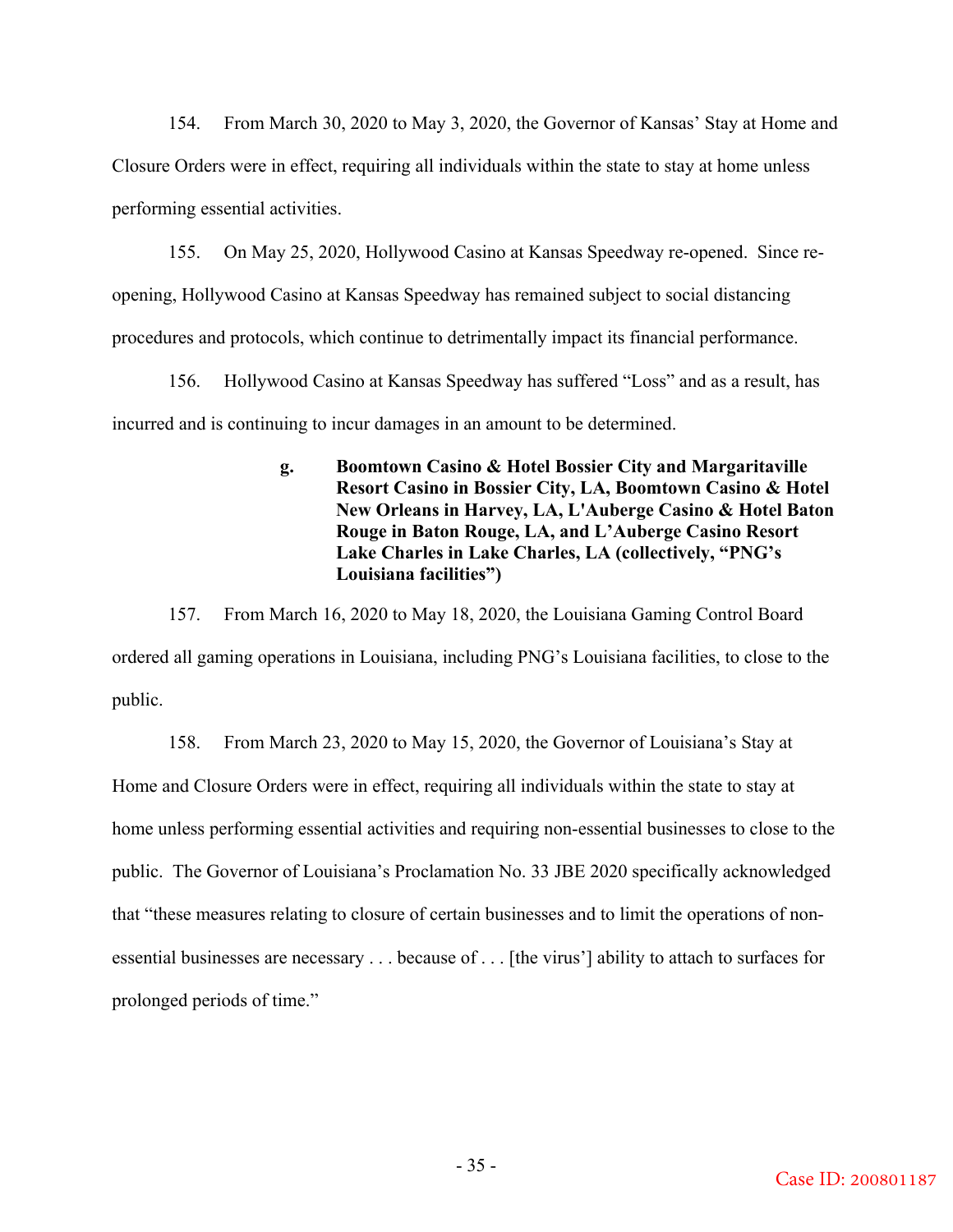154. From March 30, 2020 to May 3, 2020, the Governor of Kansas' Stay at Home and Closure Orders were in effect, requiring all individuals within the state to stay at home unless performing essential activities.

155. On May 25, 2020, Hollywood Casino at Kansas Speedway re-opened. Since re-opening, Hollywood Casino at Kansas Speedway has remained subject to social distancing procedures and protocols, which continue to detrimentally impact its financial performance.

156. Hollywood Casino at Kansas Speedway has suffered "Loss" and as a result, has incurred and is continuing to incur damages in an amount to be determined.

**g. Boomtown Casino & Hotel Bossier City and Margaritaville Resort Casino in Bossier City, LA, Boomtown Casino & Hotel New Orleans in Harvey, LA, L'Auberge Casino & Hotel Baton Rouge in Baton Rouge, LA, and L'Auberge Casino Resort Lake Charles in Lake Charles, LA (collectively, "PNG's Louisiana facilities")**

157. From March 16, 2020 to May 18, 2020, the Louisiana Gaming Control Board ordered all gaming operations in Louisiana, including PNG's Louisiana facilities, to close to the public.

158. From March 23, 2020 to May 15, 2020, the Governor of Louisiana's Stay at Home and Closure Orders were in effect, requiring all individuals within the state to stay at home unless performing essential activities and requiring non-essential businesses to close to the public. The Governor of Louisiana's Proclamation No. 33 JBE 2020 specifically acknowledged that "these measures relating to closure of certain businesses and to limit the operations of non-essential businesses are necessary . . . because of . . . [the virus'] ability to attach to surfaces for prolonged periods of time."

Case ID: 200801187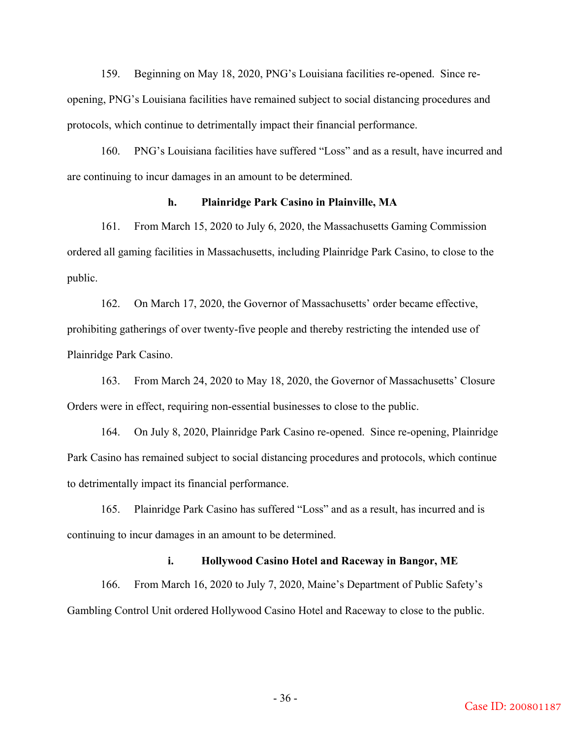159. Beginning on May 18, 2020, PNG's Louisiana facilities re-opened. Since re-opening, PNG's Louisiana facilities have remained subject to social distancing procedures and protocols, which continue to detrimentally impact their financial performance.

160. PNG's Louisiana facilities have suffered "Loss" and as a result, have incurred and are continuing to incur damages in an amount to be determined.

#### h. Plainridge Park Casino in Plainville, MA

161. From March 15, 2020 to July 6, 2020, the Massachusetts Gaming Commission ordered all gaming facilities in Massachusetts, including Plainridge Park Casino, to close to the public.

162. On March 17, 2020, the Governor of Massachusetts' order became effective, prohibiting gatherings of over twenty-five people and thereby restricting the intended use of Plainridge Park Casino.

163. From March 24, 2020 to May 18, 2020, the Governor of Massachusetts' Closure Orders were in effect, requiring non-essential businesses to close to the public.

164. On July 8, 2020, Plainridge Park Casino re-opened. Since re-opening, Plainridge Park Casino has remained subject to social distancing procedures and protocols, which continue to detrimentally impact its financial performance.

165. Plainridge Park Casino has suffered "Loss" and as a result, has incurred and is continuing to incur damages in an amount to be determined.

#### i. Hollywood Casino Hotel and Raceway in Bangor, ME

166. From March 16, 2020 to July 7, 2020, Maine's Department of Public Safety's Gambling Control Unit ordered Hollywood Casino Hotel and Raceway to close to the public.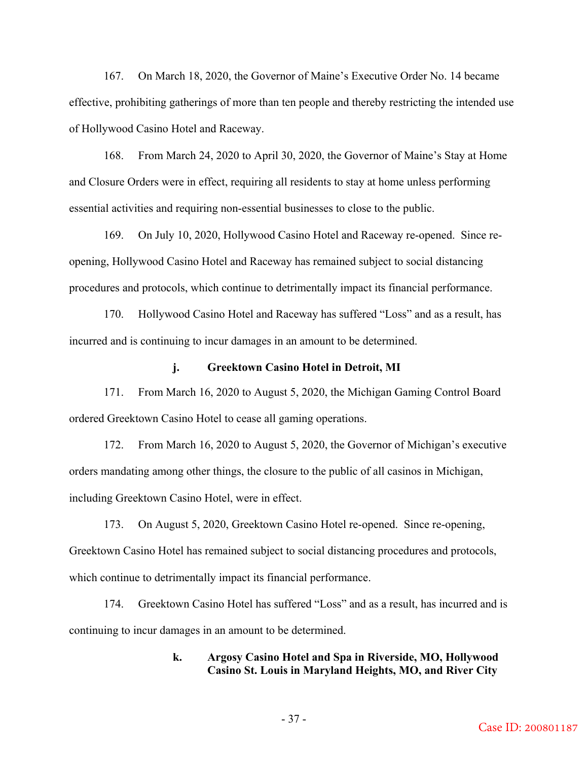167. On March 18, 2020, the Governor of Maine's Executive Order No. 14 became effective, prohibiting gatherings of more than ten people and thereby restricting the intended use of Hollywood Casino Hotel and Raceway.

168. From March 24, 2020 to April 30, 2020, the Governor of Maine's Stay at Home and Closure Orders were in effect, requiring all residents to stay at home unless performing essential activities and requiring non-essential businesses to close to the public.

169. On July 10, 2020, Hollywood Casino Hotel and Raceway re-opened. Since re-opening, Hollywood Casino Hotel and Raceway has remained subject to social distancing procedures and protocols, which continue to detrimentally impact its financial performance.

170. Hollywood Casino Hotel and Raceway has suffered "Loss" and as a result, has incurred and is continuing to incur damages in an amount to be determined.

**j. Greektown Casino Hotel in Detroit, MI**

171. From March 16, 2020 to August 5, 2020, the Michigan Gaming Control Board ordered Greektown Casino Hotel to cease all gaming operations.

172. From March 16, 2020 to August 5, 2020, the Governor of Michigan's executive orders mandating among other things, the closure to the public of all casinos in Michigan, including Greektown Casino Hotel, were in effect.

173. On August 5, 2020, Greektown Casino Hotel re-opened. Since re-opening, Greektown Casino Hotel has remained subject to social distancing procedures and protocols, which continue to detrimentally impact its financial performance.

174. Greektown Casino Hotel has suffered "Loss" and as a result, has incurred and is continuing to incur damages in an amount to be determined.

**k. Argosy Casino Hotel and Spa in Riverside, MO, Hollywood Casino St. Louis in Maryland Heights, MO, and River City**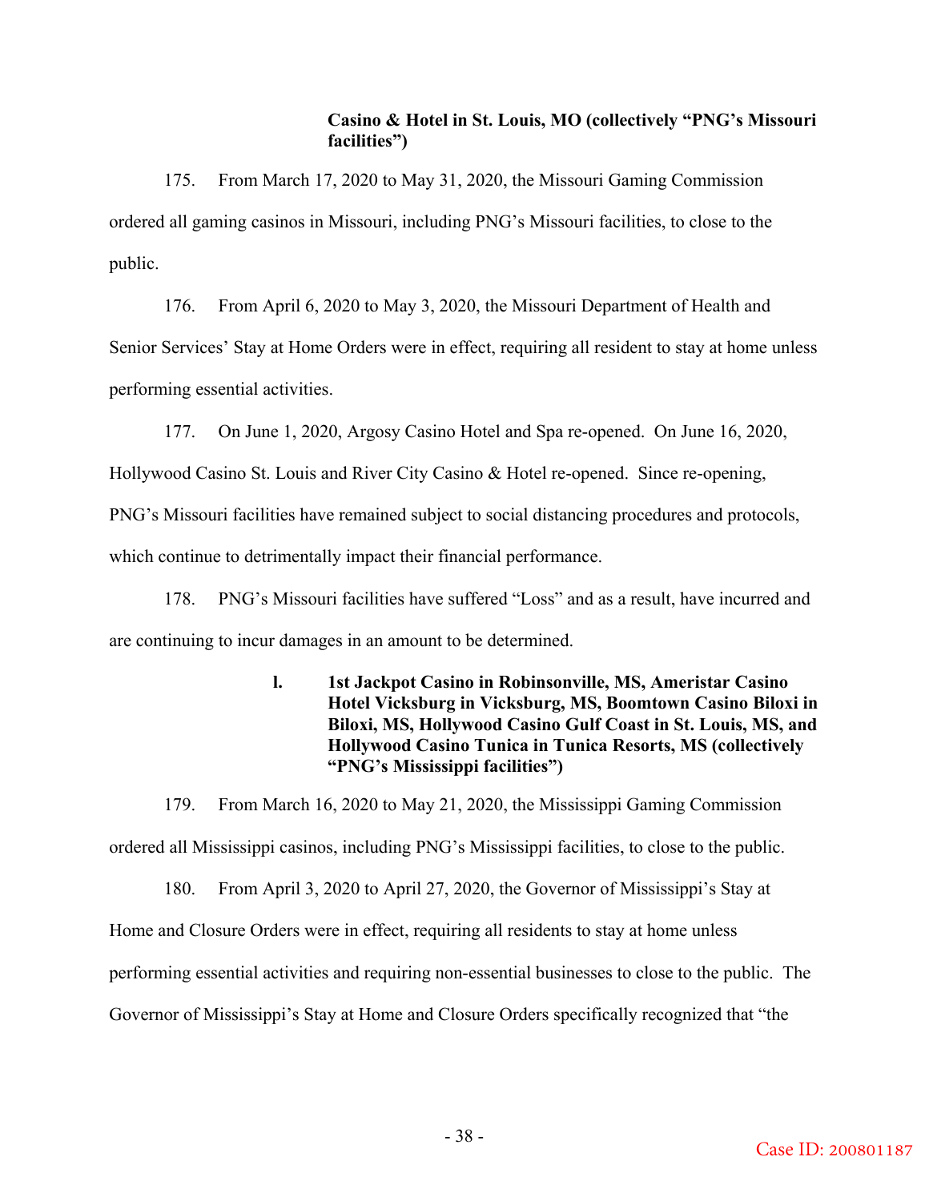**Casino & Hotel in St. Louis, MO (collectively "PNG's Missouri facilities")**

175. From March 17, 2020 to May 31, 2020, the Missouri Gaming Commission ordered all gaming casinos in Missouri, including PNG's Missouri facilities, to close to the public.

176. From April 6, 2020 to May 3, 2020, the Missouri Department of Health and Senior Services' Stay at Home Orders were in effect, requiring all resident to stay at home unless performing essential activities.

177. On June 1, 2020, Argosy Casino Hotel and Spa re-opened. On June 16, 2020, Hollywood Casino St. Louis and River City Casino & Hotel re-opened. Since re-opening, PNG's Missouri facilities have remained subject to social distancing procedures and protocols, which continue to detrimentally impact their financial performance.

178. PNG's Missouri facilities have suffered "Loss" and as a result, have incurred and are continuing to incur damages in an amount to be determined.

**l. 1st Jackpot Casino in Robinsonville, MS, Ameristar Casino Hotel Vicksburg in Vicksburg, MS, Boomtown Casino Biloxi in Biloxi, MS, Hollywood Casino Gulf Coast in St. Louis, MS, and Hollywood Casino Tunica in Tunica Resorts, MS (collectively "PNG's Mississippi facilities")**

179. From March 16, 2020 to May 21, 2020, the Mississippi Gaming Commission ordered all Mississippi casinos, including PNG's Mississippi facilities, to close to the public.

180. From April 3, 2020 to April 27, 2020, the Governor of Mississippi's Stay at Home and Closure Orders were in effect, requiring all residents to stay at home unless performing essential activities and requiring non-essential businesses to close to the public. The Governor of Mississippi's Stay at Home and Closure Orders specifically recognized that "the

Case ID: 200801187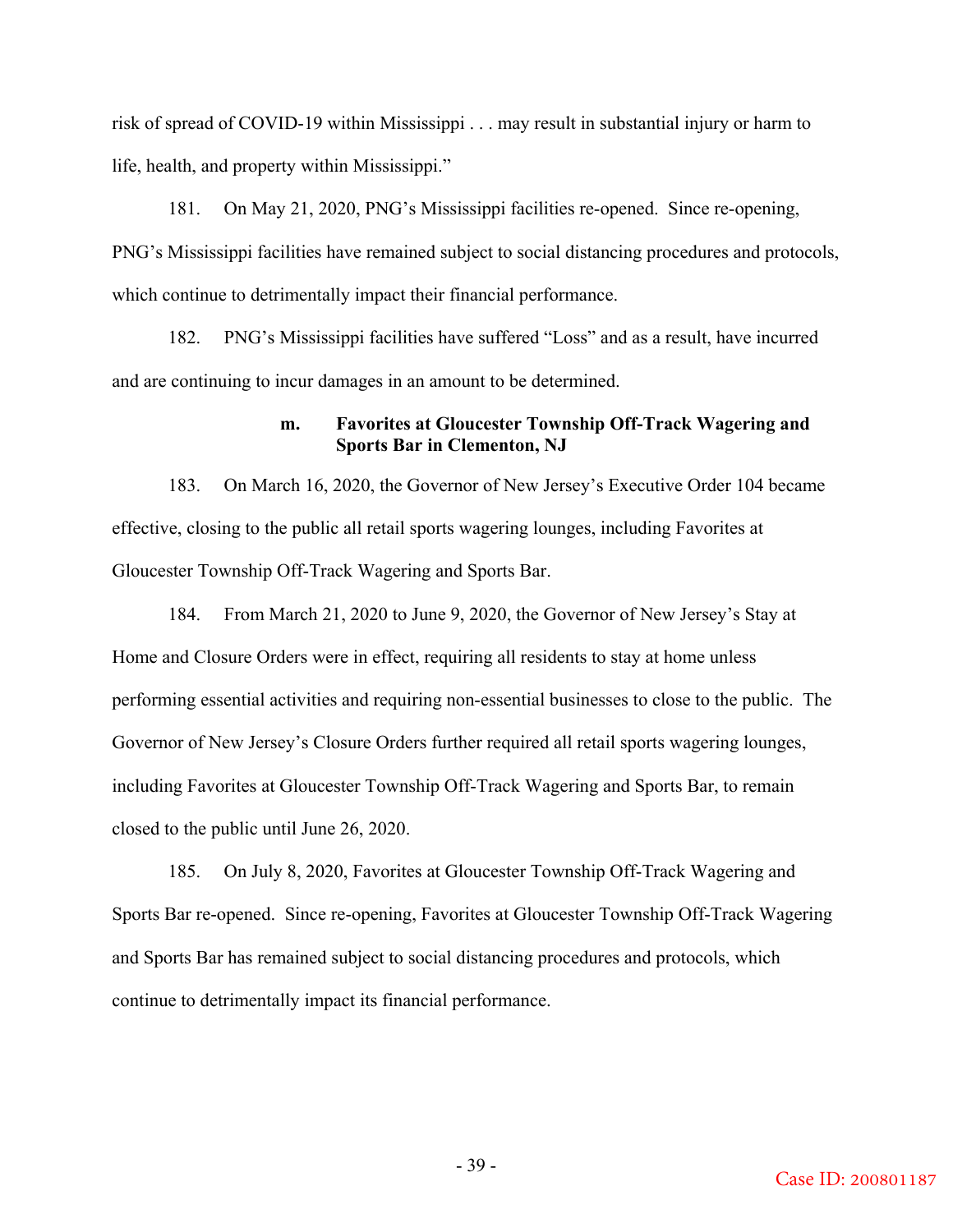risk of spread of COVID-19 within Mississippi . . . may result in substantial injury or harm to life, health, and property within Mississippi."

181. On May 21, 2020, PNG's Mississippi facilities re-opened. Since re-opening, PNG's Mississippi facilities have remained subject to social distancing procedures and protocols, which continue to detrimentally impact their financial performance.

182. PNG's Mississippi facilities have suffered "Loss" and as a result, have incurred and are continuing to incur damages in an amount to be determined.

**m. Favorites at Gloucester Township Off-Track Wagering and Sports Bar in Clementon, NJ**

183. On March 16, 2020, the Governor of New Jersey's Executive Order 104 became effective, closing to the public all retail sports wagering lounges, including Favorites at Gloucester Township Off-Track Wagering and Sports Bar.

184. From March 21, 2020 to June 9, 2020, the Governor of New Jersey's Stay at Home and Closure Orders were in effect, requiring all residents to stay at home unless performing essential activities and requiring non-essential businesses to close to the public. The Governor of New Jersey's Closure Orders further required all retail sports wagering lounges, including Favorites at Gloucester Township Off-Track Wagering and Sports Bar, to remain closed to the public until June 26, 2020.

185. On July 8, 2020, Favorites at Gloucester Township Off-Track Wagering and Sports Bar re-opened. Since re-opening, Favorites at Gloucester Township Off-Track Wagering and Sports Bar has remained subject to social distancing procedures and protocols, which continue to detrimentally impact its financial performance.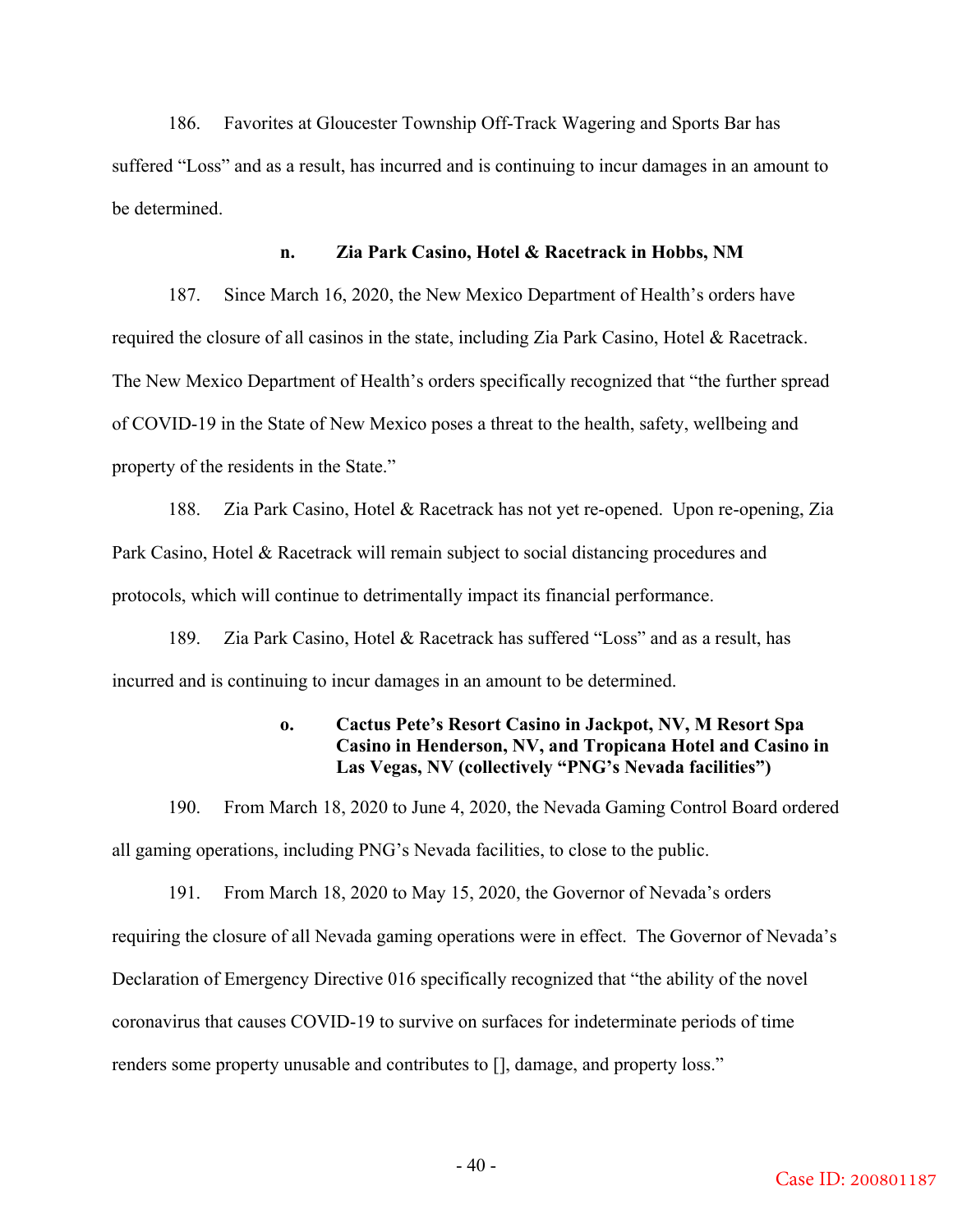186. Favorites at Gloucester Township Off-Track Wagering and Sports Bar has suffered "Loss" and as a result, has incurred and is continuing to incur damages in an amount to be determined.

**n. Zia Park Casino, Hotel & Racetrack in Hobbs, NM**

187. Since March 16, 2020, the New Mexico Department of Health's orders have required the closure of all casinos in the state, including Zia Park Casino, Hotel & Racetrack. The New Mexico Department of Health's orders specifically recognized that "the further spread of COVID-19 in the State of New Mexico poses a threat to the health, safety, wellbeing and property of the residents in the State."

188. Zia Park Casino, Hotel & Racetrack has not yet re-opened. Upon re-opening, Zia Park Casino, Hotel & Racetrack will remain subject to social distancing procedures and protocols, which will continue to detrimentally impact its financial performance.

189. Zia Park Casino, Hotel & Racetrack has suffered "Loss" and as a result, has incurred and is continuing to incur damages in an amount to be determined.

**o. Cactus Pete's Resort Casino in Jackpot, NV, M Resort Spa Casino in Henderson, NV, and Tropicana Hotel and Casino in Las Vegas, NV (collectively "PNG's Nevada facilities")**

190. From March 18, 2020 to June 4, 2020, the Nevada Gaming Control Board ordered all gaming operations, including PNG's Nevada facilities, to close to the public.

191. From March 18, 2020 to May 15, 2020, the Governor of Nevada's orders requiring the closure of all Nevada gaming operations were in effect. The Governor of Nevada's Declaration of Emergency Directive 016 specifically recognized that "the ability of the novel coronavirus that causes COVID-19 to survive on surfaces for indeterminate periods of time renders some property unusable and contributes to [], damage, and property loss."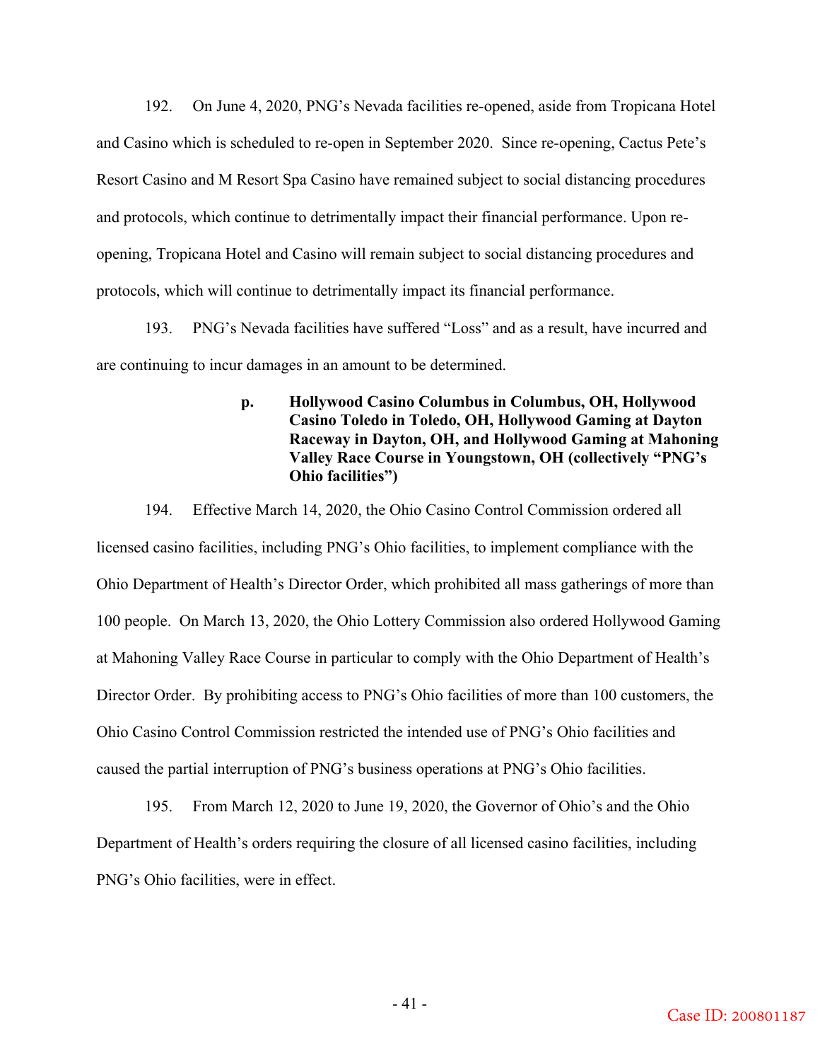192. On June 4, 2020, PNG's Nevada facilities re-opened, aside from Tropicana Hotel and Casino which is scheduled to re-open in September 2020. Since re-opening, Cactus Pete's Resort Casino and M Resort Spa Casino have remained subject to social distancing procedures and protocols, which continue to detrimentally impact their financial performance. Upon re-opening, Tropicana Hotel and Casino will remain subject to social distancing procedures and protocols, which will continue to detrimentally impact its financial performance.

193. PNG's Nevada facilities have suffered "Loss" and as a result, have incurred and are continuing to incur damages in an amount to be determined.

**p. Hollywood Casino Columbus in Columbus, OH, Hollywood Casino Toledo in Toledo, OH, Hollywood Gaming at Dayton Raceway in Dayton, OH, and Hollywood Gaming at Mahoning Valley Race Course in Youngstown, OH (collectively "PNG's Ohio facilities")**

194. Effective March 14, 2020, the Ohio Casino Control Commission ordered all licensed casino facilities, including PNG's Ohio facilities, to implement compliance with the Ohio Department of Health's Director Order, which prohibited all mass gatherings of more than 100 people. On March 13, 2020, the Ohio Lottery Commission also ordered Hollywood Gaming at Mahoning Valley Race Course in particular to comply with the Ohio Department of Health's Director Order. By prohibiting access to PNG's Ohio facilities of more than 100 customers, the Ohio Casino Control Commission restricted the intended use of PNG's Ohio facilities and caused the partial interruption of PNG's business operations at PNG's Ohio facilities.

195. From March 12, 2020 to June 19, 2020, the Governor of Ohio's and the Ohio Department of Health's orders requiring the closure of all licensed casino facilities, including PNG's Ohio facilities, were in effect.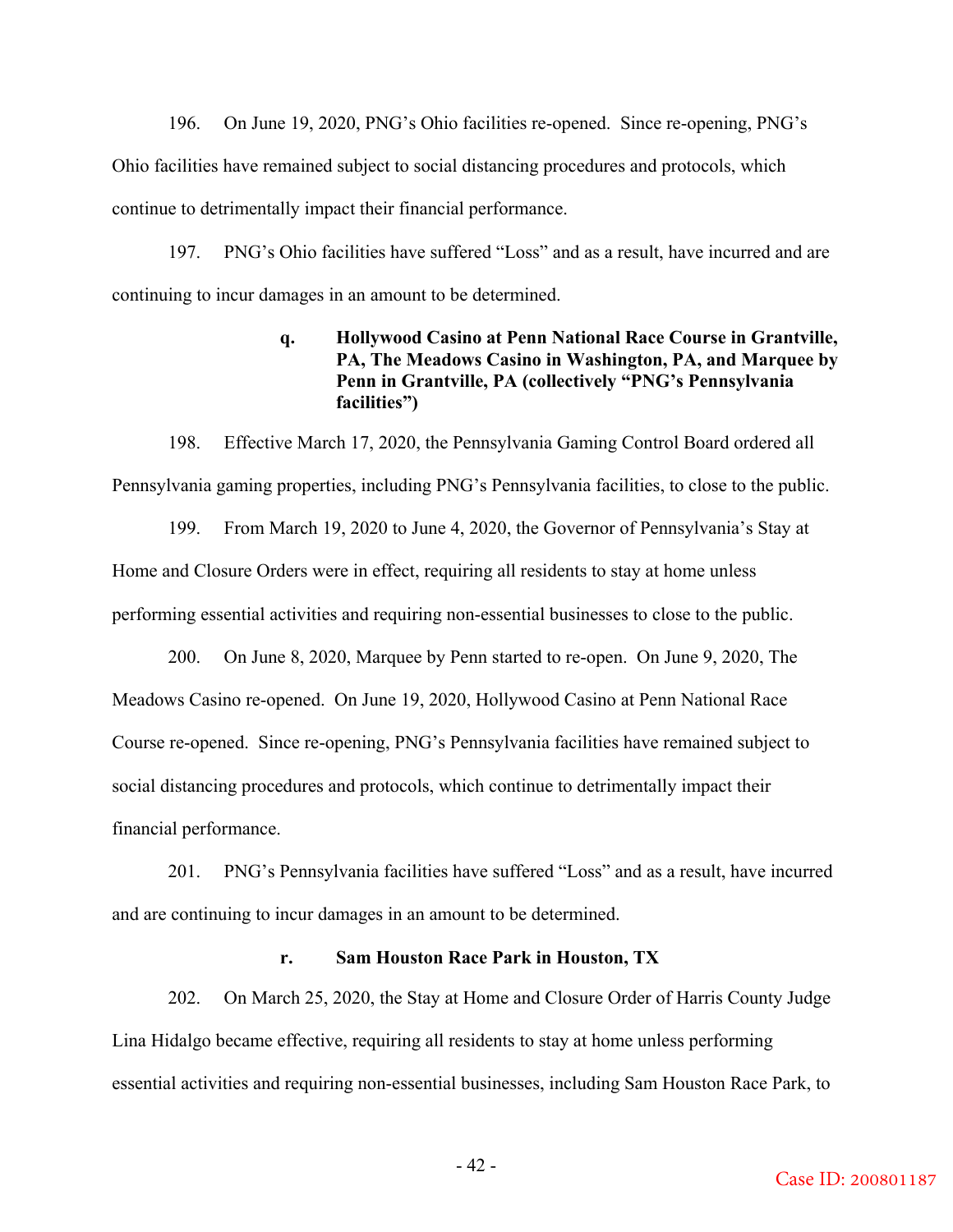196. On June 19, 2020, PNG's Ohio facilities re-opened. Since re-opening, PNG's Ohio facilities have remained subject to social distancing procedures and protocols, which continue to detrimentally impact their financial performance.

197. PNG's Ohio facilities have suffered "Loss" and as a result, have incurred and are continuing to incur damages in an amount to be determined.

**q. Hollywood Casino at Penn National Race Course in Grantville, PA, The Meadows Casino in Washington, PA, and Marquee by Penn in Grantville, PA (collectively "PNG's Pennsylvania facilities")**

198. Effective March 17, 2020, the Pennsylvania Gaming Control Board ordered all Pennsylvania gaming properties, including PNG's Pennsylvania facilities, to close to the public.

199. From March 19, 2020 to June 4, 2020, the Governor of Pennsylvania's Stay at Home and Closure Orders were in effect, requiring all residents to stay at home unless performing essential activities and requiring non-essential businesses to close to the public.

200. On June 8, 2020, Marquee by Penn started to re-open. On June 9, 2020, The Meadows Casino re-opened. On June 19, 2020, Hollywood Casino at Penn National Race Course re-opened. Since re-opening, PNG's Pennsylvania facilities have remained subject to social distancing procedures and protocols, which continue to detrimentally impact their financial performance.

201. PNG's Pennsylvania facilities have suffered "Loss" and as a result, have incurred and are continuing to incur damages in an amount to be determined.

**r. Sam Houston Race Park in Houston, TX**

202. On March 25, 2020, the Stay at Home and Closure Order of Harris County Judge Lina Hidalgo became effective, requiring all residents to stay at home unless performing essential activities and requiring non-essential businesses, including Sam Houston Race Park, to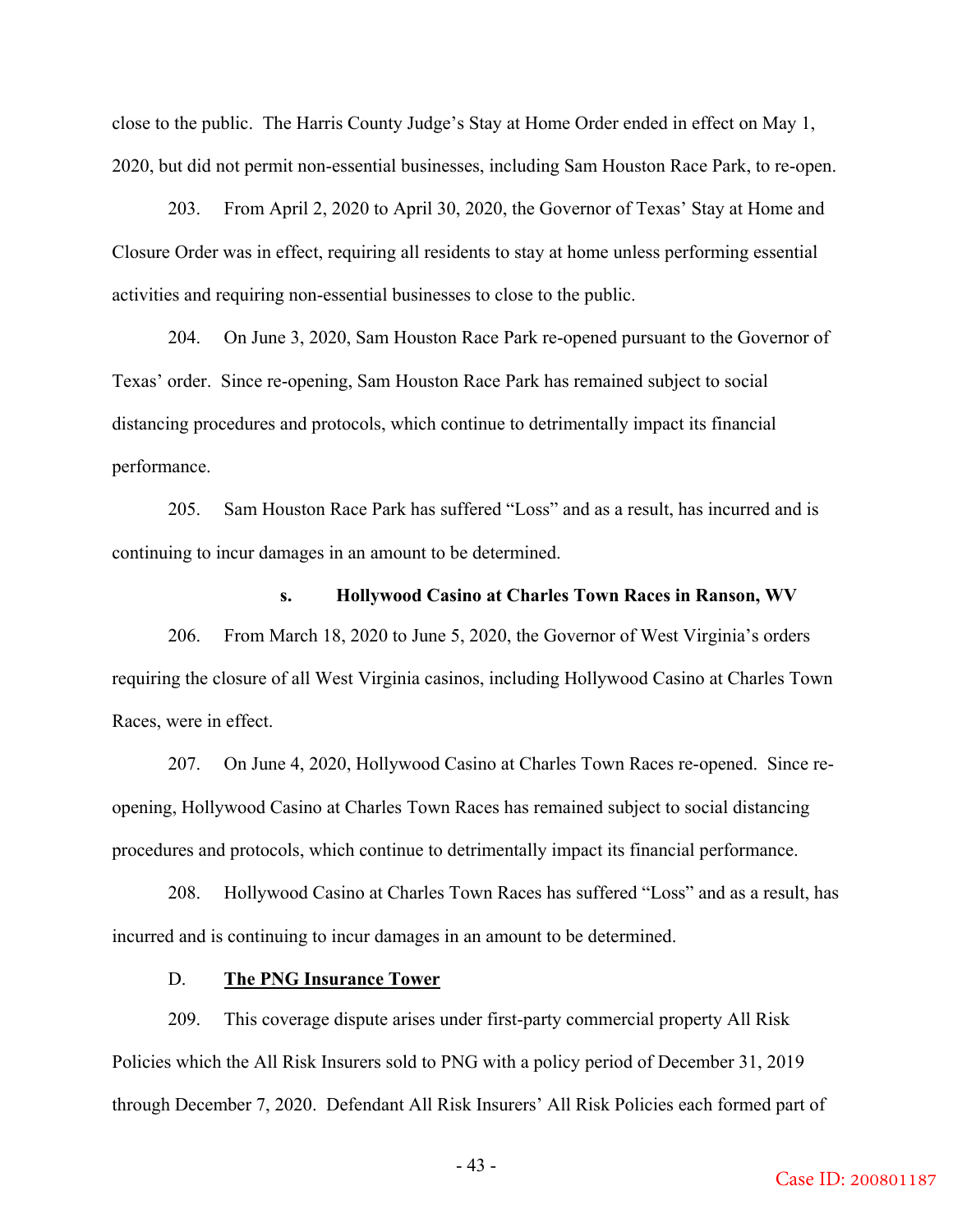close to the public. The Harris County Judge's Stay at Home Order ended in effect on May 1, 2020, but did not permit non-essential businesses, including Sam Houston Race Park, to re-open.

203. From April 2, 2020 to April 30, 2020, the Governor of Texas' Stay at Home and Closure Order was in effect, requiring all residents to stay at home unless performing essential activities and requiring non-essential businesses to close to the public.

204. On June 3, 2020, Sam Houston Race Park re-opened pursuant to the Governor of Texas' order. Since re-opening, Sam Houston Race Park has remained subject to social distancing procedures and protocols, which continue to detrimentally impact its financial performance.

205. Sam Houston Race Park has suffered "Loss" and as a result, has incurred and is continuing to incur damages in an amount to be determined.

**s. Hollywood Casino at Charles Town Races in Ranson, WV**

206. From March 18, 2020 to June 5, 2020, the Governor of West Virginia's orders requiring the closure of all West Virginia casinos, including Hollywood Casino at Charles Town Races, were in effect.

207. On June 4, 2020, Hollywood Casino at Charles Town Races re-opened. Since re-opening, Hollywood Casino at Charles Town Races has remained subject to social distancing procedures and protocols, which continue to detrimentally impact its financial performance.

208. Hollywood Casino at Charles Town Races has suffered "Loss" and as a result, has incurred and is continuing to incur damages in an amount to be determined.

D. **The PNG Insurance Tower**

209. This coverage dispute arises under first-party commercial property All Risk Policies which the All Risk Insurers sold to PNG with a policy period of December 31, 2019 through December 7, 2020. Defendant All Risk Insurers' All Risk Policies each formed part of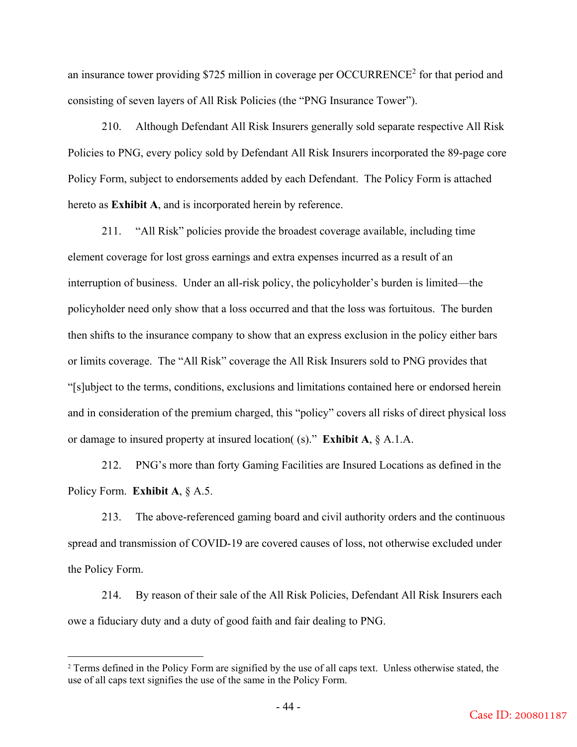an insurance tower providing $725 million in coverage per OCCURRENCE[2] for that period and consisting of seven layers of All Risk Policies (the "PNG Insurance Tower").

210. Although Defendant All Risk Insurers generally sold separate respective All Risk Policies to PNG, every policy sold by Defendant All Risk Insurers incorporated the 89-page core Policy Form, subject to endorsements added by each Defendant. The Policy Form is attached hereto as **Exhibit A**, and is incorporated herein by reference.

211. "All Risk" policies provide the broadest coverage available, including time element coverage for lost gross earnings and extra expenses incurred as a result of an interruption of business. Under an all-risk policy, the policyholder's burden is limited—the policyholder need only show that a loss occurred and that the loss was fortuitous. The burden then shifts to the insurance company to show that an express exclusion in the policy either bars or limits coverage. The "All Risk" coverage the All Risk Insurers sold to PNG provides that "[s]ubject to the terms, conditions, exclusions and limitations contained here or endorsed herein and in consideration of the premium charged, this "policy" covers all risks of direct physical loss or damage to insured property at insured location( (s)." **Exhibit A**, § A.1.A.

212. PNG's more than forty Gaming Facilities are Insured Locations as defined in the Policy Form. **Exhibit A**, § A.5.

213. The above-referenced gaming board and civil authority orders and the continuous spread and transmission of COVID-19 are covered causes of loss, not otherwise excluded under the Policy Form.

214. By reason of their sale of the All Risk Policies, Defendant All Risk Insurers each owe a fiduciary duty and a duty of good faith and fair dealing to PNG.

[2] Terms defined in the Policy Form are signified by the use of all caps text. Unless otherwise stated, the use of all caps text signifies the use of the same in the Policy Form.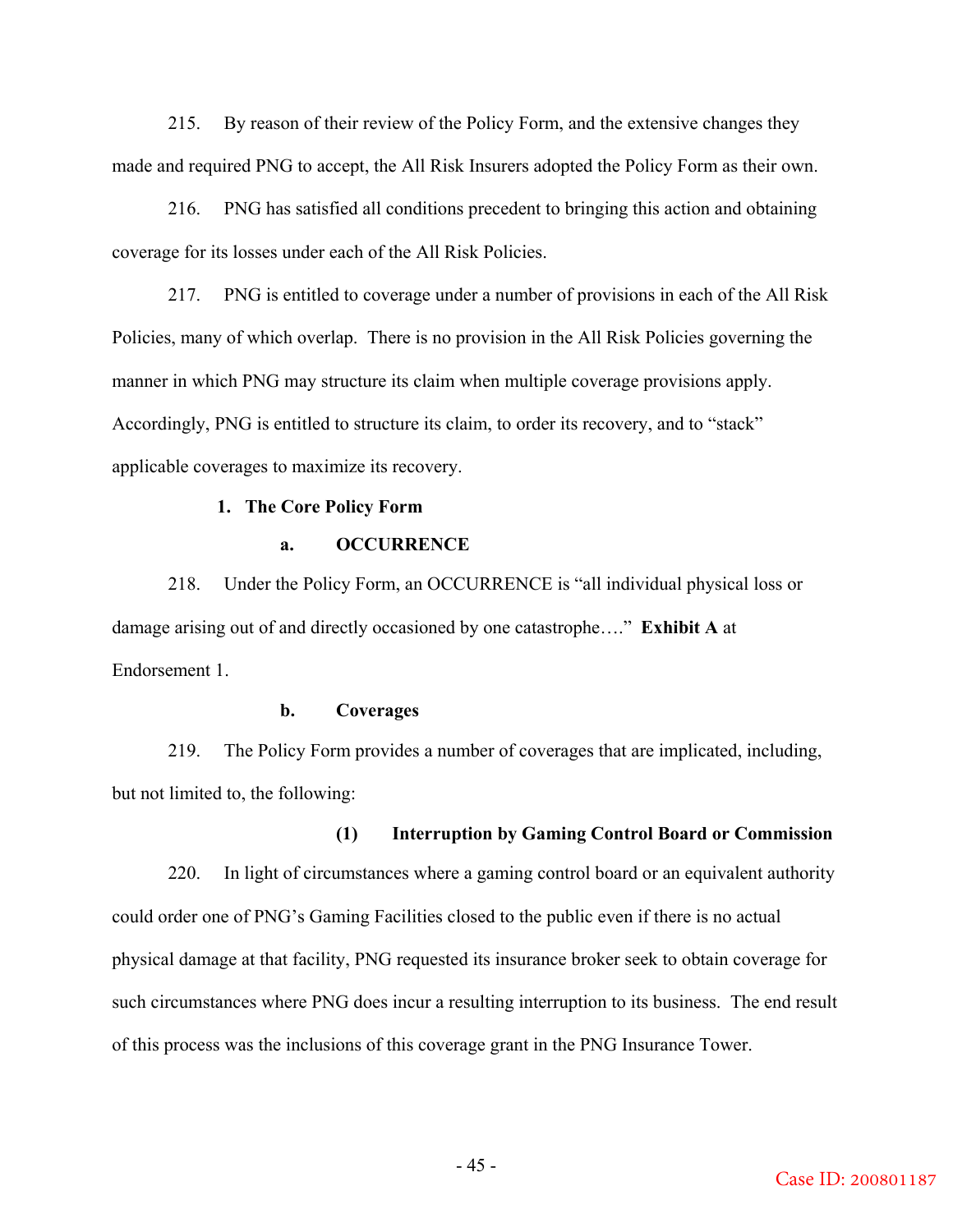215. By reason of their review of the Policy Form, and the extensive changes they made and required PNG to accept, the All Risk Insurers adopted the Policy Form as their own.

216. PNG has satisfied all conditions precedent to bringing this action and obtaining coverage for its losses under each of the All Risk Policies.

217. PNG is entitled to coverage under a number of provisions in each of the All Risk Policies, many of which overlap. There is no provision in the All Risk Policies governing the manner in which PNG may structure its claim when multiple coverage provisions apply. Accordingly, PNG is entitled to structure its claim, to order its recovery, and to "stack" applicable coverages to maximize its recovery.

### 1. The Core Policy Form

#### a. OCCURRENCE

218. Under the Policy Form, an OCCURRENCE is "all individual physical loss or damage arising out of and directly occasioned by one catastrophe…." **Exhibit A** at Endorsement 1.

#### b. Coverages

219. The Policy Form provides a number of coverages that are implicated, including, but not limited to, the following:

##### (1) Interruption by Gaming Control Board or Commission

220. In light of circumstances where a gaming control board or an equivalent authority could order one of PNG's Gaming Facilities closed to the public even if there is no actual physical damage at that facility, PNG requested its insurance broker seek to obtain coverage for such circumstances where PNG does incur a resulting interruption to its business. The end result of this process was the inclusions of this coverage grant in the PNG Insurance Tower.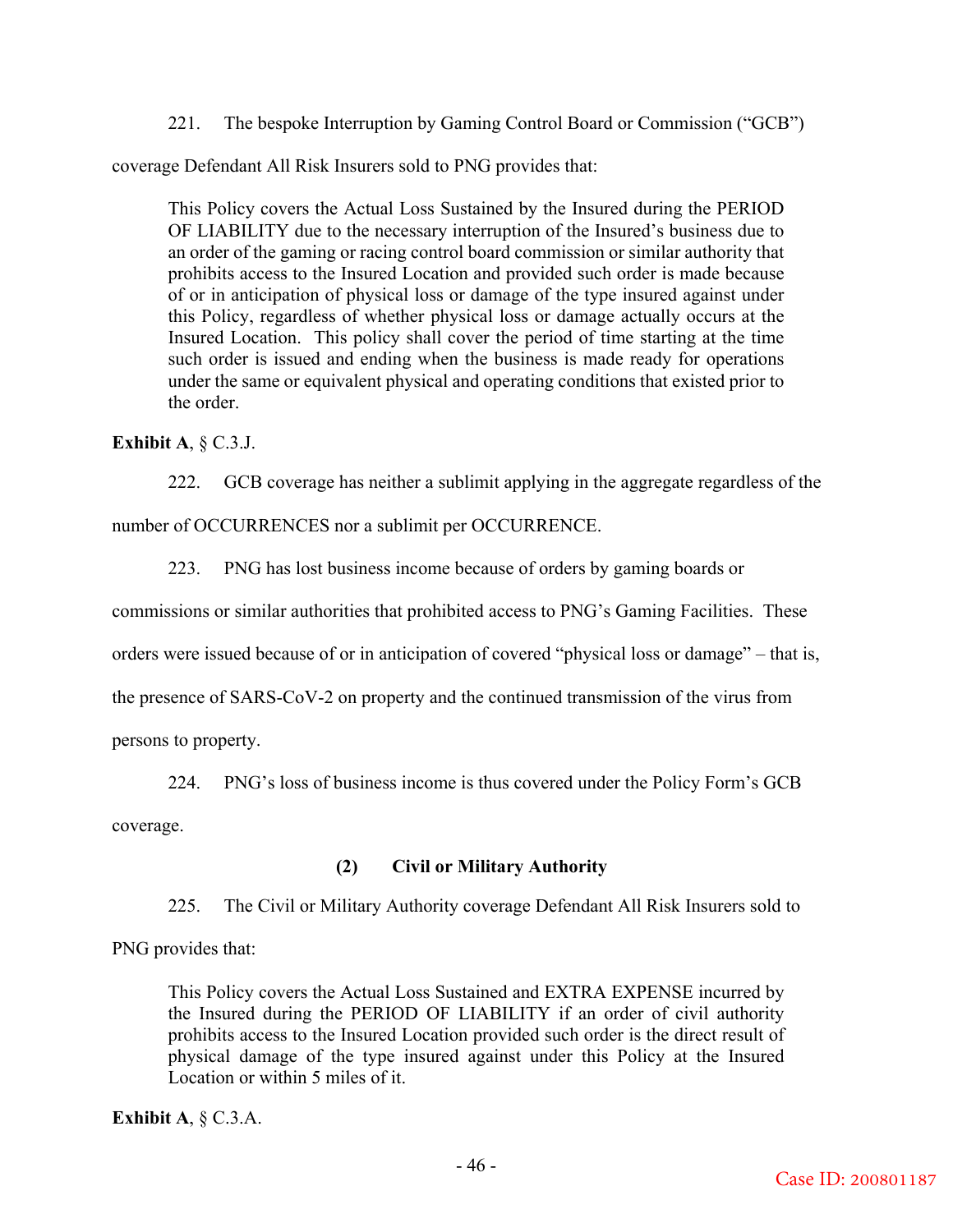221. The bespoke Interruption by Gaming Control Board or Commission ("GCB") coverage Defendant All Risk Insurers sold to PNG provides that:

> This Policy covers the Actual Loss Sustained by the Insured during the PERIOD OF LIABILITY due to the necessary interruption of the Insured's business due to an order of the gaming or racing control board commission or similar authority that prohibits access to the Insured Location and provided such order is made because of or in anticipation of physical loss or damage of the type insured against under this Policy, regardless of whether physical loss or damage actually occurs at the Insured Location. This policy shall cover the period of time starting at the time such order is issued and ending when the business is made ready for operations under the same or equivalent physical and operating conditions that existed prior to the order.

**Exhibit A**, § C.3.J.

222. GCB coverage has neither a sublimit applying in the aggregate regardless of the number of OCCURRENCES nor a sublimit per OCCURRENCE.

223. PNG has lost business income because of orders by gaming boards or commissions or similar authorities that prohibited access to PNG's Gaming Facilities. These orders were issued because of or in anticipation of covered "physical loss or damage" – that is, the presence of SARS-CoV-2 on property and the continued transmission of the virus from persons to property.

224. PNG's loss of business income is thus covered under the Policy Form's GCB coverage.

### (2) Civil or Military Authority

225. The Civil or Military Authority coverage Defendant All Risk Insurers sold to PNG provides that:

> This Policy covers the Actual Loss Sustained and EXTRA EXPENSE incurred by the Insured during the PERIOD OF LIABILITY if an order of civil authority prohibits access to the Insured Location provided such order is the direct result of physical damage of the type insured against under this Policy at the Insured Location or within 5 miles of it.

**Exhibit A**, § C.3.A.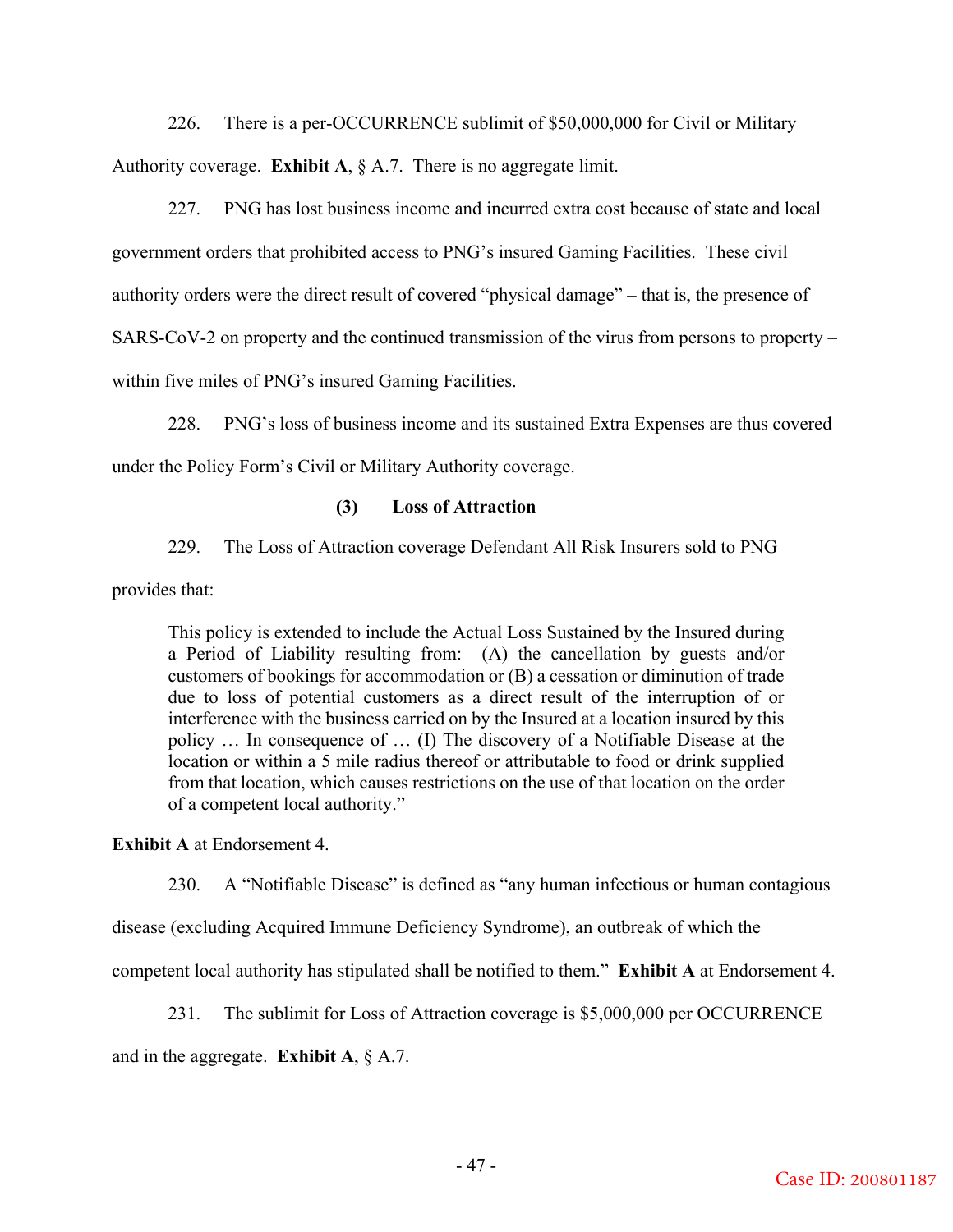226. There is a per-OCCURRENCE sublimit of $50,000,000 for Civil or Military Authority coverage. **Exhibit A**, § A.7. There is no aggregate limit.

227. PNG has lost business income and incurred extra cost because of state and local government orders that prohibited access to PNG's insured Gaming Facilities. These civil authority orders were the direct result of covered "physical damage" – that is, the presence of SARS-CoV-2 on property and the continued transmission of the virus from persons to property – within five miles of PNG's insured Gaming Facilities.

228. PNG's loss of business income and its sustained Extra Expenses are thus covered under the Policy Form's Civil or Military Authority coverage.

### (3) Loss of Attraction

229. The Loss of Attraction coverage Defendant All Risk Insurers sold to PNG provides that:

> This policy is extended to include the Actual Loss Sustained by the Insured during a Period of Liability resulting from: (A) the cancellation by guests and/or customers of bookings for accommodation or (B) a cessation or diminution of trade due to loss of potential customers as a direct result of the interruption of or interference with the business carried on by the Insured at a location insured by this policy … In consequence of … (I) The discovery of a Notifiable Disease at the location or within a 5 mile radius thereof or attributable to food or drink supplied from that location, which causes restrictions on the use of that location on the order of a competent local authority."

**Exhibit A** at Endorsement 4.

230. A "Notifiable Disease" is defined as "any human infectious or human contagious disease (excluding Acquired Immune Deficiency Syndrome), an outbreak of which the competent local authority has stipulated shall be notified to them." **Exhibit A** at Endorsement 4.

231. The sublimit for Loss of Attraction coverage is $5,000,000 per OCCURRENCE and in the aggregate. **Exhibit A**, § A.7.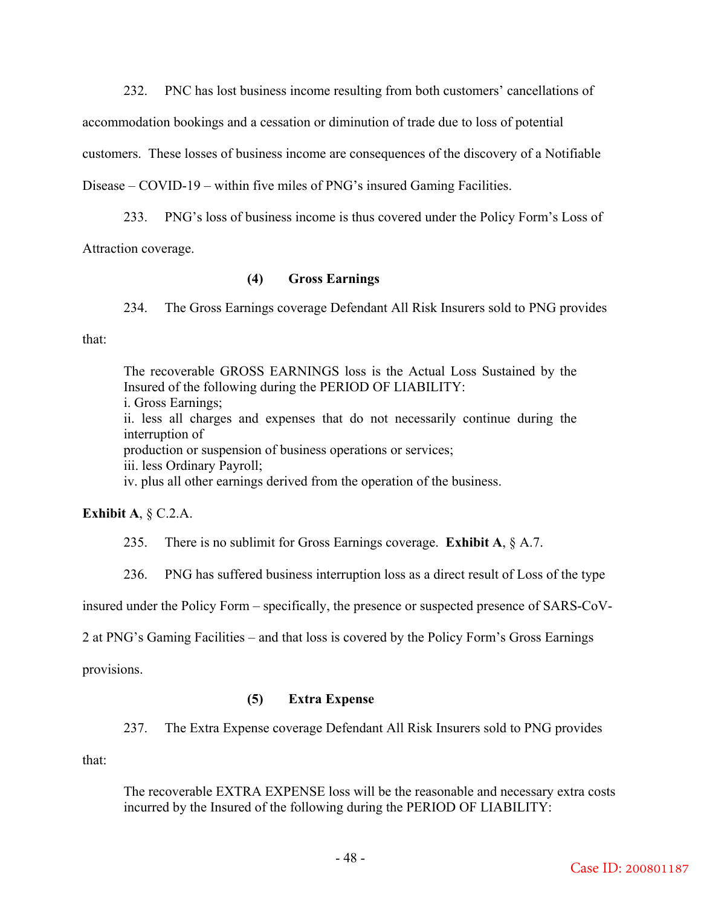232. PNC has lost business income resulting from both customers' cancellations of accommodation bookings and a cessation or diminution of trade due to loss of potential customers. These losses of business income are consequences of the discovery of a Notifiable Disease – COVID-19 – within five miles of PNG's insured Gaming Facilities.

233. PNG's loss of business income is thus covered under the Policy Form's Loss of Attraction coverage.

**(4) Gross Earnings**

234. The Gross Earnings coverage Defendant All Risk Insurers sold to PNG provides that:

> The recoverable GROSS EARNINGS loss is the Actual Loss Sustained by the Insured of the following during the PERIOD OF LIABILITY:
> i. Gross Earnings;
> ii. less all charges and expenses that do not necessarily continue during the interruption of
> production or suspension of business operations or services;
> iii. less Ordinary Payroll;
> iv. plus all other earnings derived from the operation of the business.

**Exhibit A**, § C.2.A.

235. There is no sublimit for Gross Earnings coverage. **Exhibit A**, § A.7.

236. PNG has suffered business interruption loss as a direct result of Loss of the type insured under the Policy Form – specifically, the presence or suspected presence of SARS-CoV-2 at PNG's Gaming Facilities – and that loss is covered by the Policy Form's Gross Earnings provisions.

**(5) Extra Expense**

237. The Extra Expense coverage Defendant All Risk Insurers sold to PNG provides that:

> The recoverable EXTRA EXPENSE loss will be the reasonable and necessary extra costs incurred by the Insured of the following during the PERIOD OF LIABILITY: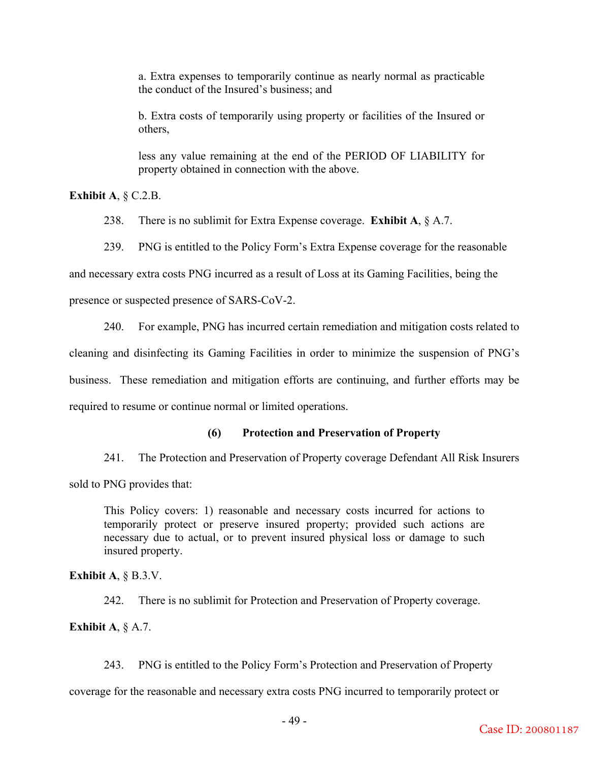> a. Extra expenses to temporarily continue as nearly normal as practicable the conduct of the Insured's business; and
>
> b. Extra costs of temporarily using property or facilities of the Insured or others,
>
> less any value remaining at the end of the PERIOD OF LIABILITY for property obtained in connection with the above.

**Exhibit A**, § C.2.B.

238. There is no sublimit for Extra Expense coverage. **Exhibit A**, § A.7.

239. PNG is entitled to the Policy Form's Extra Expense coverage for the reasonable and necessary extra costs PNG incurred as a result of Loss at its Gaming Facilities, being the presence or suspected presence of SARS-CoV-2.

240. For example, PNG has incurred certain remediation and mitigation costs related to cleaning and disinfecting its Gaming Facilities in order to minimize the suspension of PNG's business. These remediation and mitigation efforts are continuing, and further efforts may be required to resume or continue normal or limited operations.

#### (6) Protection and Preservation of Property

241. The Protection and Preservation of Property coverage Defendant All Risk Insurers sold to PNG provides that:

> This Policy covers: 1) reasonable and necessary costs incurred for actions to temporarily protect or preserve insured property; provided such actions are necessary due to actual, or to prevent insured physical loss or damage to such insured property.

**Exhibit A**, § B.3.V.

242. There is no sublimit for Protection and Preservation of Property coverage. **Exhibit A**, § A.7.

243. PNG is entitled to the Policy Form's Protection and Preservation of Property coverage for the reasonable and necessary extra costs PNG incurred to temporarily protect or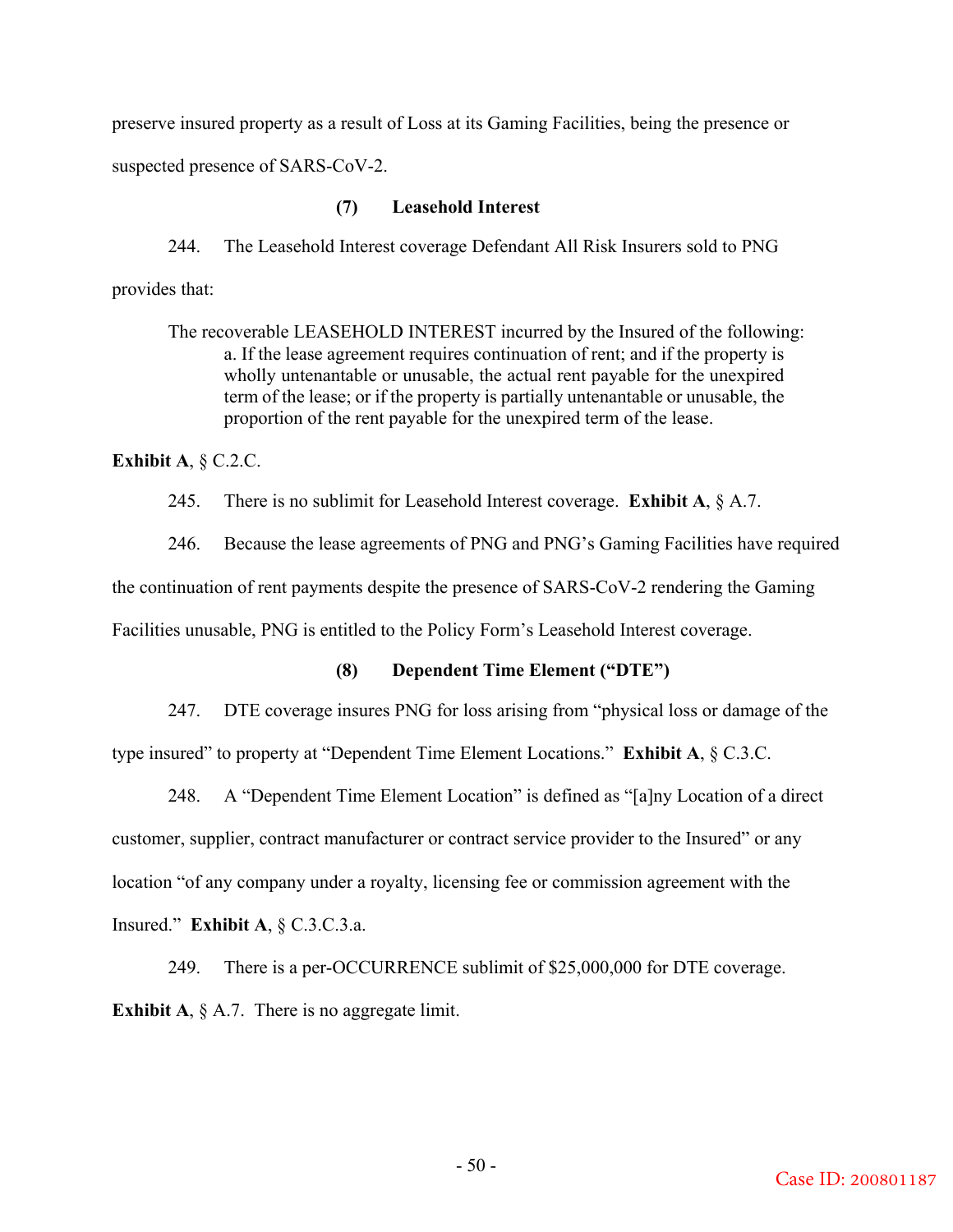preserve insured property as a result of Loss at its Gaming Facilities, being the presence or suspected presence of SARS-CoV-2.

### (7) Leasehold Interest

244. The Leasehold Interest coverage Defendant All Risk Insurers sold to PNG provides that:

> The recoverable LEASEHOLD INTEREST incurred by the Insured of the following:
>
> a. If the lease agreement requires continuation of rent; and if the property is wholly untenantable or unusable, the actual rent payable for the unexpired term of the lease; or if the property is partially untenantable or unusable, the proportion of the rent payable for the unexpired term of the lease.

**Exhibit A**, § C.2.C.

245. There is no sublimit for Leasehold Interest coverage. **Exhibit A**, § A.7.

246. Because the lease agreements of PNG and PNG's Gaming Facilities have required the continuation of rent payments despite the presence of SARS-CoV-2 rendering the Gaming Facilities unusable, PNG is entitled to the Policy Form's Leasehold Interest coverage.

### (8) Dependent Time Element ("DTE")

247. DTE coverage insures PNG for loss arising from "physical loss or damage of the type insured" to property at "Dependent Time Element Locations." **Exhibit A**, § C.3.C.

248. A "Dependent Time Element Location" is defined as "[a]ny Location of a direct customer, supplier, contract manufacturer or contract service provider to the Insured" or any location "of any company under a royalty, licensing fee or commission agreement with the Insured." **Exhibit A**, § C.3.C.3.a.

249. There is a per-OCCURRENCE sublimit of $25,000,000 for DTE coverage. **Exhibit A**, § A.7. There is no aggregate limit.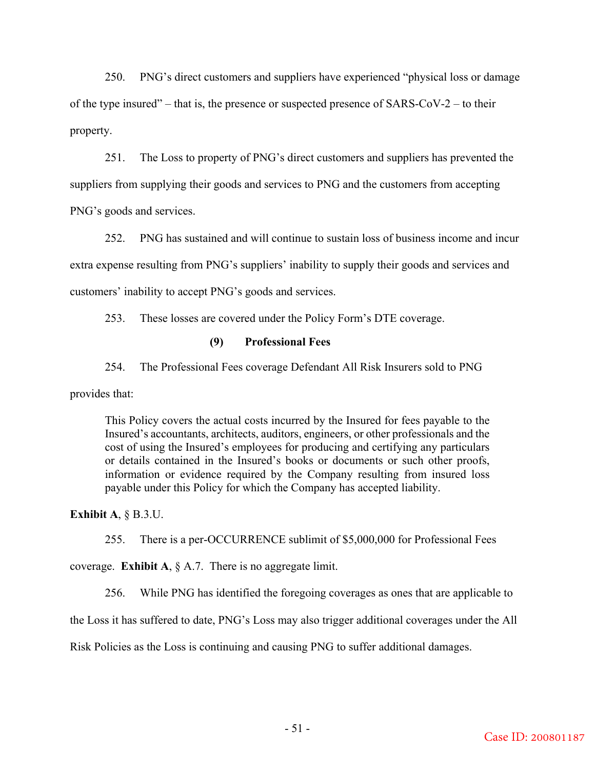250. PNG's direct customers and suppliers have experienced "physical loss or damage of the type insured" – that is, the presence or suspected presence of SARS-CoV-2 – to their property.

251. The Loss to property of PNG's direct customers and suppliers has prevented the suppliers from supplying their goods and services to PNG and the customers from accepting PNG's goods and services.

252. PNG has sustained and will continue to sustain loss of business income and incur extra expense resulting from PNG's suppliers' inability to supply their goods and services and customers' inability to accept PNG's goods and services.

253. These losses are covered under the Policy Form's DTE coverage.

### (9) Professional Fees

254. The Professional Fees coverage Defendant All Risk Insurers sold to PNG provides that:

> This Policy covers the actual costs incurred by the Insured for fees payable to the Insured's accountants, architects, auditors, engineers, or other professionals and the cost of using the Insured's employees for producing and certifying any particulars or details contained in the Insured's books or documents or such other proofs, information or evidence required by the Company resulting from insured loss payable under this Policy for which the Company has accepted liability.

**Exhibit A**, § B.3.U.

255. There is a per-OCCURRENCE sublimit of $5,000,000 for Professional Fees coverage. **Exhibit A**, § A.7. There is no aggregate limit.

256. While PNG has identified the foregoing coverages as ones that are applicable to the Loss it has suffered to date, PNG's Loss may also trigger additional coverages under the All Risk Policies as the Loss is continuing and causing PNG to suffer additional damages.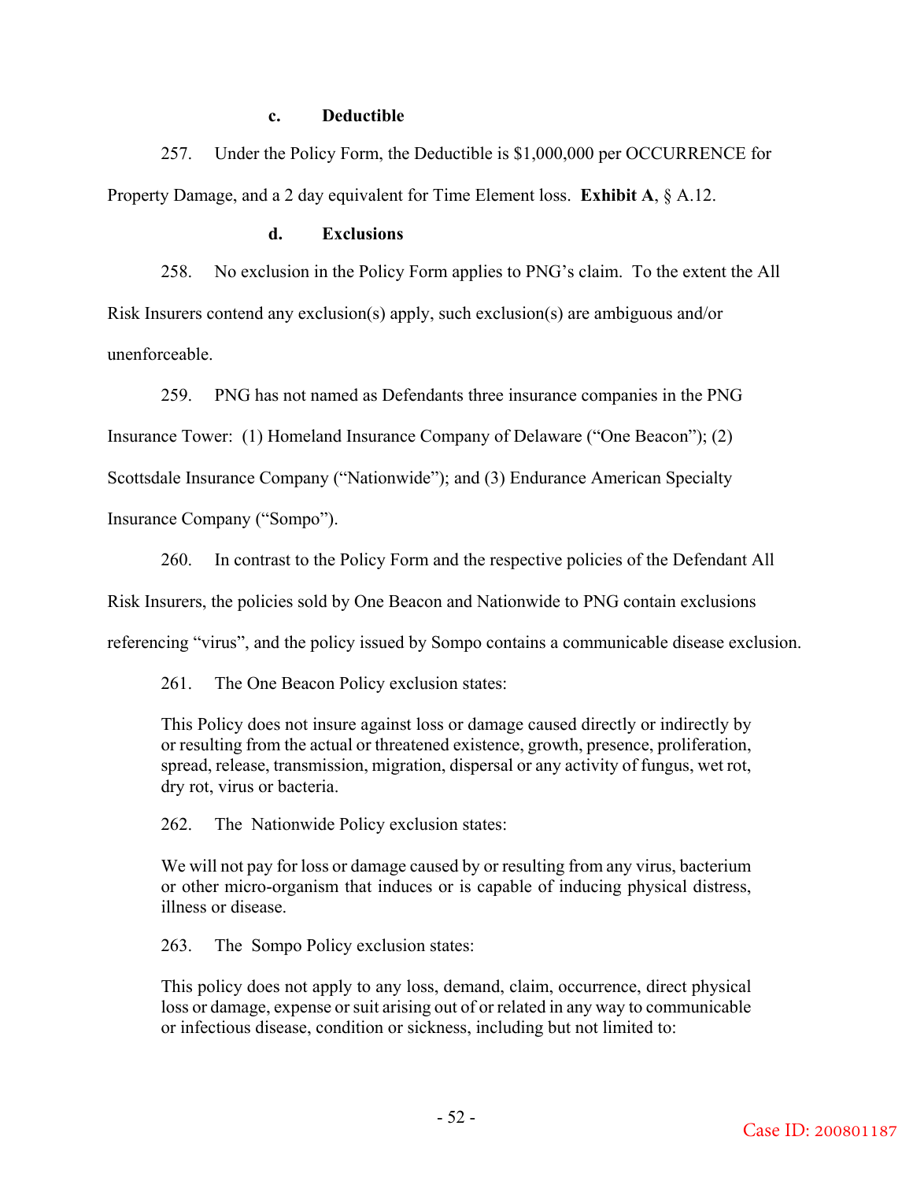### c. Deductible

257. Under the Policy Form, the Deductible is $1,000,000 per OCCURRENCE for Property Damage, and a 2 day equivalent for Time Element loss. **Exhibit A**, § A.12.

### d. Exclusions

258. No exclusion in the Policy Form applies to PNG's claim. To the extent the All Risk Insurers contend any exclusion(s) apply, such exclusion(s) are ambiguous and/or unenforceable.

259. PNG has not named as Defendants three insurance companies in the PNG Insurance Tower: (1) Homeland Insurance Company of Delaware ("One Beacon"); (2) Scottsdale Insurance Company ("Nationwide"); and (3) Endurance American Specialty Insurance Company ("Sompo").

260. In contrast to the Policy Form and the respective policies of the Defendant All Risk Insurers, the policies sold by One Beacon and Nationwide to PNG contain exclusions referencing "virus", and the policy issued by Sompo contains a communicable disease exclusion.

261. The One Beacon Policy exclusion states:

> This Policy does not insure against loss or damage caused directly or indirectly by or resulting from the actual or threatened existence, growth, presence, proliferation, spread, release, transmission, migration, dispersal or any activity of fungus, wet rot, dry rot, virus or bacteria.

262. The Nationwide Policy exclusion states:

> We will not pay for loss or damage caused by or resulting from any virus, bacterium or other micro-organism that induces or is capable of inducing physical distress, illness or disease.

263. The Sompo Policy exclusion states:

> This policy does not apply to any loss, demand, claim, occurrence, direct physical loss or damage, expense or suit arising out of or related in any way to communicable or infectious disease, condition or sickness, including but not limited to: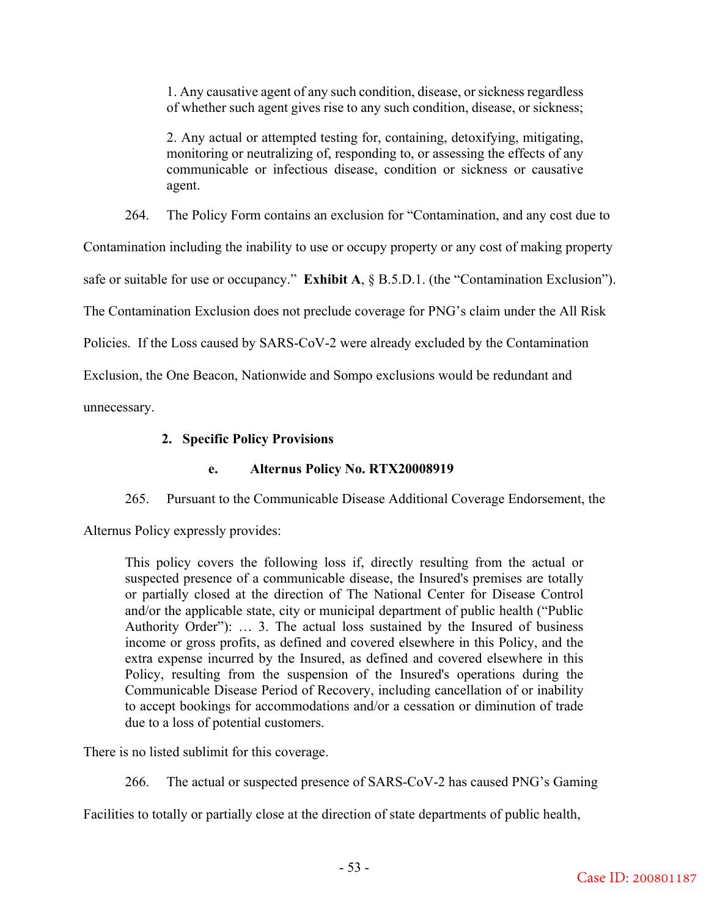> 1. Any causative agent of any such condition, disease, or sickness regardless of whether such agent gives rise to any such condition, disease, or sickness;
>
> 2. Any actual or attempted testing for, containing, detoxifying, mitigating, monitoring or neutralizing of, responding to, or assessing the effects of any communicable or infectious disease, condition or sickness or causative agent.

264. The Policy Form contains an exclusion for "Contamination, and any cost due to Contamination including the inability to use or occupy property or any cost of making property safe or suitable for use or occupancy." **Exhibit A**, § B.5.D.1. (the "Contamination Exclusion"). The Contamination Exclusion does not preclude coverage for PNG's claim under the All Risk Policies. If the Loss caused by SARS-CoV-2 were already excluded by the Contamination Exclusion, the One Beacon, Nationwide and Sompo exclusions would be redundant and unnecessary.

**2. Specific Policy Provisions**

**e. Alternus Policy No. RTX20008919**

265. Pursuant to the Communicable Disease Additional Coverage Endorsement, the Alternus Policy expressly provides:

> This policy covers the following loss if, directly resulting from the actual or suspected presence of a communicable disease, the Insured's premises are totally or partially closed at the direction of The National Center for Disease Control and/or the applicable state, city or municipal department of public health ("Public Authority Order"): … 3. The actual loss sustained by the Insured of business income or gross profits, as defined and covered elsewhere in this Policy, and the extra expense incurred by the Insured, as defined and covered elsewhere in this Policy, resulting from the suspension of the Insured's operations during the Communicable Disease Period of Recovery, including cancellation of or inability to accept bookings for accommodations and/or a cessation or diminution of trade due to a loss of potential customers.

There is no listed sublimit for this coverage.

266. The actual or suspected presence of SARS-CoV-2 has caused PNG's Gaming Facilities to totally or partially close at the direction of state departments of public health,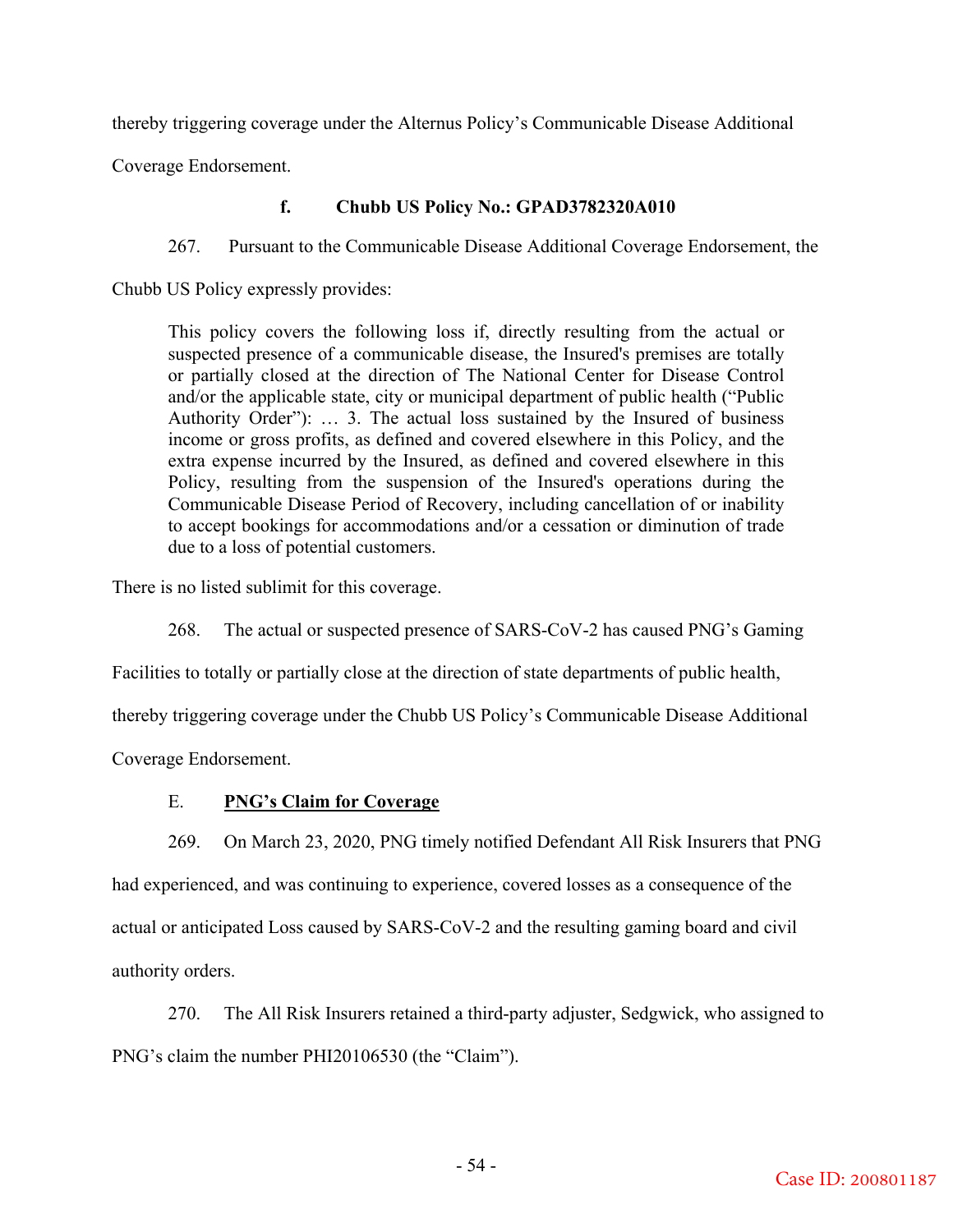thereby triggering coverage under the Alternus Policy's Communicable Disease Additional Coverage Endorsement.

#### f. Chubb US Policy No.: GPAD3782320A010

267. Pursuant to the Communicable Disease Additional Coverage Endorsement, the Chubb US Policy expressly provides:

> This policy covers the following loss if, directly resulting from the actual or suspected presence of a communicable disease, the Insured's premises are totally or partially closed at the direction of The National Center for Disease Control and/or the applicable state, city or municipal department of public health ("Public Authority Order"): … 3. The actual loss sustained by the Insured of business income or gross profits, as defined and covered elsewhere in this Policy, and the extra expense incurred by the Insured, as defined and covered elsewhere in this Policy, resulting from the suspension of the Insured's operations during the Communicable Disease Period of Recovery, including cancellation of or inability to accept bookings for accommodations and/or a cessation or diminution of trade due to a loss of potential customers.

There is no listed sublimit for this coverage.

268. The actual or suspected presence of SARS-CoV-2 has caused PNG's Gaming Facilities to totally or partially close at the direction of state departments of public health, thereby triggering coverage under the Chubb US Policy's Communicable Disease Additional Coverage Endorsement.

### E. <u>PNG's Claim for Coverage</u>

269. On March 23, 2020, PNG timely notified Defendant All Risk Insurers that PNG had experienced, and was continuing to experience, covered losses as a consequence of the actual or anticipated Loss caused by SARS-CoV-2 and the resulting gaming board and civil authority orders.

270. The All Risk Insurers retained a third-party adjuster, Sedgwick, who assigned to PNG's claim the number PHI20106530 (the "Claim").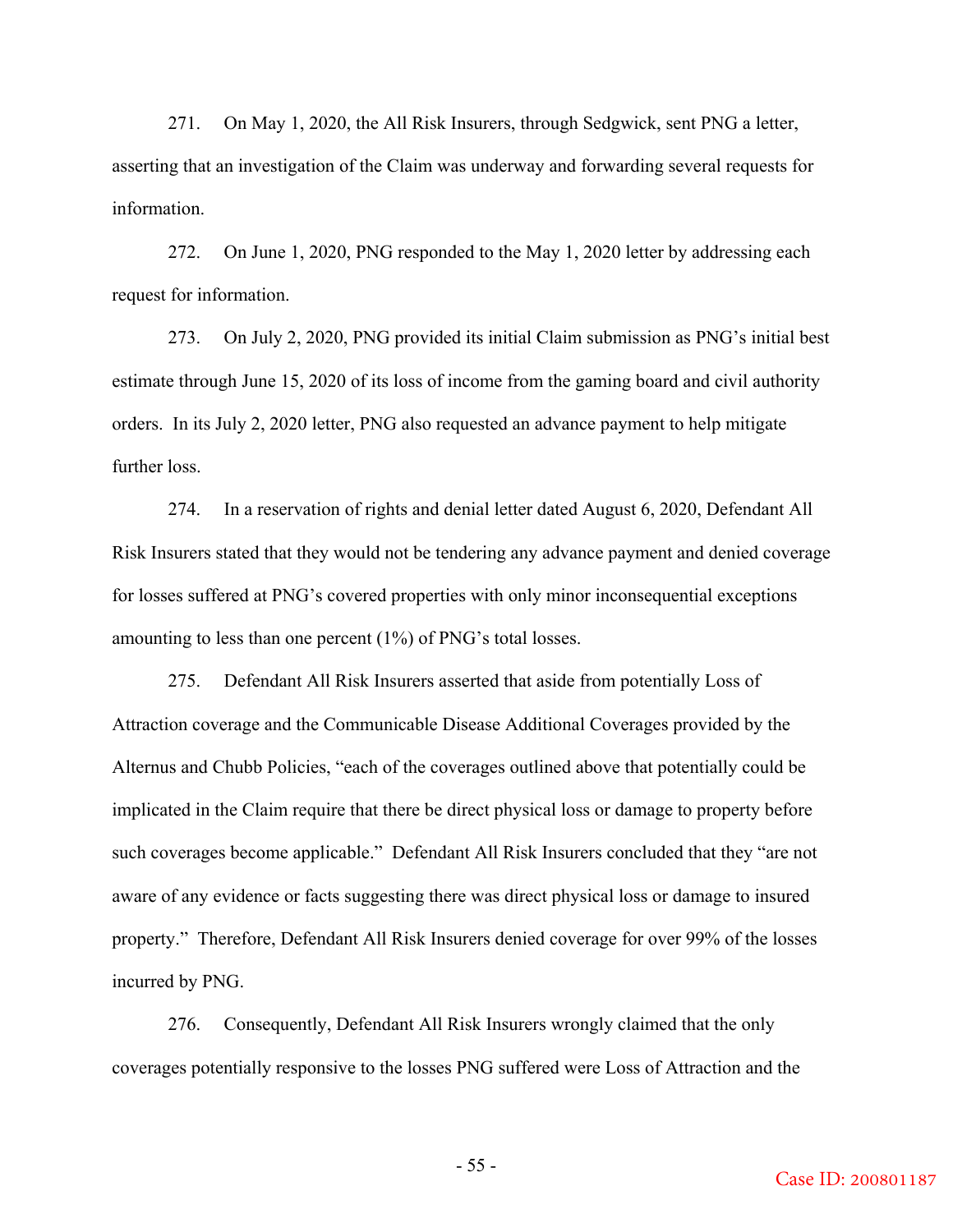271. On May 1, 2020, the All Risk Insurers, through Sedgwick, sent PNG a letter, asserting that an investigation of the Claim was underway and forwarding several requests for information.

272. On June 1, 2020, PNG responded to the May 1, 2020 letter by addressing each request for information.

273. On July 2, 2020, PNG provided its initial Claim submission as PNG's initial best estimate through June 15, 2020 of its loss of income from the gaming board and civil authority orders. In its July 2, 2020 letter, PNG also requested an advance payment to help mitigate further loss.

274. In a reservation of rights and denial letter dated August 6, 2020, Defendant All Risk Insurers stated that they would not be tendering any advance payment and denied coverage for losses suffered at PNG's covered properties with only minor inconsequential exceptions amounting to less than one percent (1%) of PNG's total losses.

275. Defendant All Risk Insurers asserted that aside from potentially Loss of Attraction coverage and the Communicable Disease Additional Coverages provided by the Alternus and Chubb Policies, "each of the coverages outlined above that potentially could be implicated in the Claim require that there be direct physical loss or damage to property before such coverages become applicable." Defendant All Risk Insurers concluded that they "are not aware of any evidence or facts suggesting there was direct physical loss or damage to insured property." Therefore, Defendant All Risk Insurers denied coverage for over 99% of the losses incurred by PNG.

276. Consequently, Defendant All Risk Insurers wrongly claimed that the only coverages potentially responsive to the losses PNG suffered were Loss of Attraction and the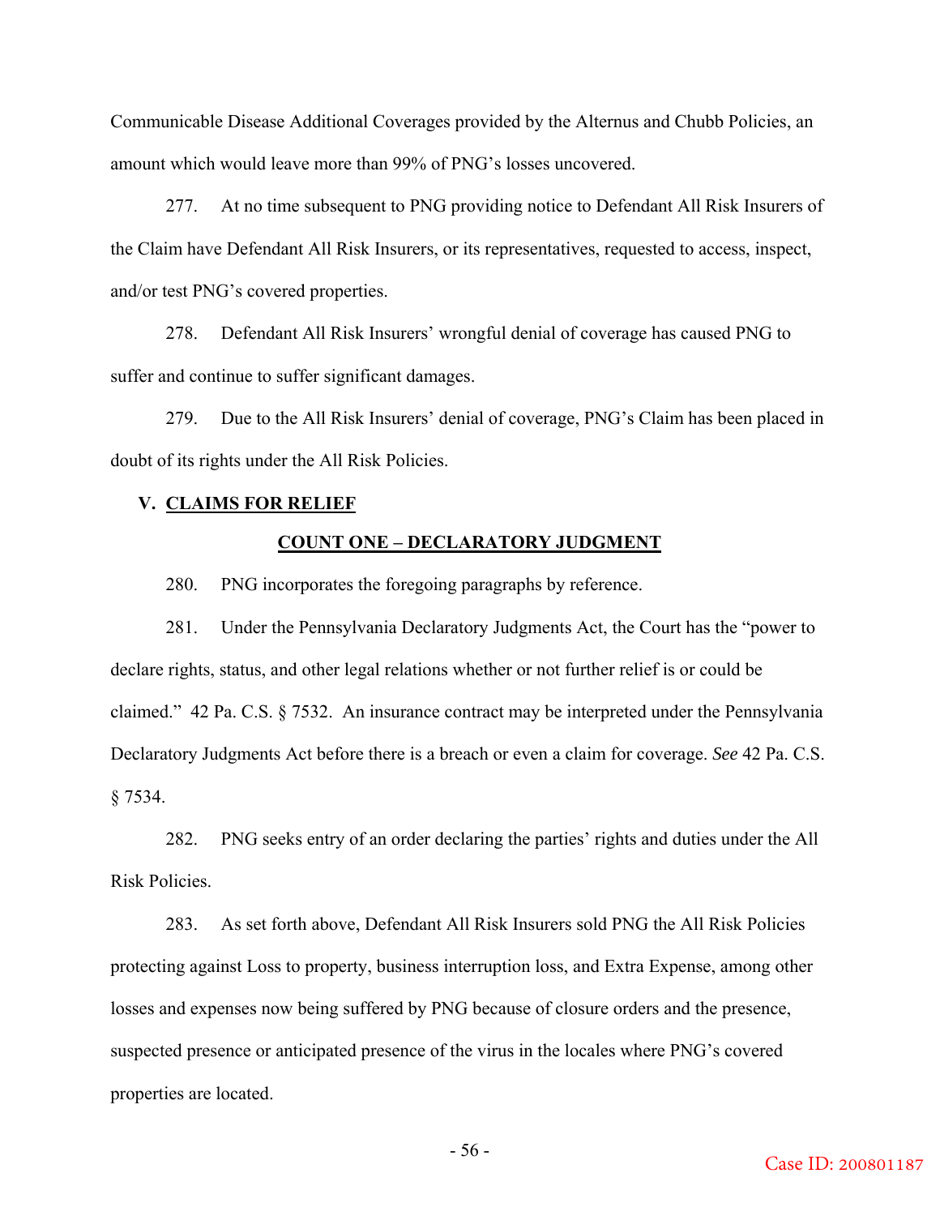Communicable Disease Additional Coverages provided by the Alternus and Chubb Policies, an amount which would leave more than 99% of PNG's losses uncovered.

277. At no time subsequent to PNG providing notice to Defendant All Risk Insurers of the Claim have Defendant All Risk Insurers, or its representatives, requested to access, inspect, and/or test PNG's covered properties.

278. Defendant All Risk Insurers' wrongful denial of coverage has caused PNG to suffer and continue to suffer significant damages.

279. Due to the All Risk Insurers' denial of coverage, PNG's Claim has been placed in doubt of its rights under the All Risk Policies.

## V. <u>CLAIMS FOR RELIEF</u>

### <u>COUNT ONE – DECLARATORY JUDGMENT</u>

280. PNG incorporates the foregoing paragraphs by reference.

281. Under the Pennsylvania Declaratory Judgments Act, the Court has the "power to declare rights, status, and other legal relations whether or not further relief is or could be claimed." 42 Pa. C.S. § 7532. An insurance contract may be interpreted under the Pennsylvania Declaratory Judgments Act before there is a breach or even a claim for coverage. *See* 42 Pa. C.S. § 7534.

282. PNG seeks entry of an order declaring the parties' rights and duties under the All Risk Policies.

283. As set forth above, Defendant All Risk Insurers sold PNG the All Risk Policies protecting against Loss to property, business interruption loss, and Extra Expense, among other losses and expenses now being suffered by PNG because of closure orders and the presence, suspected presence or anticipated presence of the virus in the locales where PNG's covered properties are located.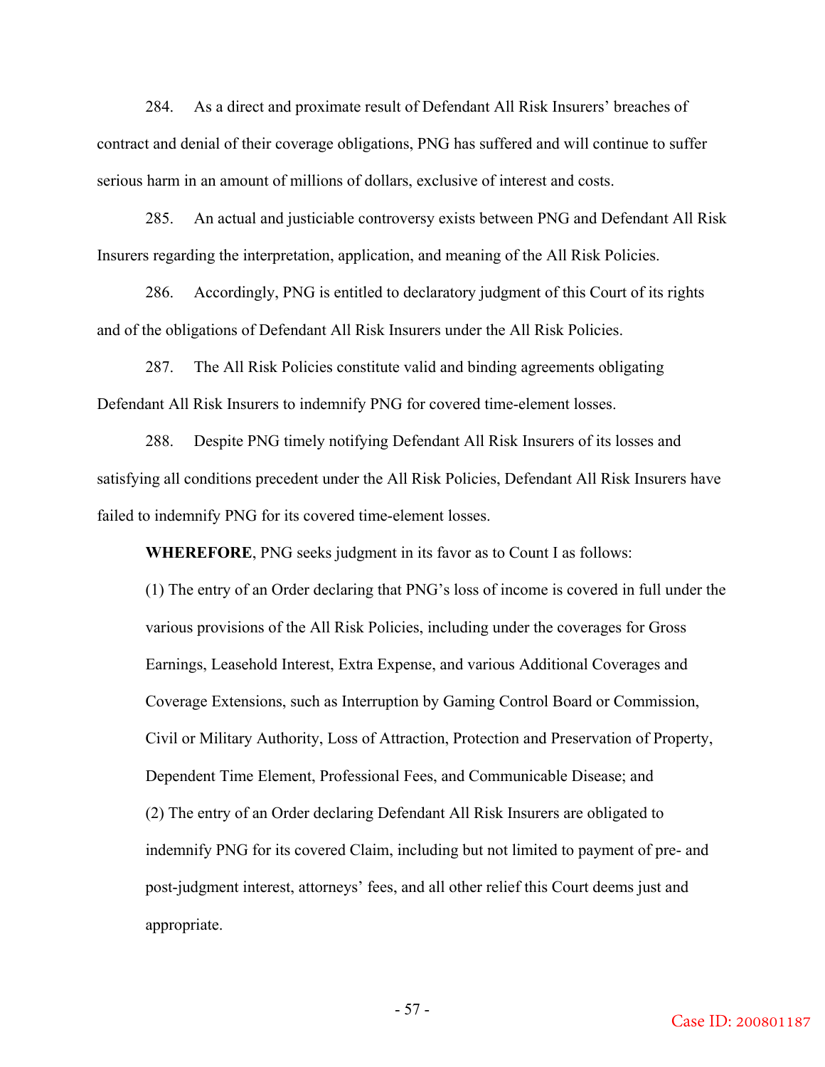284. As a direct and proximate result of Defendant All Risk Insurers' breaches of contract and denial of their coverage obligations, PNG has suffered and will continue to suffer serious harm in an amount of millions of dollars, exclusive of interest and costs.

285. An actual and justiciable controversy exists between PNG and Defendant All Risk Insurers regarding the interpretation, application, and meaning of the All Risk Policies.

286. Accordingly, PNG is entitled to declaratory judgment of this Court of its rights and of the obligations of Defendant All Risk Insurers under the All Risk Policies.

287. The All Risk Policies constitute valid and binding agreements obligating Defendant All Risk Insurers to indemnify PNG for covered time-element losses.

288. Despite PNG timely notifying Defendant All Risk Insurers of its losses and satisfying all conditions precedent under the All Risk Policies, Defendant All Risk Insurers have failed to indemnify PNG for its covered time-element losses.

**WHEREFORE**, PNG seeks judgment in its favor as to Count I as follows:

(1) The entry of an Order declaring that PNG's loss of income is covered in full under the various provisions of the All Risk Policies, including under the coverages for Gross Earnings, Leasehold Interest, Extra Expense, and various Additional Coverages and Coverage Extensions, such as Interruption by Gaming Control Board or Commission, Civil or Military Authority, Loss of Attraction, Protection and Preservation of Property, Dependent Time Element, Professional Fees, and Communicable Disease; and

(2) The entry of an Order declaring Defendant All Risk Insurers are obligated to indemnify PNG for its covered Claim, including but not limited to payment of pre- and post-judgment interest, attorneys' fees, and all other relief this Court deems just and appropriate.

Case ID: 200801187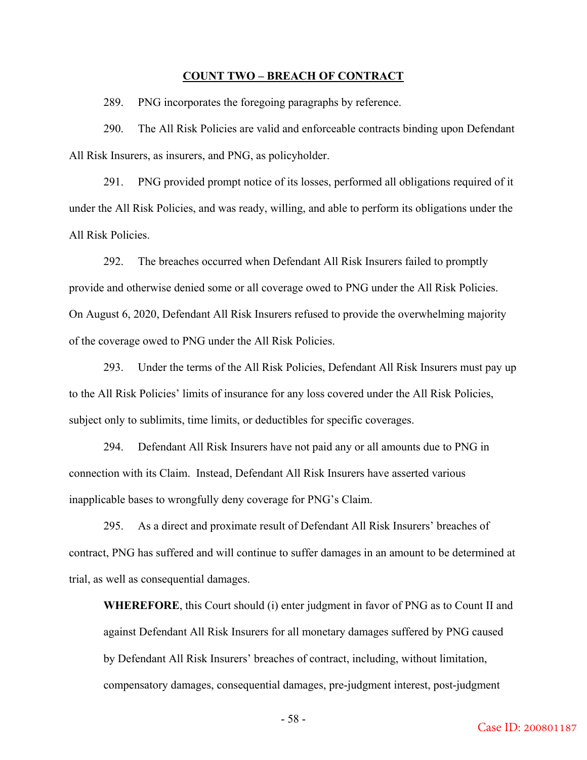## COUNT TWO – BREACH OF CONTRACT

289. PNG incorporates the foregoing paragraphs by reference.

290. The All Risk Policies are valid and enforceable contracts binding upon Defendant All Risk Insurers, as insurers, and PNG, as policyholder.

291. PNG provided prompt notice of its losses, performed all obligations required of it under the All Risk Policies, and was ready, willing, and able to perform its obligations under the All Risk Policies.

292. The breaches occurred when Defendant All Risk Insurers failed to promptly provide and otherwise denied some or all coverage owed to PNG under the All Risk Policies. On August 6, 2020, Defendant All Risk Insurers refused to provide the overwhelming majority of the coverage owed to PNG under the All Risk Policies.

293. Under the terms of the All Risk Policies, Defendant All Risk Insurers must pay up to the All Risk Policies' limits of insurance for any loss covered under the All Risk Policies, subject only to sublimits, time limits, or deductibles for specific coverages.

294. Defendant All Risk Insurers have not paid any or all amounts due to PNG in connection with its Claim. Instead, Defendant All Risk Insurers have asserted various inapplicable bases to wrongfully deny coverage for PNG's Claim.

295. As a direct and proximate result of Defendant All Risk Insurers' breaches of contract, PNG has suffered and will continue to suffer damages in an amount to be determined at trial, as well as consequential damages.

> **WHEREFORE**, this Court should (i) enter judgment in favor of PNG as to Count II and against Defendant All Risk Insurers for all monetary damages suffered by PNG caused by Defendant All Risk Insurers' breaches of contract, including, without limitation, compensatory damages, consequential damages, pre-judgment interest, post-judgment

Case ID: 200801187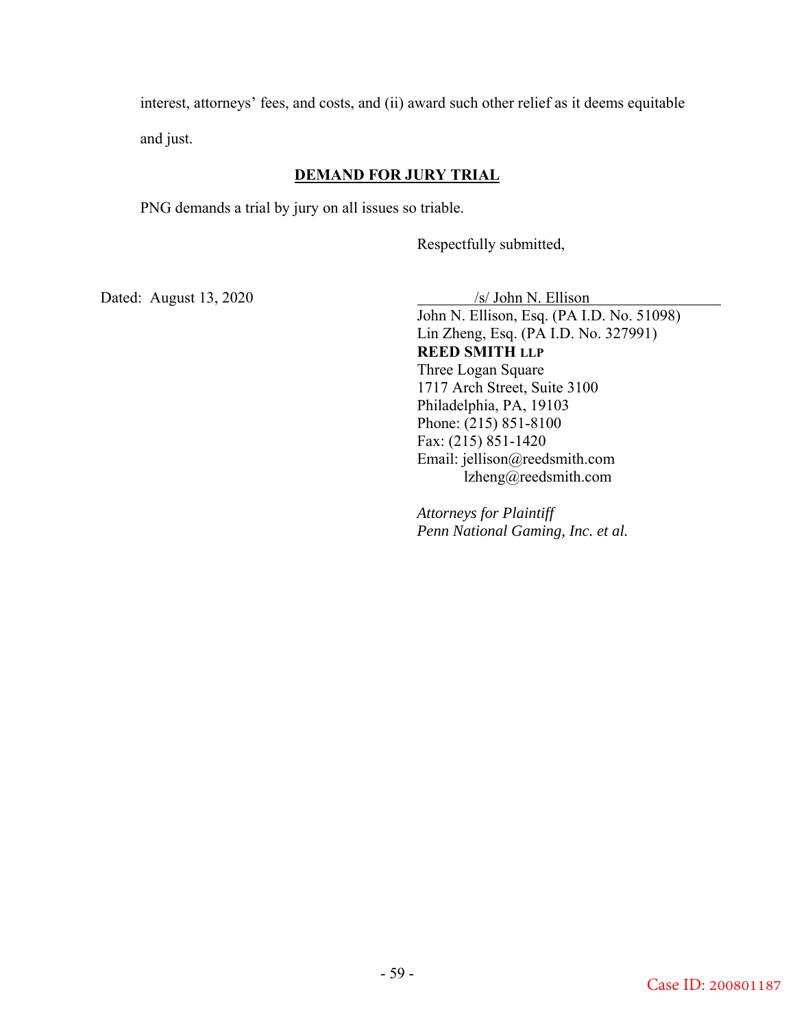interest, attorneys' fees, and costs, and (ii) award such other relief as it deems equitable and just.

**DEMAND FOR JURY TRIAL**

PNG demands a trial by jury on all issues so triable.

Respectfully submitted,

Dated: August 13, 2020

/s/ John N. Ellison
John N. Ellison, Esq. (PA I.D. No. 51098)
Lin Zheng, Esq. (PA I.D. No. 327991)
**REED SMITH LLP**
Three Logan Square
1717 Arch Street, Suite 3100
Philadelphia, PA, 19103
Phone: (215) 851-8100
Fax: (215) 851-1420
Email: jellison@reedsmith.com
lzheng@reedsmith.com

*Attorneys for Plaintiff*
*Penn National Gaming, Inc. et al.*

Case ID: 200801187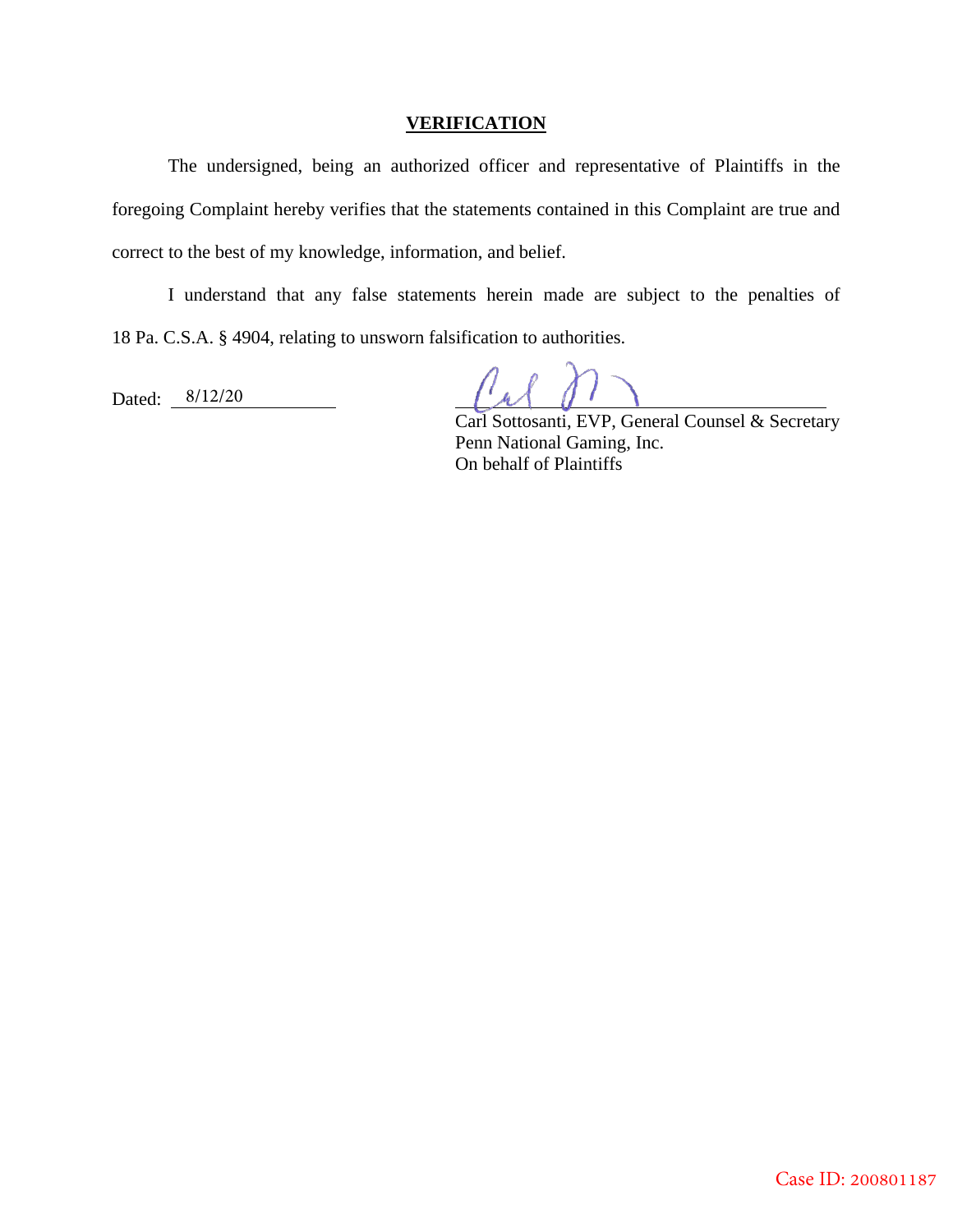## VERIFICATION

The undersigned, being an authorized officer and representative of Plaintiffs in the foregoing Complaint hereby verifies that the statements contained in this Complaint are true and correct to the best of my knowledge, information, and belief.

I understand that any false statements herein made are subject to the penalties of 18 Pa. C.S.A. § 4904, relating to unsworn falsification to authorities.

Dated: 8/12/20

Carl Sottosanti, EVP, General Counsel & Secretary
Penn National Gaming, Inc.
On behalf of Plaintiffs

Case ID: 200801187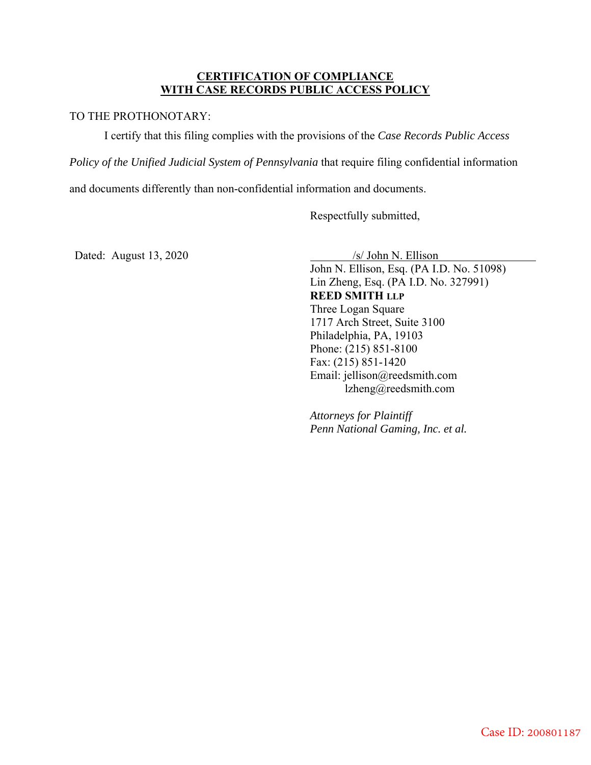# **CERTIFICATION OF COMPLIANCE WITH CASE RECORDS PUBLIC ACCESS POLICY**

TO THE PROTHONOTARY:

I certify that this filing complies with the provisions of the *Case Records Public Access Policy of the Unified Judicial System of Pennsylvania* that require filing confidential information and documents differently than non-confidential information and documents.

Respectfully submitted,

Dated: August 13, 2020

/s/ John N. Ellison

John N. Ellison, Esq. (PA I.D. No. 51098)
Lin Zheng, Esq. (PA I.D. No. 327991)
**REED SMITH LLP**
Three Logan Square
1717 Arch Street, Suite 3100
Philadelphia, PA, 19103
Phone: (215) 851-8100
Fax: (215) 851-1420
Email: jellison@reedsmith.com
lzheng@reedsmith.com

*Attorneys for Plaintiff*
*Penn National Gaming, Inc. et al.*

Case ID: 200801187